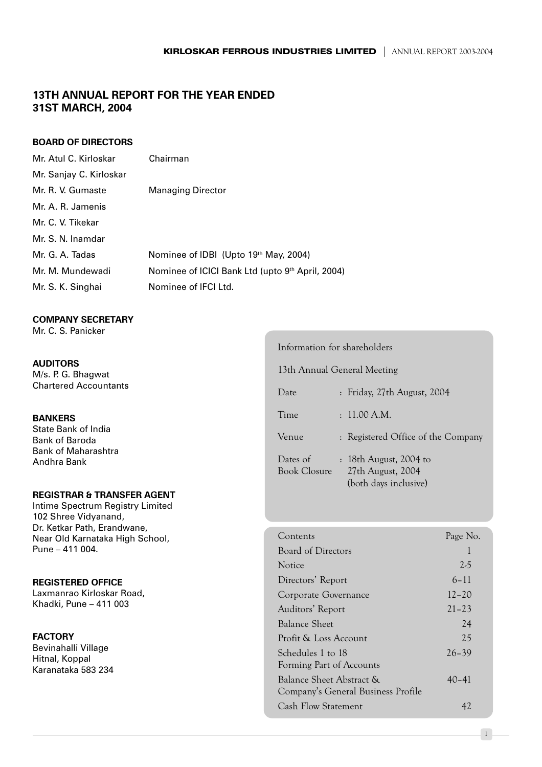# 13TH ANNUAL REPORT FOR THE YEAR ENDED 31ST MARCH, 2004

## BOARD OF DIRECTORS

| | |
|---|---|
| Mr. Atul C. Kirloskar | Chairman |
| Mr. Sanjay C. Kirloskar | |
| Mr. R. V. Gumaste | Managing Director |
| Mr. A. R. Jamenis | |
| Mr. C. V. Tikekar | |
| Mr. S. N. Inamdar | |
| Mr. G. A. Tadas | Nominee of IDBI (Upto 19th May, 2004) |
| Mr. M. Mundewadi | Nominee of ICICI Bank Ltd (upto 9th April, 2004) |
| Mr. S. K. Singhai | Nominee of IFCI Ltd. |

## COMPANY SECRETARY
Mr. C. S. Panicker

## AUDITORS
M/s. P. G. Bhagwat
Chartered Accountants

## BANKERS
State Bank of India
Bank of Baroda
Bank of Maharashtra
Andhra Bank

## REGISTRAR & TRANSFER AGENT
Intime Spectrum Registry Limited
102 Shree Vidyanand,
Dr. Ketkar Path, Erandwane,
Near Old Karnataka High School,
Pune – 411 004.

## REGISTERED OFFICE
Laxmanrao Kirloskar Road,
Khadki, Pune – 411 003

## FACTORY
Bevinahalli Village
Hitnal, Koppal
Karanataka 583 234

Information for shareholders

13th Annual General Meeting

| | |
|---|---|
| Date | : Friday, 27th August, 2004 |
| Time | : 11.00 A.M. |
| Venue | : Registered Office of the Company |
| Dates of Book Closure | : 18th August, 2004 to 27th August, 2004 (both days inclusive) |

| Contents | Page No. |
|---|---|
| Board of Directors | 1 |
| Notice | 2-5 |
| Directors' Report | 6–11 |
| Corporate Governance | 12–20 |
| Auditors' Report | 21–23 |
| Balance Sheet | 24 |
| Profit & Loss Account | 25 |
| Schedules 1 to 18 Forming Part of Accounts | 26–39 |
| Balance Sheet Abstract & Company's General Business Profile | 40–41 |
| Cash Flow Statement | 42 |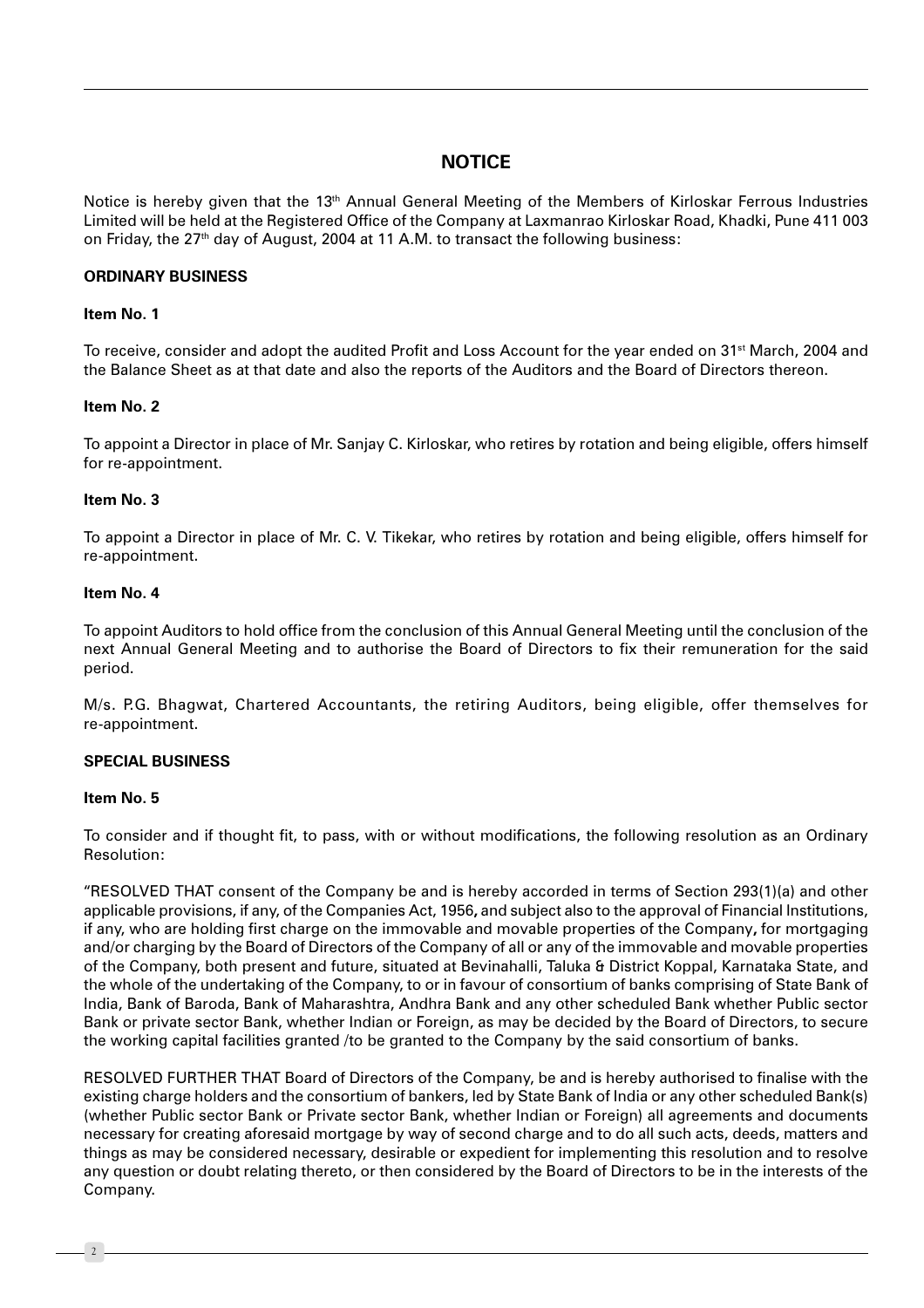# NOTICE

Notice is hereby given that the 13th Annual General Meeting of the Members of Kirloskar Ferrous Industries Limited will be held at the Registered Office of the Company at Laxmanrao Kirloskar Road, Khadki, Pune 411 003 on Friday, the 27th day of August, 2004 at 11 A.M. to transact the following business:

## ORDINARY BUSINESS

### Item No. 1

To receive, consider and adopt the audited Profit and Loss Account for the year ended on 31st March, 2004 and the Balance Sheet as at that date and also the reports of the Auditors and the Board of Directors thereon.

### Item No. 2

To appoint a Director in place of Mr. Sanjay C. Kirloskar, who retires by rotation and being eligible, offers himself for re-appointment.

### Item No. 3

To appoint a Director in place of Mr. C. V. Tikekar, who retires by rotation and being eligible, offers himself for re-appointment.

### Item No. 4

To appoint Auditors to hold office from the conclusion of this Annual General Meeting until the conclusion of the next Annual General Meeting and to authorise the Board of Directors to fix their remuneration for the said period.

M/s. P.G. Bhagwat, Chartered Accountants, the retiring Auditors, being eligible, offer themselves for re-appointment.

## SPECIAL BUSINESS

### Item No. 5

To consider and if thought fit, to pass, with or without modifications, the following resolution as an Ordinary Resolution:

"RESOLVED THAT consent of the Company be and is hereby accorded in terms of Section 293(1)(a) and other applicable provisions, if any, of the Companies Act, 1956, and subject also to the approval of Financial Institutions, if any, who are holding first charge on the immovable and movable properties of the Company, for mortgaging and/or charging by the Board of Directors of the Company of all or any of the immovable and movable properties of the Company, both present and future, situated at Bevinahalli, Taluka & District Koppal, Karnataka State, and the whole of the undertaking of the Company, to or in favour of consortium of banks comprising of State Bank of India, Bank of Baroda, Bank of Maharashtra, Andhra Bank and any other scheduled Bank whether Public sector Bank or private sector Bank, whether Indian or Foreign, as may be decided by the Board of Directors, to secure the working capital facilities granted /to be granted to the Company by the said consortium of banks.

RESOLVED FURTHER THAT Board of Directors of the Company, be and is hereby authorised to finalise with the existing charge holders and the consortium of bankers, led by State Bank of India or any other scheduled Bank(s) (whether Public sector Bank or Private sector Bank, whether Indian or Foreign) all agreements and documents necessary for creating aforesaid mortgage by way of second charge and to do all such acts, deeds, matters and things as may be considered necessary, desirable or expedient for implementing this resolution and to resolve any question or doubt relating thereto, or then considered by the Board of Directors to be in the interests of the Company.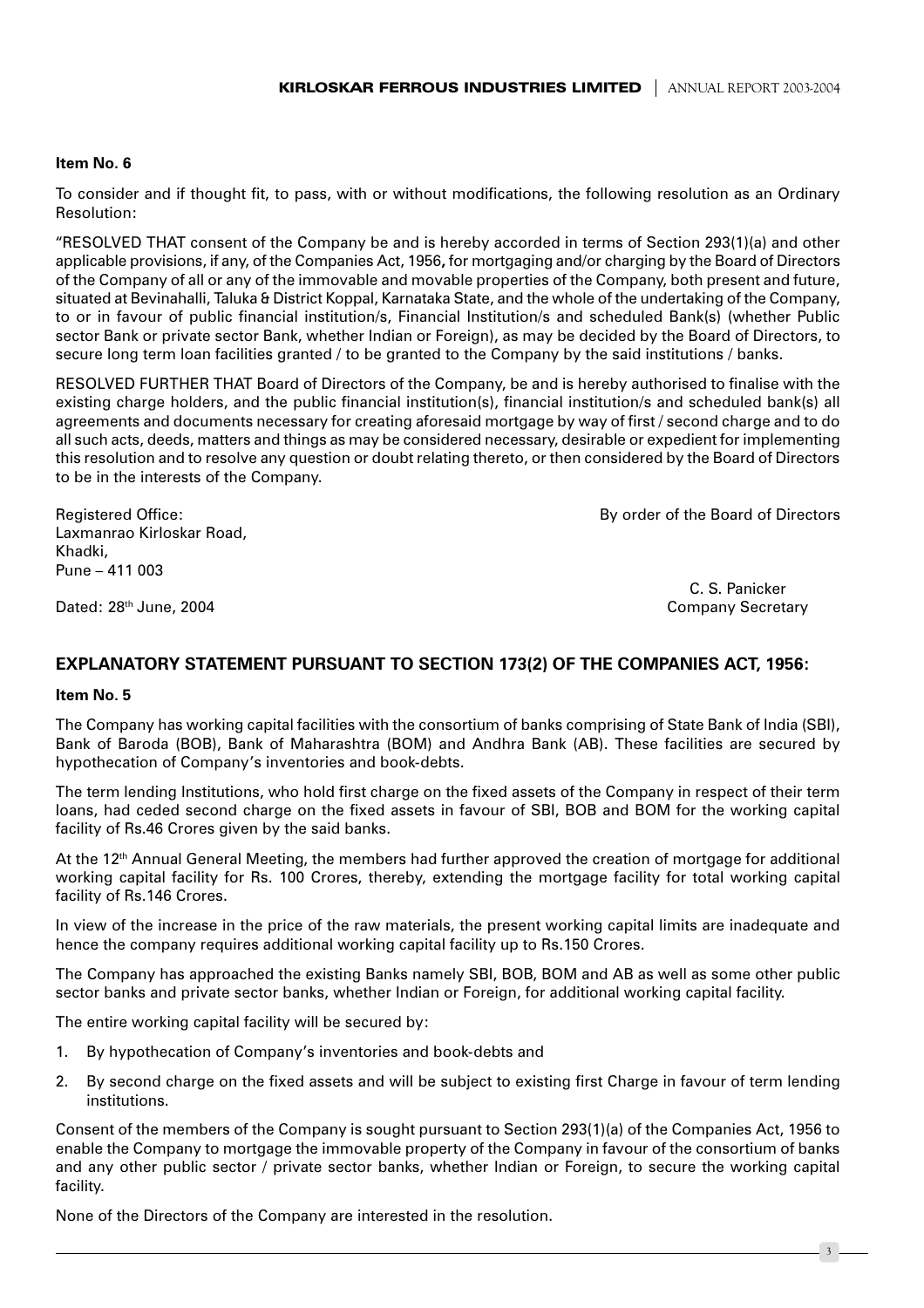**Item No. 6**

To consider and if thought fit, to pass, with or without modifications, the following resolution as an Ordinary Resolution:

"RESOLVED THAT consent of the Company be and is hereby accorded in terms of Section 293(1)(a) and other applicable provisions, if any, of the Companies Act, 1956**,** for mortgaging and/or charging by the Board of Directors of the Company of all or any of the immovable and movable properties of the Company, both present and future, situated at Bevinahalli, Taluka & District Koppal, Karnataka State, and the whole of the undertaking of the Company, to or in favour of public financial institution/s, Financial Institution/s and scheduled Bank(s) (whether Public sector Bank or private sector Bank, whether Indian or Foreign), as may be decided by the Board of Directors, to secure long term loan facilities granted / to be granted to the Company by the said institutions / banks.

RESOLVED FURTHER THAT Board of Directors of the Company, be and is hereby authorised to finalise with the existing charge holders, and the public financial institution(s), financial institution/s and scheduled bank(s) all agreements and documents necessary for creating aforesaid mortgage by way of first / second charge and to do all such acts, deeds, matters and things as may be considered necessary, desirable or expedient for implementing this resolution and to resolve any question or doubt relating thereto, or then considered by the Board of Directors to be in the interests of the Company.

Registered Office:
Laxmanrao Kirloskar Road,
Khadki,
Pune – 411 003

Dated: 28th June, 2004

By order of the Board of Directors

C. S. Panicker
Company Secretary

## EXPLANATORY STATEMENT PURSUANT TO SECTION 173(2) OF THE COMPANIES ACT, 1956:

**Item No. 5**

The Company has working capital facilities with the consortium of banks comprising of State Bank of India (SBI), Bank of Baroda (BOB), Bank of Maharashtra (BOM) and Andhra Bank (AB). These facilities are secured by hypothecation of Company's inventories and book-debts.

The term lending Institutions, who hold first charge on the fixed assets of the Company in respect of their term loans, had ceded second charge on the fixed assets in favour of SBI, BOB and BOM for the working capital facility of Rs.46 Crores given by the said banks.

At the 12th Annual General Meeting, the members had further approved the creation of mortgage for additional working capital facility for Rs. 100 Crores, thereby, extending the mortgage facility for total working capital facility of Rs.146 Crores.

In view of the increase in the price of the raw materials, the present working capital limits are inadequate and hence the company requires additional working capital facility up to Rs.150 Crores.

The Company has approached the existing Banks namely SBI, BOB, BOM and AB as well as some other public sector banks and private sector banks, whether Indian or Foreign, for additional working capital facility.

The entire working capital facility will be secured by:

1. By hypothecation of Company's inventories and book-debts and
2. By second charge on the fixed assets and will be subject to existing first Charge in favour of term lending institutions.

Consent of the members of the Company is sought pursuant to Section 293(1)(a) of the Companies Act, 1956 to enable the Company to mortgage the immovable property of the Company in favour of the consortium of banks and any other public sector / private sector banks, whether Indian or Foreign, to secure the working capital facility.

None of the Directors of the Company are interested in the resolution.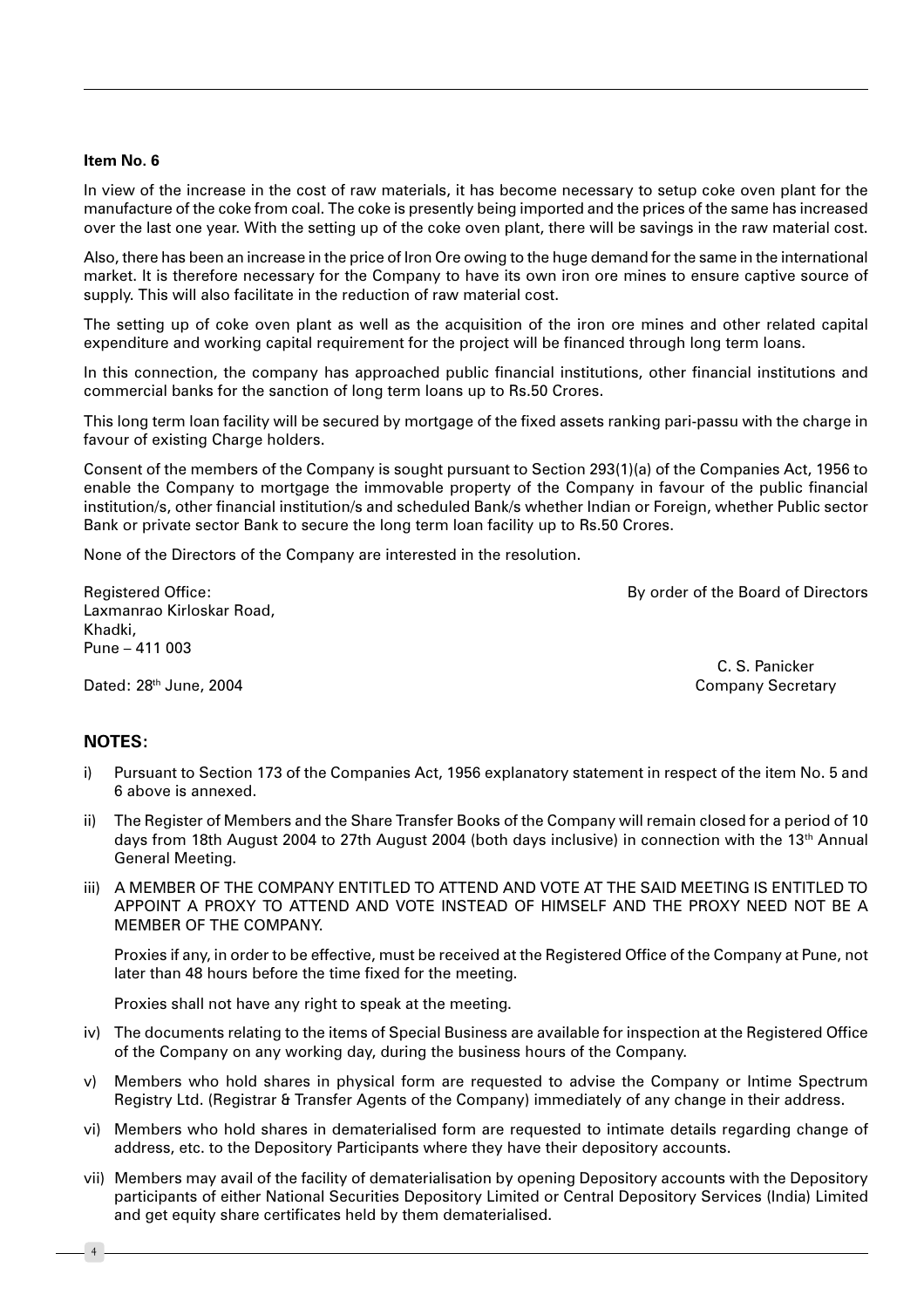**Item No. 6**

In view of the increase in the cost of raw materials, it has become necessary to setup coke oven plant for the manufacture of the coke from coal. The coke is presently being imported and the prices of the same has increased over the last one year. With the setting up of the coke oven plant, there will be savings in the raw material cost.

Also, there has been an increase in the price of Iron Ore owing to the huge demand for the same in the international market. It is therefore necessary for the Company to have its own iron ore mines to ensure captive source of supply. This will also facilitate in the reduction of raw material cost.

The setting up of coke oven plant as well as the acquisition of the iron ore mines and other related capital expenditure and working capital requirement for the project will be financed through long term loans.

In this connection, the company has approached public financial institutions, other financial institutions and commercial banks for the sanction of long term loans up to Rs.50 Crores.

This long term loan facility will be secured by mortgage of the fixed assets ranking pari-passu with the charge in favour of existing Charge holders.

Consent of the members of the Company is sought pursuant to Section 293(1)(a) of the Companies Act, 1956 to enable the Company to mortgage the immovable property of the Company in favour of the public financial institution/s, other financial institution/s and scheduled Bank/s whether Indian or Foreign, whether Public sector Bank or private sector Bank to secure the long term loan facility up to Rs.50 Crores.

None of the Directors of the Company are interested in the resolution.

Registered Office:
Laxmanrao Kirloskar Road,
Khadki,
Pune – 411 003

By order of the Board of Directors

C. S. Panicker
Company Secretary

Dated: 28th June, 2004

## NOTES:

i) Pursuant to Section 173 of the Companies Act, 1956 explanatory statement in respect of the item No. 5 and 6 above is annexed.

ii) The Register of Members and the Share Transfer Books of the Company will remain closed for a period of 10 days from 18th August 2004 to 27th August 2004 (both days inclusive) in connection with the 13th Annual General Meeting.

iii) A MEMBER OF THE COMPANY ENTITLED TO ATTEND AND VOTE AT THE SAID MEETING IS ENTITLED TO APPOINT A PROXY TO ATTEND AND VOTE INSTEAD OF HIMSELF AND THE PROXY NEED NOT BE A MEMBER OF THE COMPANY.

   Proxies if any, in order to be effective, must be received at the Registered Office of the Company at Pune, not later than 48 hours before the time fixed for the meeting.

   Proxies shall not have any right to speak at the meeting.

iv) The documents relating to the items of Special Business are available for inspection at the Registered Office of the Company on any working day, during the business hours of the Company.

v) Members who hold shares in physical form are requested to advise the Company or Intime Spectrum Registry Ltd. (Registrar & Transfer Agents of the Company) immediately of any change in their address.

vi) Members who hold shares in dematerialised form are requested to intimate details regarding change of address, etc. to the Depository Participants where they have their depository accounts.

vii) Members may avail of the facility of dematerialisation by opening Depository accounts with the Depository participants of either National Securities Depository Limited or Central Depository Services (India) Limited and get equity share certificates held by them dematerialised.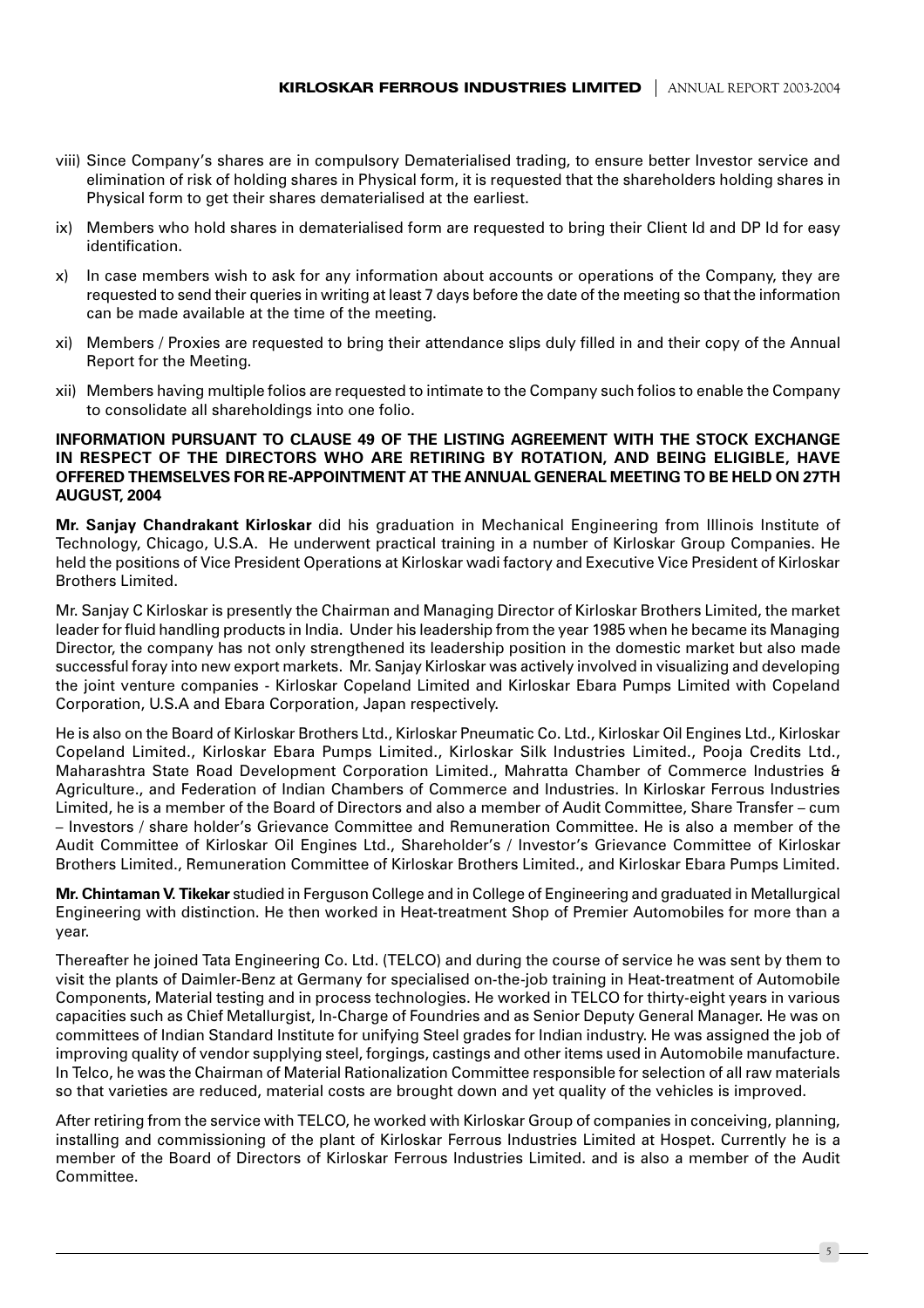viii) Since Company's shares are in compulsory Dematerialised trading, to ensure better Investor service and elimination of risk of holding shares in Physical form, it is requested that the shareholders holding shares in Physical form to get their shares dematerialised at the earliest.

ix) Members who hold shares in dematerialised form are requested to bring their Client Id and DP Id for easy identification.

x) In case members wish to ask for any information about accounts or operations of the Company, they are requested to send their queries in writing at least 7 days before the date of the meeting so that the information can be made available at the time of the meeting.

xi) Members / Proxies are requested to bring their attendance slips duly filled in and their copy of the Annual Report for the Meeting.

xii) Members having multiple folios are requested to intimate to the Company such folios to enable the Company to consolidate all shareholdings into one folio.

**INFORMATION PURSUANT TO CLAUSE 49 OF THE LISTING AGREEMENT WITH THE STOCK EXCHANGE IN RESPECT OF THE DIRECTORS WHO ARE RETIRING BY ROTATION, AND BEING ELIGIBLE, HAVE OFFERED THEMSELVES FOR RE-APPOINTMENT AT THE ANNUAL GENERAL MEETING TO BE HELD ON 27TH AUGUST, 2004**

**Mr. Sanjay Chandrakant Kirloskar** did his graduation in Mechanical Engineering from Illinois Institute of Technology, Chicago, U.S.A. He underwent practical training in a number of Kirloskar Group Companies. He held the positions of Vice President Operations at Kirloskar wadi factory and Executive Vice President of Kirloskar Brothers Limited.

Mr. Sanjay C Kirloskar is presently the Chairman and Managing Director of Kirloskar Brothers Limited, the market leader for fluid handling products in India. Under his leadership from the year 1985 when he became its Managing Director, the company has not only strengthened its leadership position in the domestic market but also made successful foray into new export markets. Mr. Sanjay Kirloskar was actively involved in visualizing and developing the joint venture companies - Kirloskar Copeland Limited and Kirloskar Ebara Pumps Limited with Copeland Corporation, U.S.A and Ebara Corporation, Japan respectively.

He is also on the Board of Kirloskar Brothers Ltd., Kirloskar Pneumatic Co. Ltd., Kirloskar Oil Engines Ltd., Kirloskar Copeland Limited., Kirloskar Ebara Pumps Limited., Kirloskar Silk Industries Limited., Pooja Credits Ltd., Maharashtra State Road Development Corporation Limited., Mahratta Chamber of Commerce Industries & Agriculture., and Federation of Indian Chambers of Commerce and Industries. In Kirloskar Ferrous Industries Limited, he is a member of the Board of Directors and also a member of Audit Committee, Share Transfer – cum – Investors / share holder's Grievance Committee and Remuneration Committee. He is also a member of the Audit Committee of Kirloskar Oil Engines Ltd., Shareholder's / Investor's Grievance Committee of Kirloskar Brothers Limited., Remuneration Committee of Kirloskar Brothers Limited., and Kirloskar Ebara Pumps Limited.

**Mr. Chintaman V. Tikekar** studied in Ferguson College and in College of Engineering and graduated in Metallurgical Engineering with distinction. He then worked in Heat-treatment Shop of Premier Automobiles for more than a year.

Thereafter he joined Tata Engineering Co. Ltd. (TELCO) and during the course of service he was sent by them to visit the plants of Daimler-Benz at Germany for specialised on-the-job training in Heat-treatment of Automobile Components, Material testing and in process technologies. He worked in TELCO for thirty-eight years in various capacities such as Chief Metallurgist, In-Charge of Foundries and as Senior Deputy General Manager. He was on committees of Indian Standard Institute for unifying Steel grades for Indian industry. He was assigned the job of improving quality of vendor supplying steel, forgings, castings and other items used in Automobile manufacture. In Telco, he was the Chairman of Material Rationalization Committee responsible for selection of all raw materials so that varieties are reduced, material costs are brought down and yet quality of the vehicles is improved.

After retiring from the service with TELCO, he worked with Kirloskar Group of companies in conceiving, planning, installing and commissioning of the plant of Kirloskar Ferrous Industries Limited at Hospet. Currently he is a member of the Board of Directors of Kirloskar Ferrous Industries Limited. and is also a member of the Audit Committee.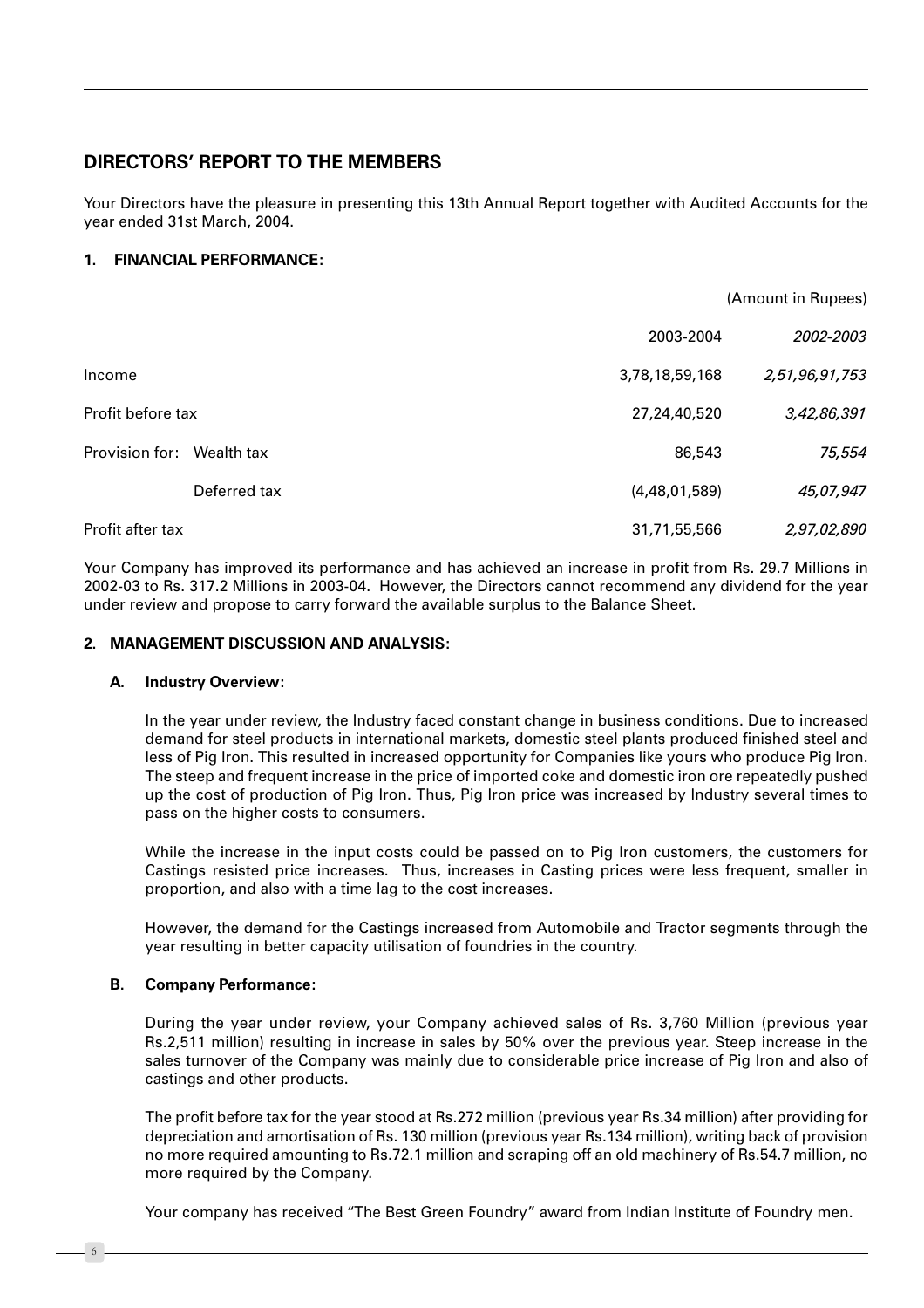## DIRECTORS' REPORT TO THE MEMBERS

Your Directors have the pleasure in presenting this 13th Annual Report together with Audited Accounts for the year ended 31st March, 2004.

### 1. FINANCIAL PERFORMANCE:

(Amount in Rupees)

| | | 2003-2004 | *2002-2003* |
|---|---|---|---|
| Income | | 3,78,18,59,168 | *2,51,96,91,753* |
| Profit before tax | | 27,24,40,520 | *3,42,86,391* |
| Provision for: | Wealth tax | 86,543 | *75,554* |
| | Deferred tax | (4,48,01,589) | *45,07,947* |
| Profit after tax | | 31,71,55,566 | *2,97,02,890* |

Your Company has improved its performance and has achieved an increase in profit from Rs. 29.7 Millions in 2002-03 to Rs. 317.2 Millions in 2003-04. However, the Directors cannot recommend any dividend for the year under review and propose to carry forward the available surplus to the Balance Sheet.

### 2. MANAGEMENT DISCUSSION AND ANALYSIS:

#### A. Industry Overview:

In the year under review, the Industry faced constant change in business conditions. Due to increased demand for steel products in international markets, domestic steel plants produced finished steel and less of Pig Iron. This resulted in increased opportunity for Companies like yours who produce Pig Iron. The steep and frequent increase in the price of imported coke and domestic iron ore repeatedly pushed up the cost of production of Pig Iron. Thus, Pig Iron price was increased by Industry several times to pass on the higher costs to consumers.

While the increase in the input costs could be passed on to Pig Iron customers, the customers for Castings resisted price increases. Thus, increases in Casting prices were less frequent, smaller in proportion, and also with a time lag to the cost increases.

However, the demand for the Castings increased from Automobile and Tractor segments through the year resulting in better capacity utilisation of foundries in the country.

#### B. Company Performance:

During the year under review, your Company achieved sales of Rs. 3,760 Million (previous year Rs.2,511 million) resulting in increase in sales by 50% over the previous year. Steep increase in the sales turnover of the Company was mainly due to considerable price increase of Pig Iron and also of castings and other products.

The profit before tax for the year stood at Rs.272 million (previous year Rs.34 million) after providing for depreciation and amortisation of Rs. 130 million (previous year Rs.134 million), writing back of provision no more required amounting to Rs.72.1 million and scraping off an old machinery of Rs.54.7 million, no more required by the Company.

Your company has received "The Best Green Foundry" award from Indian Institute of Foundry men.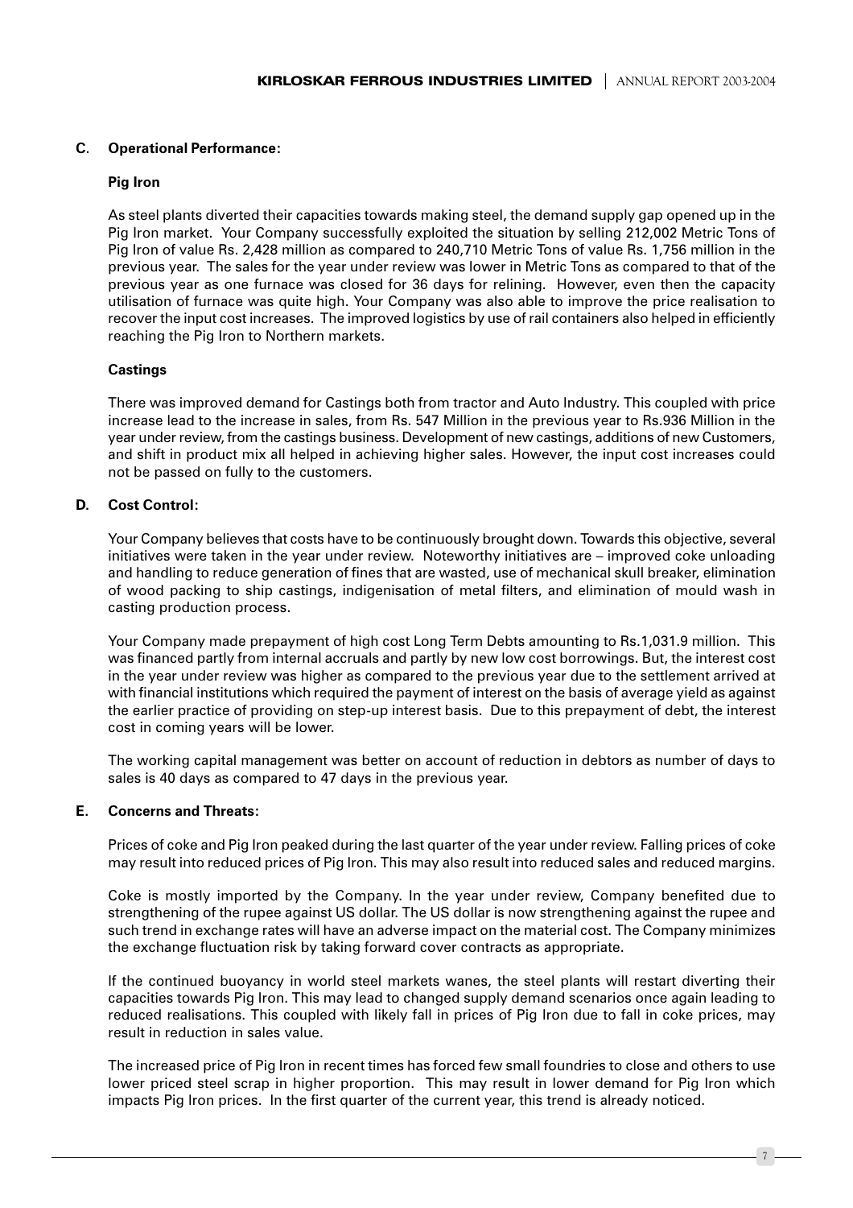## C. Operational Performance:

### Pig Iron

As steel plants diverted their capacities towards making steel, the demand supply gap opened up in the Pig Iron market. Your Company successfully exploited the situation by selling 212,002 Metric Tons of Pig Iron of value Rs. 2,428 million as compared to 240,710 Metric Tons of value Rs. 1,756 million in the previous year. The sales for the year under review was lower in Metric Tons as compared to that of the previous year as one furnace was closed for 36 days for relining. However, even then the capacity utilisation of furnace was quite high. Your Company was also able to improve the price realisation to recover the input cost increases. The improved logistics by use of rail containers also helped in efficiently reaching the Pig Iron to Northern markets.

### Castings

There was improved demand for Castings both from tractor and Auto Industry. This coupled with price increase lead to the increase in sales, from Rs. 547 Million in the previous year to Rs.936 Million in the year under review, from the castings business. Development of new castings, additions of new Customers, and shift in product mix all helped in achieving higher sales. However, the input cost increases could not be passed on fully to the customers.

## D. Cost Control:

Your Company believes that costs have to be continuously brought down. Towards this objective, several initiatives were taken in the year under review. Noteworthy initiatives are – improved coke unloading and handling to reduce generation of fines that are wasted, use of mechanical skull breaker, elimination of wood packing to ship castings, indigenisation of metal filters, and elimination of mould wash in casting production process.

Your Company made prepayment of high cost Long Term Debts amounting to Rs.1,031.9 million. This was financed partly from internal accruals and partly by new low cost borrowings. But, the interest cost in the year under review was higher as compared to the previous year due to the settlement arrived at with financial institutions which required the payment of interest on the basis of average yield as against the earlier practice of providing on step-up interest basis. Due to this prepayment of debt, the interest cost in coming years will be lower.

The working capital management was better on account of reduction in debtors as number of days to sales is 40 days as compared to 47 days in the previous year.

## E. Concerns and Threats:

Prices of coke and Pig Iron peaked during the last quarter of the year under review. Falling prices of coke may result into reduced prices of Pig Iron. This may also result into reduced sales and reduced margins.

Coke is mostly imported by the Company. In the year under review, Company benefited due to strengthening of the rupee against US dollar. The US dollar is now strengthening against the rupee and such trend in exchange rates will have an adverse impact on the material cost. The Company minimizes the exchange fluctuation risk by taking forward cover contracts as appropriate.

If the continued buoyancy in world steel markets wanes, the steel plants will restart diverting their capacities towards Pig Iron. This may lead to changed supply demand scenarios once again leading to reduced realisations. This coupled with likely fall in prices of Pig Iron due to fall in coke prices, may result in reduction in sales value.

The increased price of Pig Iron in recent times has forced few small foundries to close and others to use lower priced steel scrap in higher proportion. This may result in lower demand for Pig Iron which impacts Pig Iron prices. In the first quarter of the current year, this trend is already noticed.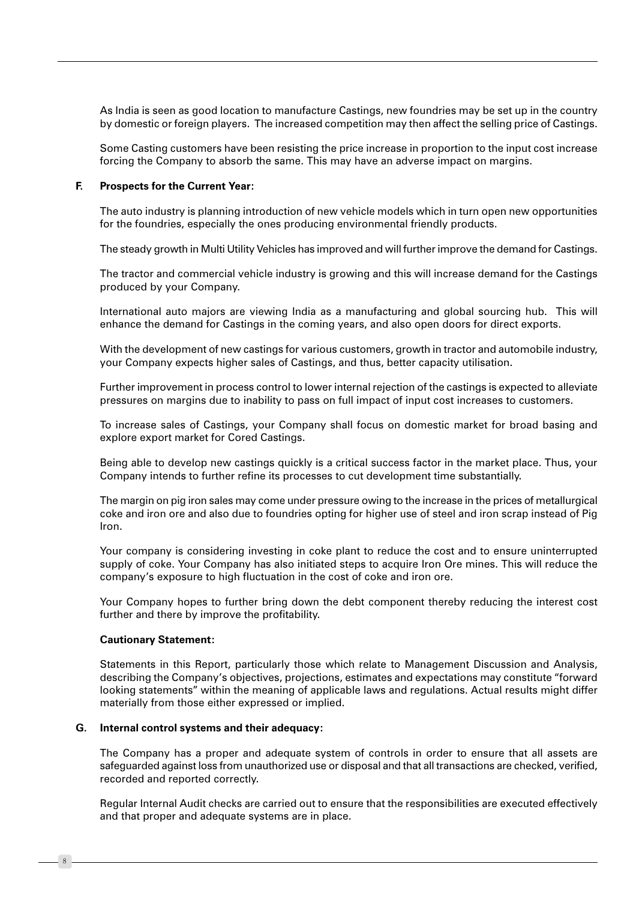As India is seen as good location to manufacture Castings, new foundries may be set up in the country by domestic or foreign players. The increased competition may then affect the selling price of Castings.

Some Casting customers have been resisting the price increase in proportion to the input cost increase forcing the Company to absorb the same. This may have an adverse impact on margins.

**F. Prospects for the Current Year:**

The auto industry is planning introduction of new vehicle models which in turn open new opportunities for the foundries, especially the ones producing environmental friendly products.

The steady growth in Multi Utility Vehicles has improved and will further improve the demand for Castings.

The tractor and commercial vehicle industry is growing and this will increase demand for the Castings produced by your Company.

International auto majors are viewing India as a manufacturing and global sourcing hub. This will enhance the demand for Castings in the coming years, and also open doors for direct exports.

With the development of new castings for various customers, growth in tractor and automobile industry, your Company expects higher sales of Castings, and thus, better capacity utilisation.

Further improvement in process control to lower internal rejection of the castings is expected to alleviate pressures on margins due to inability to pass on full impact of input cost increases to customers.

To increase sales of Castings, your Company shall focus on domestic market for broad basing and explore export market for Cored Castings.

Being able to develop new castings quickly is a critical success factor in the market place. Thus, your Company intends to further refine its processes to cut development time substantially.

The margin on pig iron sales may come under pressure owing to the increase in the prices of metallurgical coke and iron ore and also due to foundries opting for higher use of steel and iron scrap instead of Pig Iron.

Your company is considering investing in coke plant to reduce the cost and to ensure uninterrupted supply of coke. Your Company has also initiated steps to acquire Iron Ore mines. This will reduce the company's exposure to high fluctuation in the cost of coke and iron ore.

Your Company hopes to further bring down the debt component thereby reducing the interest cost further and there by improve the profitability.

**Cautionary Statement:**

Statements in this Report, particularly those which relate to Management Discussion and Analysis, describing the Company's objectives, projections, estimates and expectations may constitute "forward looking statements" within the meaning of applicable laws and regulations. Actual results might differ materially from those either expressed or implied.

**G. Internal control systems and their adequacy:**

The Company has a proper and adequate system of controls in order to ensure that all assets are safeguarded against loss from unauthorized use or disposal and that all transactions are checked, verified, recorded and reported correctly.

Regular Internal Audit checks are carried out to ensure that the responsibilities are executed effectively and that proper and adequate systems are in place.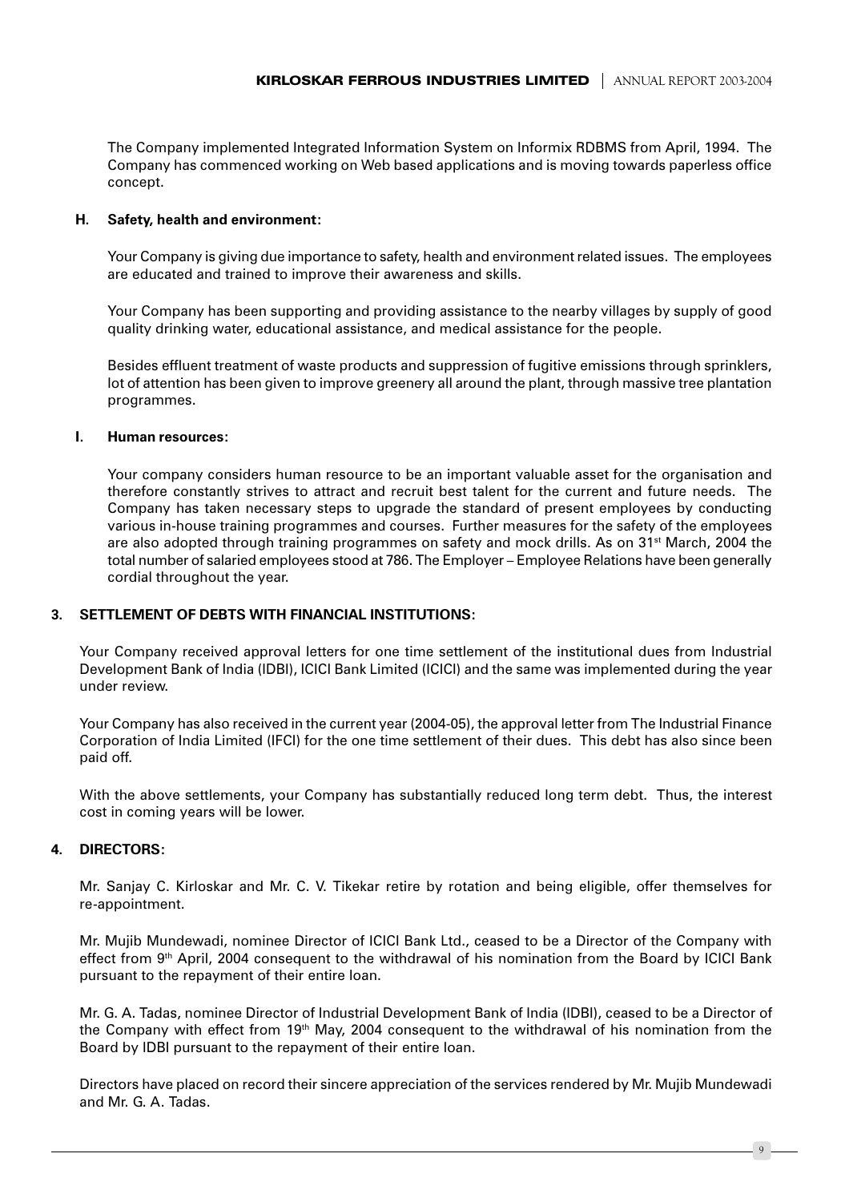The Company implemented Integrated Information System on Informix RDBMS from April, 1994. The Company has commenced working on Web based applications and is moving towards paperless office concept.

#### H. Safety, health and environment:

Your Company is giving due importance to safety, health and environment related issues. The employees are educated and trained to improve their awareness and skills.

Your Company has been supporting and providing assistance to the nearby villages by supply of good quality drinking water, educational assistance, and medical assistance for the people.

Besides effluent treatment of waste products and suppression of fugitive emissions through sprinklers, lot of attention has been given to improve greenery all around the plant, through massive tree plantation programmes.

#### I. Human resources:

Your company considers human resource to be an important valuable asset for the organisation and therefore constantly strives to attract and recruit best talent for the current and future needs. The Company has taken necessary steps to upgrade the standard of present employees by conducting various in-house training programmes and courses. Further measures for the safety of the employees are also adopted through training programmes on safety and mock drills. As on 31st March, 2004 the total number of salaried employees stood at 786. The Employer – Employee Relations have been generally cordial throughout the year.

### 3. SETTLEMENT OF DEBTS WITH FINANCIAL INSTITUTIONS:

Your Company received approval letters for one time settlement of the institutional dues from Industrial Development Bank of India (IDBI), ICICI Bank Limited (ICICI) and the same was implemented during the year under review.

Your Company has also received in the current year (2004-05), the approval letter from The Industrial Finance Corporation of India Limited (IFCI) for the one time settlement of their dues. This debt has also since been paid off.

With the above settlements, your Company has substantially reduced long term debt. Thus, the interest cost in coming years will be lower.

### 4. DIRECTORS:

Mr. Sanjay C. Kirloskar and Mr. C. V. Tikekar retire by rotation and being eligible, offer themselves for re-appointment.

Mr. Mujib Mundewadi, nominee Director of ICICI Bank Ltd., ceased to be a Director of the Company with effect from 9th April, 2004 consequent to the withdrawal of his nomination from the Board by ICICI Bank pursuant to the repayment of their entire loan.

Mr. G. A. Tadas, nominee Director of Industrial Development Bank of India (IDBI), ceased to be a Director of the Company with effect from 19th May, 2004 consequent to the withdrawal of his nomination from the Board by IDBI pursuant to the repayment of their entire loan.

Directors have placed on record their sincere appreciation of the services rendered by Mr. Mujib Mundewadi and Mr. G. A. Tadas.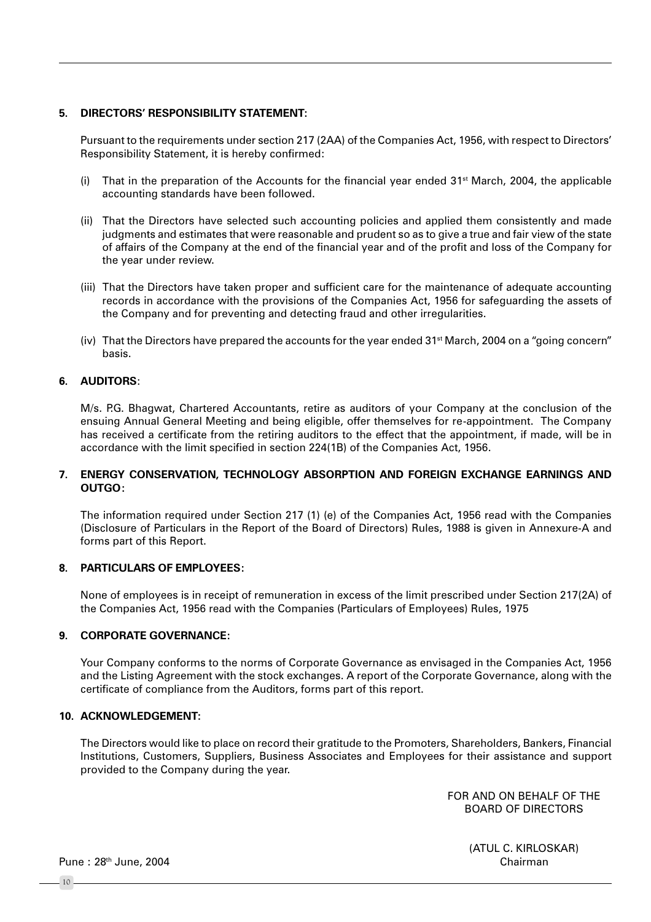## 5. DIRECTORS' RESPONSIBILITY STATEMENT:

Pursuant to the requirements under section 217 (2AA) of the Companies Act, 1956, with respect to Directors' Responsibility Statement, it is hereby confirmed:

(i) That in the preparation of the Accounts for the financial year ended 31st March, 2004, the applicable accounting standards have been followed.

(ii) That the Directors have selected such accounting policies and applied them consistently and made judgments and estimates that were reasonable and prudent so as to give a true and fair view of the state of affairs of the Company at the end of the financial year and of the profit and loss of the Company for the year under review.

(iii) That the Directors have taken proper and sufficient care for the maintenance of adequate accounting records in accordance with the provisions of the Companies Act, 1956 for safeguarding the assets of the Company and for preventing and detecting fraud and other irregularities.

(iv) That the Directors have prepared the accounts for the year ended 31st March, 2004 on a "going concern" basis.

## 6. AUDITORS:

M/s. P.G. Bhagwat, Chartered Accountants, retire as auditors of your Company at the conclusion of the ensuing Annual General Meeting and being eligible, offer themselves for re-appointment. The Company has received a certificate from the retiring auditors to the effect that the appointment, if made, will be in accordance with the limit specified in section 224(1B) of the Companies Act, 1956.

## 7. ENERGY CONSERVATION, TECHNOLOGY ABSORPTION AND FOREIGN EXCHANGE EARNINGS AND OUTGO:

The information required under Section 217 (1) (e) of the Companies Act, 1956 read with the Companies (Disclosure of Particulars in the Report of the Board of Directors) Rules, 1988 is given in Annexure-A and forms part of this Report.

## 8. PARTICULARS OF EMPLOYEES:

None of employees is in receipt of remuneration in excess of the limit prescribed under Section 217(2A) of the Companies Act, 1956 read with the Companies (Particulars of Employees) Rules, 1975

## 9. CORPORATE GOVERNANCE:

Your Company conforms to the norms of Corporate Governance as envisaged in the Companies Act, 1956 and the Listing Agreement with the stock exchanges. A report of the Corporate Governance, along with the certificate of compliance from the Auditors, forms part of this report.

## 10. ACKNOWLEDGEMENT:

The Directors would like to place on record their gratitude to the Promoters, Shareholders, Bankers, Financial Institutions, Customers, Suppliers, Business Associates and Employees for their assistance and support provided to the Company during the year.

FOR AND ON BEHALF OF THE
BOARD OF DIRECTORS

(ATUL C. KIRLOSKAR)
Chairman

Pune : 28th June, 2004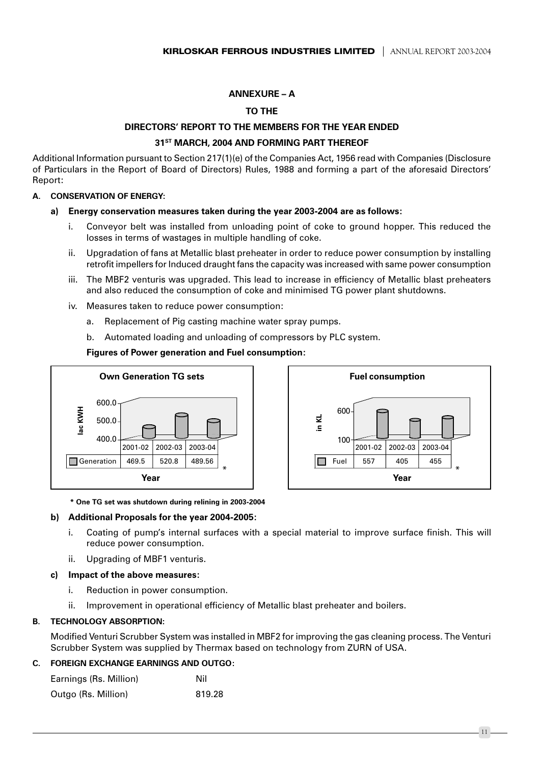## ANNEXURE – A

## TO THE

## DIRECTORS' REPORT TO THE MEMBERS FOR THE YEAR ENDED

## 31ST MARCH, 2004 AND FORMING PART THEREOF

Additional Information pursuant to Section 217(1)(e) of the Companies Act, 1956 read with Companies (Disclosure of Particulars in the Report of Board of Directors) Rules, 1988 and forming a part of the aforesaid Directors' Report:

### A. CONSERVATION OF ENERGY:

**a) Energy conservation measures taken during the year 2003-2004 are as follows:**

i. Conveyor belt was installed from unloading point of coke to ground hopper. This reduced the losses in terms of wastages in multiple handling of coke.

ii. Upgradation of fans at Metallic blast preheater in order to reduce power consumption by installing retrofit impellers for Induced draught fans the capacity was increased with same power consumption

iii. The MBF2 venturis was upgraded. This lead to increase in efficiency of Metallic blast preheaters and also reduced the consumption of coke and minimised TG power plant shutdowns.

iv. Measures taken to reduce power consumption:

a. Replacement of Pig casting machine water spray pumps.

b. Automated loading and unloading of compressors by PLC system.

**Figures of Power generation and Fuel consumption:**

**Own Generation TG sets** (lac KWH)

| Year | 2001-02 | 2002-03 | 2003-04 |
|---|---|---|---|
| Generation | 469.5 | 520.8 | 489.56 * |

**Fuel consumption** (in KL)

| Year | 2001-02 | 2002-03 | 2003-04 |
|---|---|---|---|
| Fuel | 557 | 405 | 455 * |

**\* One TG set was shutdown during relining in 2003-2004**

**b) Additional Proposals for the year 2004-2005:**

i. Coating of pump's internal surfaces with a special material to improve surface finish. This will reduce power consumption.

ii. Upgrading of MBF1 venturis.

**c) Impact of the above measures:**

i. Reduction in power consumption.

ii. Improvement in operational efficiency of Metallic blast preheater and boilers.

### B. TECHNOLOGY ABSORPTION:

Modified Venturi Scrubber System was installed in MBF2 for improving the gas cleaning process. The Venturi Scrubber System was supplied by Thermax based on technology from ZURN of USA.

### C. FOREIGN EXCHANGE EARNINGS AND OUTGO:

| | |
|---|---|
| Earnings (Rs. Million) | Nil |
| Outgo (Rs. Million) | 819.28 |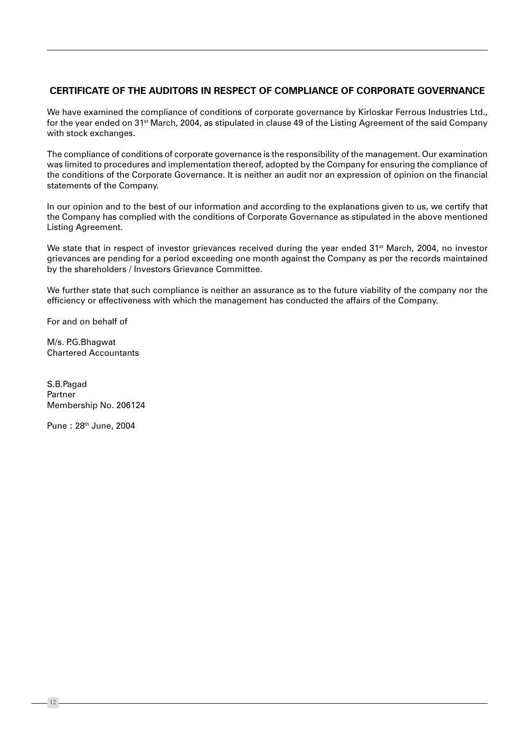## CERTIFICATE OF THE AUDITORS IN RESPECT OF COMPLIANCE OF CORPORATE GOVERNANCE

We have examined the compliance of conditions of corporate governance by Kirloskar Ferrous Industries Ltd., for the year ended on 31st March, 2004, as stipulated in clause 49 of the Listing Agreement of the said Company with stock exchanges.

The compliance of conditions of corporate governance is the responsibility of the management. Our examination was limited to procedures and implementation thereof, adopted by the Company for ensuring the compliance of the conditions of the Corporate Governance. It is neither an audit nor an expression of opinion on the financial statements of the Company.

In our opinion and to the best of our information and according to the explanations given to us, we certify that the Company has complied with the conditions of Corporate Governance as stipulated in the above mentioned Listing Agreement.

We state that in respect of investor grievances received during the year ended 31st March, 2004, no investor grievances are pending for a period exceeding one month against the Company as per the records maintained by the shareholders / Investors Grievance Committee.

We further state that such compliance is neither an assurance as to the future viability of the company nor the efficiency or effectiveness with which the management has conducted the affairs of the Company.

For and on behalf of

M/s. P.G.Bhagwat
Chartered Accountants

S.B.Pagad
Partner
Membership No. 206124

Pune : 28th June, 2004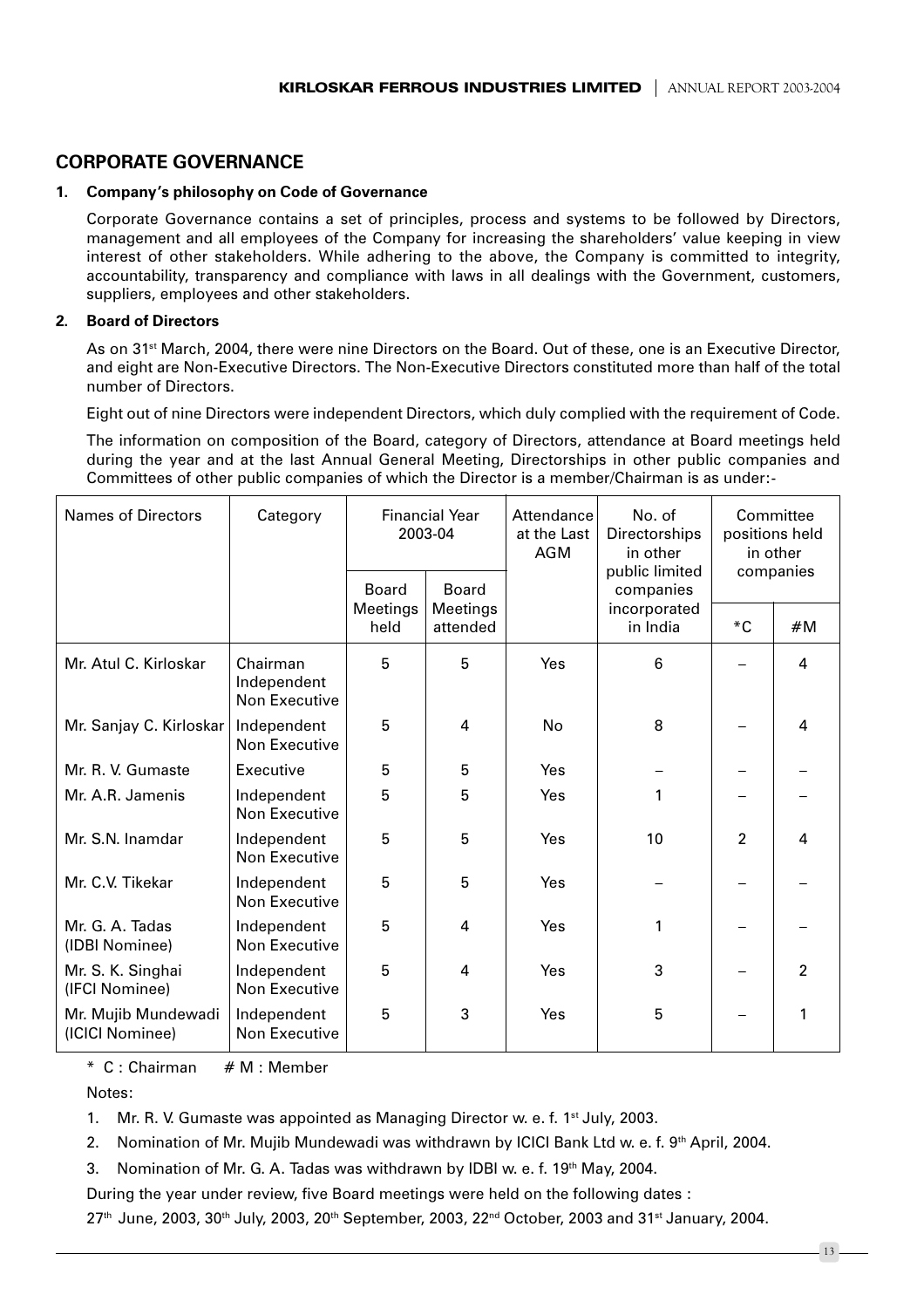## CORPORATE GOVERNANCE

### 1. Company's philosophy on Code of Governance

Corporate Governance contains a set of principles, process and systems to be followed by Directors, management and all employees of the Company for increasing the shareholders' value keeping in view interest of other stakeholders. While adhering to the above, the Company is committed to integrity, accountability, transparency and compliance with laws in all dealings with the Government, customers, suppliers, employees and other stakeholders.

### 2. Board of Directors

As on 31st March, 2004, there were nine Directors on the Board. Out of these, one is an Executive Director, and eight are Non-Executive Directors. The Non-Executive Directors constituted more than half of the total number of Directors.

Eight out of nine Directors were independent Directors, which duly complied with the requirement of Code.

The information on composition of the Board, category of Directors, attendance at Board meetings held during the year and at the last Annual General Meeting, Directorships in other public companies and Committees of other public companies of which the Director is a member/Chairman is as under:-

| Names of Directors | Category | Financial Year 2003-04 | | Attendance at the Last AGM | No. of Directorships in other public limited companies incorporated in India | Committee positions held in other companies | |
|---|---|---|---|---|---|---|---|
| | | Board Meetings held | Board Meetings attended | | | *C | #M |
| Mr. Atul C. Kirloskar | Chairman Independent Non Executive | 5 | 5 | Yes | 6 | – | 4 |
| Mr. Sanjay C. Kirloskar | Independent Non Executive | 5 | 4 | No | 8 | – | 4 |
| Mr. R. V. Gumaste | Executive | 5 | 5 | Yes | – | – | – |
| Mr. A.R. Jamenis | Independent Non Executive | 5 | 5 | Yes | 1 | – | – |
| Mr. S.N. Inamdar | Independent Non Executive | 5 | 5 | Yes | 10 | 2 | 4 |
| Mr. C.V. Tikekar | Independent Non Executive | 5 | 5 | Yes | – | – | – |
| Mr. G. A. Tadas (IDBI Nominee) | Independent Non Executive | 5 | 4 | Yes | 1 | – | – |
| Mr. S. K. Singhai (IFCI Nominee) | Independent Non Executive | 5 | 4 | Yes | 3 | – | 2 |
| Mr. Mujib Mundewadi (ICICI Nominee) | Independent Non Executive | 5 | 3 | Yes | 5 | – | 1 |

\* C : Chairman # M : Member

Notes:

1. Mr. R. V. Gumaste was appointed as Managing Director w. e. f. 1st July, 2003.
2. Nomination of Mr. Mujib Mundewadi was withdrawn by ICICI Bank Ltd w. e. f. 9th April, 2004.
3. Nomination of Mr. G. A. Tadas was withdrawn by IDBI w. e. f. 19th May, 2004.

During the year under review, five Board meetings were held on the following dates :

27th June, 2003, 30th July, 2003, 20th September, 2003, 22nd October, 2003 and 31st January, 2004.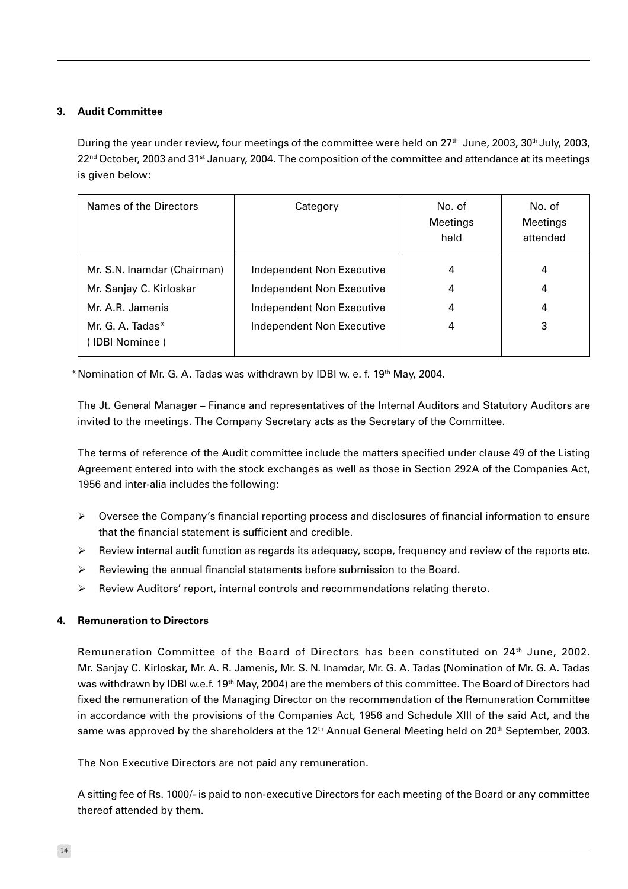### 3. Audit Committee

During the year under review, four meetings of the committee were held on 27th June, 2003, 30th July, 2003, 22nd October, 2003 and 31st January, 2004. The composition of the committee and attendance at its meetings is given below:

| Names of the Directors | Category | No. of Meetings held | No. of Meetings attended |
|---|---|---|---|
| Mr. S.N. Inamdar (Chairman) | Independent Non Executive | 4 | 4 |
| Mr. Sanjay C. Kirloskar | Independent Non Executive | 4 | 4 |
| Mr. A.R. Jamenis | Independent Non Executive | 4 | 4 |
| Mr. G. A. Tadas* ( IDBI Nominee ) | Independent Non Executive | 4 | 3 |

*Nomination of Mr. G. A. Tadas was withdrawn by IDBI w. e. f. 19th May, 2004.

The Jt. General Manager – Finance and representatives of the Internal Auditors and Statutory Auditors are invited to the meetings. The Company Secretary acts as the Secretary of the Committee.

The terms of reference of the Audit committee include the matters specified under clause 49 of the Listing Agreement entered into with the stock exchanges as well as those in Section 292A of the Companies Act, 1956 and inter-alia includes the following:

- Oversee the Company's financial reporting process and disclosures of financial information to ensure that the financial statement is sufficient and credible.
- Review internal audit function as regards its adequacy, scope, frequency and review of the reports etc.
- Reviewing the annual financial statements before submission to the Board.
- Review Auditors' report, internal controls and recommendations relating thereto.

### 4. Remuneration to Directors

Remuneration Committee of the Board of Directors has been constituted on 24th June, 2002. Mr. Sanjay C. Kirloskar, Mr. A. R. Jamenis, Mr. S. N. Inamdar, Mr. G. A. Tadas (Nomination of Mr. G. A. Tadas was withdrawn by IDBI w.e.f. 19th May, 2004) are the members of this committee. The Board of Directors had fixed the remuneration of the Managing Director on the recommendation of the Remuneration Committee in accordance with the provisions of the Companies Act, 1956 and Schedule XIII of the said Act, and the same was approved by the shareholders at the 12th Annual General Meeting held on 20th September, 2003.

The Non Executive Directors are not paid any remuneration.

A sitting fee of Rs. 1000/- is paid to non-executive Directors for each meeting of the Board or any committee thereof attended by them.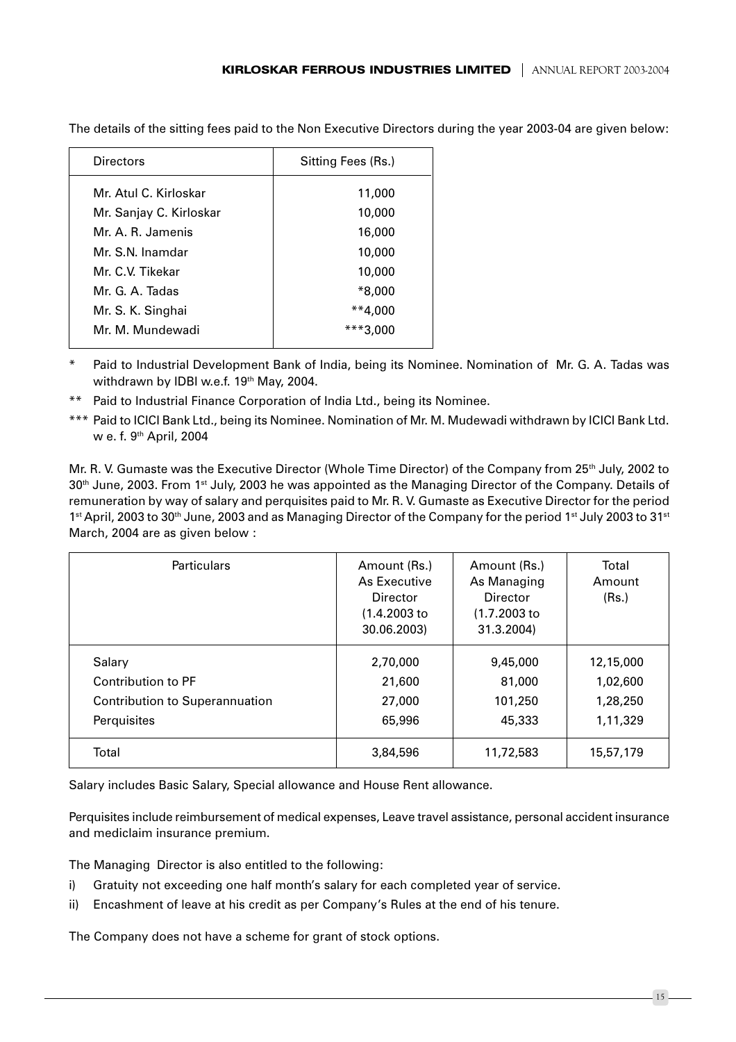The details of the sitting fees paid to the Non Executive Directors during the year 2003-04 are given below:

| Directors | Sitting Fees (Rs.) |
|---|---|
| Mr. Atul C. Kirloskar | 11,000 |
| Mr. Sanjay C. Kirloskar | 10,000 |
| Mr. A. R. Jamenis | 16,000 |
| Mr. S.N. Inamdar | 10,000 |
| Mr. C.V. Tikekar | 10,000 |
| Mr. G. A. Tadas | *8,000 |
| Mr. S. K. Singhai | **4,000 |
| Mr. M. Mundewadi | ***3,000 |

\* Paid to Industrial Development Bank of India, being its Nominee. Nomination of Mr. G. A. Tadas was withdrawn by IDBI w.e.f. 19th May, 2004.

\*\* Paid to Industrial Finance Corporation of India Ltd., being its Nominee.

\*\*\* Paid to ICICI Bank Ltd., being its Nominee. Nomination of Mr. M. Mudewadi withdrawn by ICICI Bank Ltd. w e. f. 9th April, 2004

Mr. R. V. Gumaste was the Executive Director (Whole Time Director) of the Company from 25th July, 2002 to 30th June, 2003. From 1st July, 2003 he was appointed as the Managing Director of the Company. Details of remuneration by way of salary and perquisites paid to Mr. R. V. Gumaste as Executive Director for the period 1st April, 2003 to 30th June, 2003 and as Managing Director of the Company for the period 1st July 2003 to 31st March, 2004 are as given below :

| Particulars | Amount (Rs.) As Executive Director (1.4.2003 to 30.06.2003) | Amount (Rs.) As Managing Director (1.7.2003 to 31.3.2004) | Total Amount (Rs.) |
|---|---|---|---|
| Salary | 2,70,000 | 9,45,000 | 12,15,000 |
| Contribution to PF | 21,600 | 81,000 | 1,02,600 |
| Contribution to Superannuation | 27,000 | 101,250 | 1,28,250 |
| Perquisites | 65,996 | 45,333 | 1,11,329 |
| Total | 3,84,596 | 11,72,583 | 15,57,179 |

Salary includes Basic Salary, Special allowance and House Rent allowance.

Perquisites include reimbursement of medical expenses, Leave travel assistance, personal accident insurance and mediclaim insurance premium.

The Managing Director is also entitled to the following:

i) Gratuity not exceeding one half month's salary for each completed year of service.

ii) Encashment of leave at his credit as per Company's Rules at the end of his tenure.

The Company does not have a scheme for grant of stock options.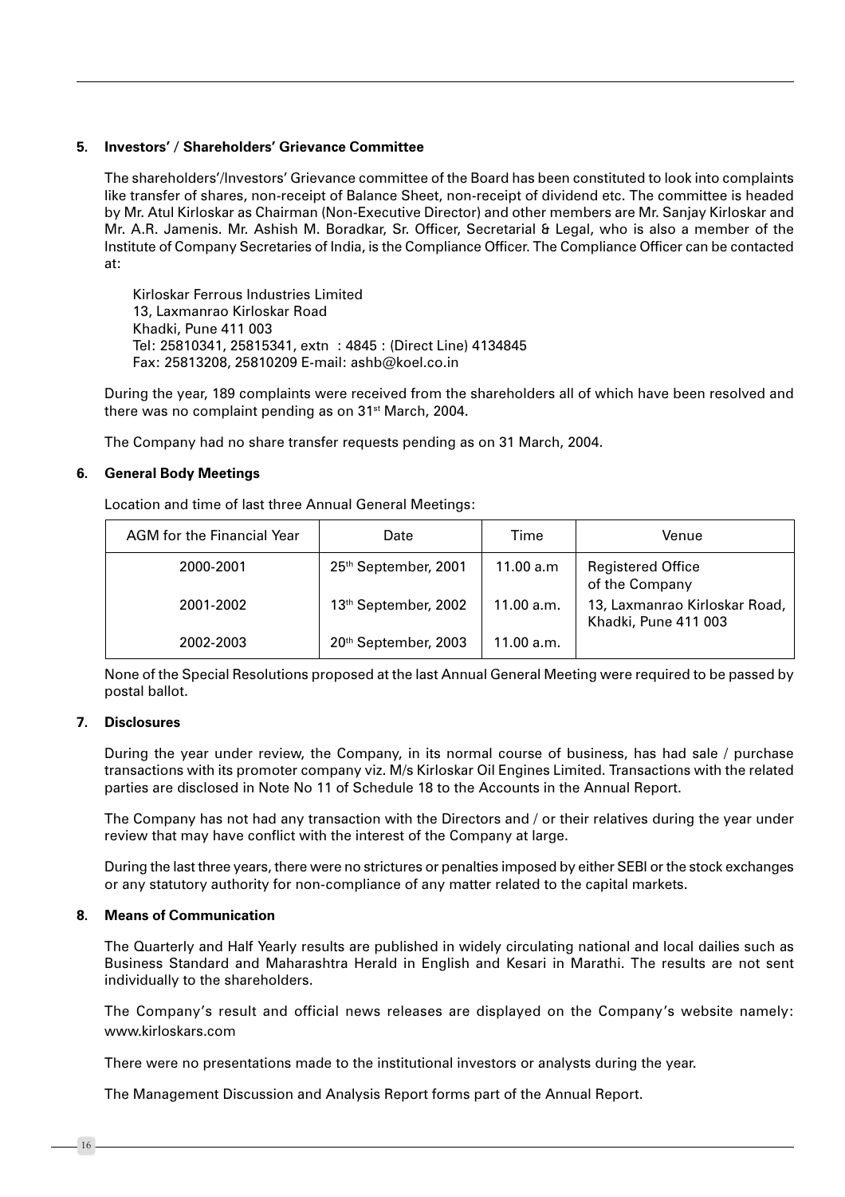## 5. Investors' / Shareholders' Grievance Committee

The shareholders'/Investors' Grievance committee of the Board has been constituted to look into complaints like transfer of shares, non-receipt of Balance Sheet, non-receipt of dividend etc. The committee is headed by Mr. Atul Kirloskar as Chairman (Non-Executive Director) and other members are Mr. Sanjay Kirloskar and Mr. A.R. Jamenis. Mr. Ashish M. Boradkar, Sr. Officer, Secretarial & Legal, who is also a member of the Institute of Company Secretaries of India, is the Compliance Officer. The Compliance Officer can be contacted at:

Kirloskar Ferrous Industries Limited
13, Laxmanrao Kirloskar Road
Khadki, Pune 411 003
Tel: 25810341, 25815341, extn : 4845 : (Direct Line) 4134845
Fax: 25813208, 25810209 E-mail: ashb@koel.co.in

During the year, 189 complaints were received from the shareholders all of which have been resolved and there was no complaint pending as on 31st March, 2004.

The Company had no share transfer requests pending as on 31 March, 2004.

## 6. General Body Meetings

Location and time of last three Annual General Meetings:

| AGM for the Financial Year | Date | Time | Venue |
|---|---|---|---|
| 2000-2001 | 25th September, 2001 | 11.00 a.m | Registered Office of the Company 13, Laxmanrao Kirloskar Road, Khadki, Pune 411 003 |
| 2001-2002 | 13th September, 2002 | 11.00 a.m. | |
| 2002-2003 | 20th September, 2003 | 11.00 a.m. | |

None of the Special Resolutions proposed at the last Annual General Meeting were required to be passed by postal ballot.

## 7. Disclosures

During the year under review, the Company, in its normal course of business, has had sale / purchase transactions with its promoter company viz. M/s Kirloskar Oil Engines Limited. Transactions with the related parties are disclosed in Note No 11 of Schedule 18 to the Accounts in the Annual Report.

The Company has not had any transaction with the Directors and / or their relatives during the year under review that may have conflict with the interest of the Company at large.

During the last three years, there were no strictures or penalties imposed by either SEBI or the stock exchanges or any statutory authority for non-compliance of any matter related to the capital markets.

## 8. Means of Communication

The Quarterly and Half Yearly results are published in widely circulating national and local dailies such as Business Standard and Maharashtra Herald in English and Kesari in Marathi. The results are not sent individually to the shareholders.

The Company's result and official news releases are displayed on the Company's website namely: www.kirloskars.com

There were no presentations made to the institutional investors or analysts during the year.

The Management Discussion and Analysis Report forms part of the Annual Report.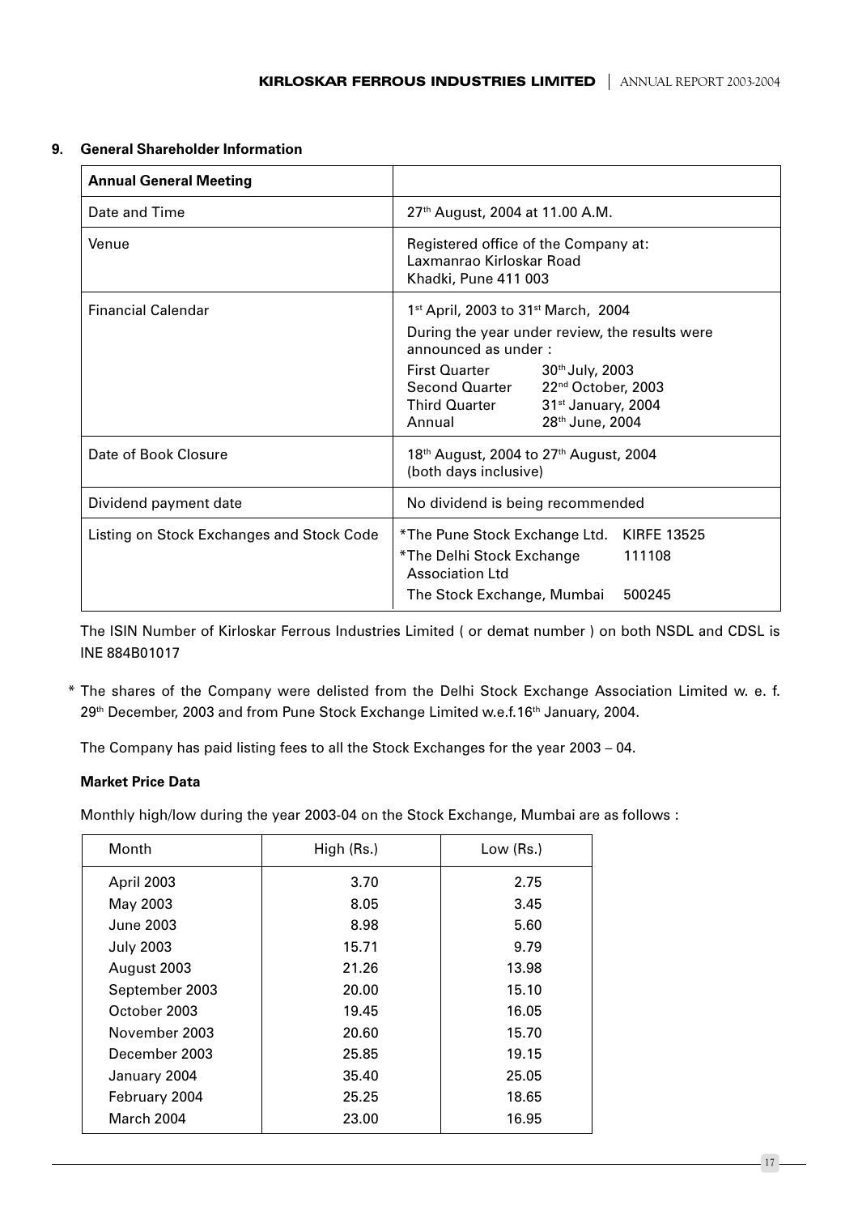## 9. General Shareholder Information

| Annual General Meeting | |
|---|---|
| Date and Time | 27th August, 2004 at 11.00 A.M. |
| Venue | Registered office of the Company at: Laxmanrao Kirloskar Road Khadki, Pune 411 003 |
| Financial Calendar | 1st April, 2003 to 31st March, 2004<br>During the year under review, the results were announced as under :<br>First Quarter 30th July, 2003<br>Second Quarter 22nd October, 2003<br>Third Quarter 31st January, 2004<br>Annual 28th June, 2004 |
| Date of Book Closure | 18th August, 2004 to 27th August, 2004 (both days inclusive) |
| Dividend payment date | No dividend is being recommended |
| Listing on Stock Exchanges and Stock Code | *The Pune Stock Exchange Ltd. KIRFE 13525<br>*The Delhi Stock Exchange Association Ltd 111108<br>The Stock Exchange, Mumbai 500245 |

The ISIN Number of Kirloskar Ferrous Industries Limited ( or demat number ) on both NSDL and CDSL is INE 884B01017

\* The shares of the Company were delisted from the Delhi Stock Exchange Association Limited w. e. f. 29th December, 2003 and from Pune Stock Exchange Limited w.e.f.16th January, 2004.

The Company has paid listing fees to all the Stock Exchanges for the year 2003 – 04.

**Market Price Data**

Monthly high/low during the year 2003-04 on the Stock Exchange, Mumbai are as follows :

| Month | High (Rs.) | Low (Rs.) |
|---|---|---|
| April 2003 | 3.70 | 2.75 |
| May 2003 | 8.05 | 3.45 |
| June 2003 | 8.98 | 5.60 |
| July 2003 | 15.71 | 9.79 |
| August 2003 | 21.26 | 13.98 |
| September 2003 | 20.00 | 15.10 |
| October 2003 | 19.45 | 16.05 |
| November 2003 | 20.60 | 15.70 |
| December 2003 | 25.85 | 19.15 |
| January 2004 | 35.40 | 25.05 |
| February 2004 | 25.25 | 18.65 |
| March 2004 | 23.00 | 16.95 |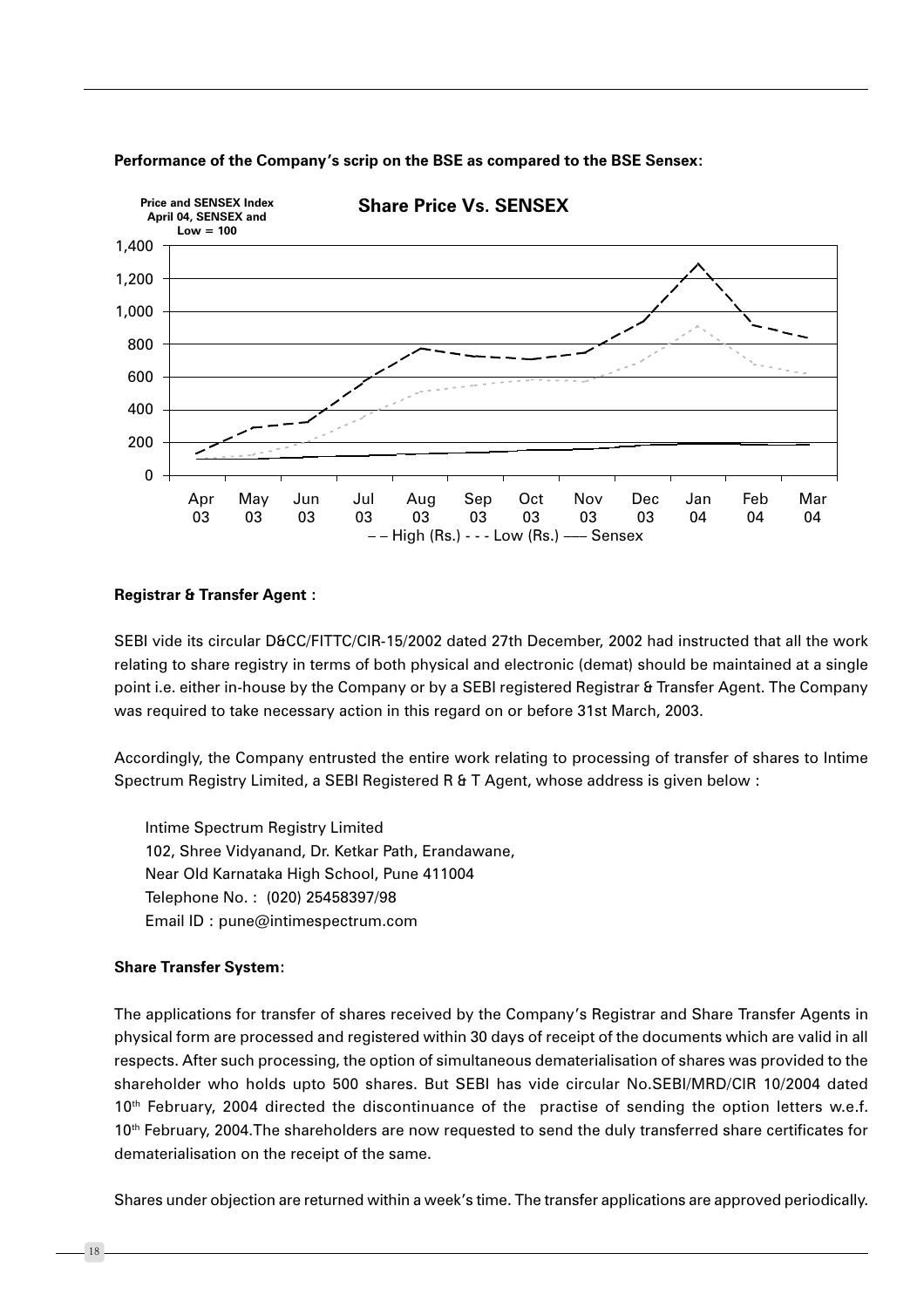**Performance of the Company's scrip on the BSE as compared to the BSE Sensex:**

Price and SENSEX Index
April 04, SENSEX and
Low = 100

**Share Price Vs. SENSEX**

– – High (Rs.) - - - Low (Rs.) —— Sensex

**Registrar & Transfer Agent :**

SEBI vide its circular D&CC/FITTC/CIR-15/2002 dated 27th December, 2002 had instructed that all the work relating to share registry in terms of both physical and electronic (demat) should be maintained at a single point i.e. either in-house by the Company or by a SEBI registered Registrar & Transfer Agent. The Company was required to take necessary action in this regard on or before 31st March, 2003.

Accordingly, the Company entrusted the entire work relating to processing of transfer of shares to Intime Spectrum Registry Limited, a SEBI Registered R & T Agent, whose address is given below :

Intime Spectrum Registry Limited
102, Shree Vidyanand, Dr. Ketkar Path, Erandawane,
Near Old Karnataka High School, Pune 411004
Telephone No. : (020) 25458397/98
Email ID : pune@intimespectrum.com

**Share Transfer System:**

The applications for transfer of shares received by the Company's Registrar and Share Transfer Agents in physical form are processed and registered within 30 days of receipt of the documents which are valid in all respects. After such processing, the option of simultaneous dematerialisation of shares was provided to the shareholder who holds upto 500 shares. But SEBI has vide circular No.SEBI/MRD/CIR 10/2004 dated 10th February, 2004 directed the discontinuance of the practise of sending the option letters w.e.f. 10th February, 2004.The shareholders are now requested to send the duly transferred share certificates for dematerialisation on the receipt of the same.

Shares under objection are returned within a week's time. The transfer applications are approved periodically.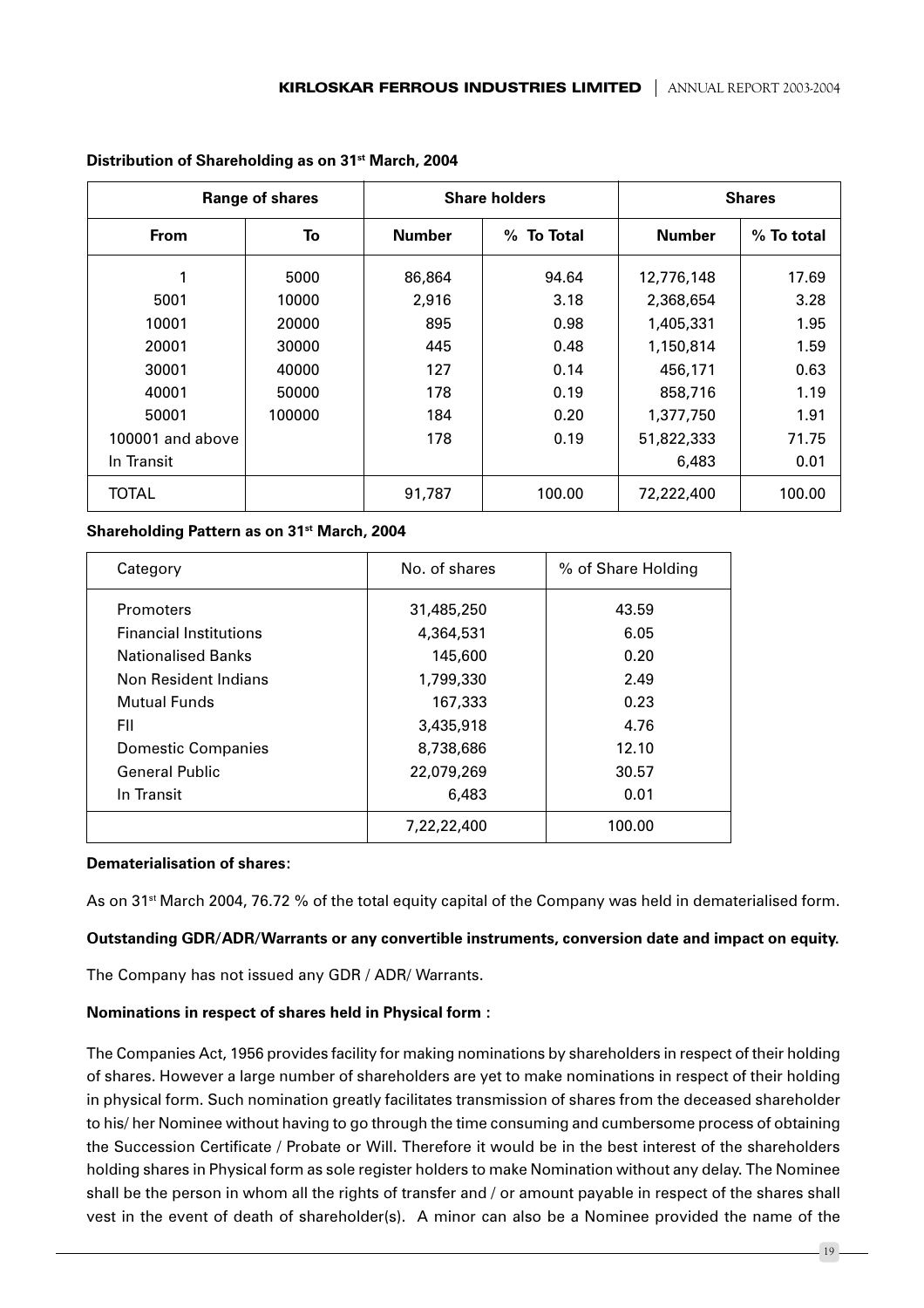**Distribution of Shareholding as on 31st March, 2004**

| Range of shares | | Share holders | | Shares | |
|---|---|---|---|---|---|
| From | To | Number | % To Total | Number | % To total |
| 1 | 5000 | 86,864 | 94.64 | 12,776,148 | 17.69 |
| 5001 | 10000 | 2,916 | 3.18 | 2,368,654 | 3.28 |
| 10001 | 20000 | 895 | 0.98 | 1,405,331 | 1.95 |
| 20001 | 30000 | 445 | 0.48 | 1,150,814 | 1.59 |
| 30001 | 40000 | 127 | 0.14 | 456,171 | 0.63 |
| 40001 | 50000 | 178 | 0.19 | 858,716 | 1.19 |
| 50001 | 100000 | 184 | 0.20 | 1,377,750 | 1.91 |
| 100001 and above | | 178 | 0.19 | 51,822,333 | 71.75 |
| In Transit | | | | 6,483 | 0.01 |
| TOTAL | | 91,787 | 100.00 | 72,222,400 | 100.00 |

**Shareholding Pattern as on 31st March, 2004**

| Category | No. of shares | % of Share Holding |
|---|---|---|
| Promoters | 31,485,250 | 43.59 |
| Financial Institutions | 4,364,531 | 6.05 |
| Nationalised Banks | 145,600 | 0.20 |
| Non Resident Indians | 1,799,330 | 2.49 |
| Mutual Funds | 167,333 | 0.23 |
| FII | 3,435,918 | 4.76 |
| Domestic Companies | 8,738,686 | 12.10 |
| General Public | 22,079,269 | 30.57 |
| In Transit | 6,483 | 0.01 |
| | 7,22,22,400 | 100.00 |

**Dematerialisation of shares:**

As on 31st March 2004, 76.72 % of the total equity capital of the Company was held in dematerialised form.

**Outstanding GDR/ADR/Warrants or any convertible instruments, conversion date and impact on equity.**

The Company has not issued any GDR / ADR/ Warrants.

**Nominations in respect of shares held in Physical form :**

The Companies Act, 1956 provides facility for making nominations by shareholders in respect of their holding of shares. However a large number of shareholders are yet to make nominations in respect of their holding in physical form. Such nomination greatly facilitates transmission of shares from the deceased shareholder to his/ her Nominee without having to go through the time consuming and cumbersome process of obtaining the Succession Certificate / Probate or Will. Therefore it would be in the best interest of the shareholders holding shares in Physical form as sole register holders to make Nomination without any delay. The Nominee shall be the person in whom all the rights of transfer and / or amount payable in respect of the shares shall vest in the event of death of shareholder(s). A minor can also be a Nominee provided the name of the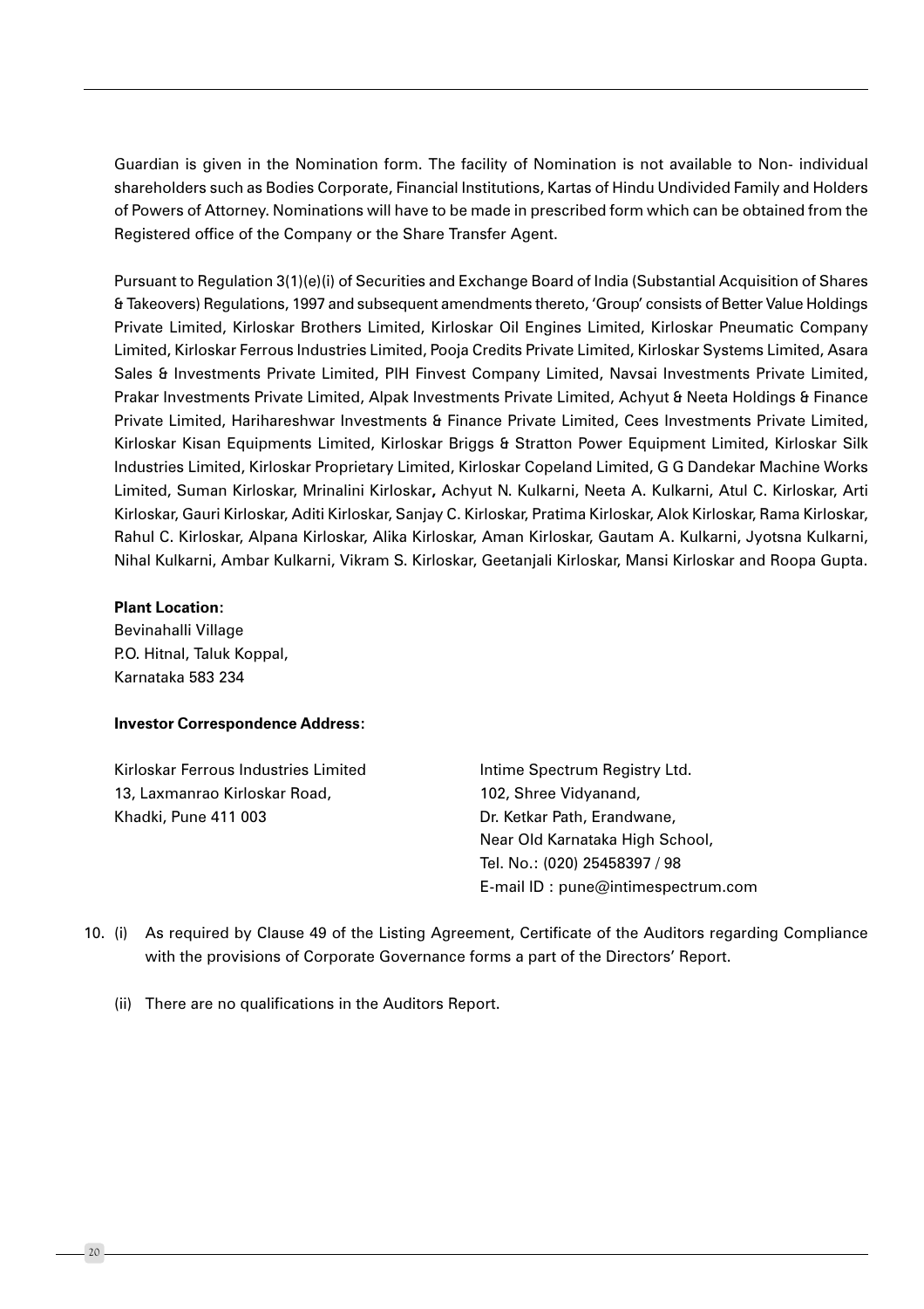Guardian is given in the Nomination form. The facility of Nomination is not available to Non- individual shareholders such as Bodies Corporate, Financial Institutions, Kartas of Hindu Undivided Family and Holders of Powers of Attorney. Nominations will have to be made in prescribed form which can be obtained from the Registered office of the Company or the Share Transfer Agent.

Pursuant to Regulation 3(1)(e)(i) of Securities and Exchange Board of India (Substantial Acquisition of Shares & Takeovers) Regulations, 1997 and subsequent amendments thereto, 'Group' consists of Better Value Holdings Private Limited, Kirloskar Brothers Limited, Kirloskar Oil Engines Limited, Kirloskar Pneumatic Company Limited, Kirloskar Ferrous Industries Limited, Pooja Credits Private Limited, Kirloskar Systems Limited, Asara Sales & Investments Private Limited, PIH Finvest Company Limited, Navsai Investments Private Limited, Prakar Investments Private Limited, Alpak Investments Private Limited, Achyut & Neeta Holdings & Finance Private Limited, Harihareshwar Investments & Finance Private Limited, Cees Investments Private Limited, Kirloskar Kisan Equipments Limited, Kirloskar Briggs & Stratton Power Equipment Limited, Kirloskar Silk Industries Limited, Kirloskar Proprietary Limited, Kirloskar Copeland Limited, G G Dandekar Machine Works Limited, Suman Kirloskar, Mrinalini Kirloskar, Achyut N. Kulkarni, Neeta A. Kulkarni, Atul C. Kirloskar, Arti Kirloskar, Gauri Kirloskar, Aditi Kirloskar, Sanjay C. Kirloskar, Pratima Kirloskar, Alok Kirloskar, Rama Kirloskar, Rahul C. Kirloskar, Alpana Kirloskar, Alika Kirloskar, Aman Kirloskar, Gautam A. Kulkarni, Jyotsna Kulkarni, Nihal Kulkarni, Ambar Kulkarni, Vikram S. Kirloskar, Geetanjali Kirloskar, Mansi Kirloskar and Roopa Gupta.

**Plant Location:**

Bevinahalli Village
P.O. Hitnal, Taluk Koppal,
Karnataka 583 234

**Investor Correspondence Address:**

Kirloskar Ferrous Industries Limited
13, Laxmanrao Kirloskar Road,
Khadki, Pune 411 003

Intime Spectrum Registry Ltd.
102, Shree Vidyanand,
Dr. Ketkar Path, Erandwane,
Near Old Karnataka High School,
Tel. No.: (020) 25458397 / 98
E-mail ID : pune@intimespectrum.com

10. (i) As required by Clause 49 of the Listing Agreement, Certificate of the Auditors regarding Compliance with the provisions of Corporate Governance forms a part of the Directors' Report.

    (ii) There are no qualifications in the Auditors Report.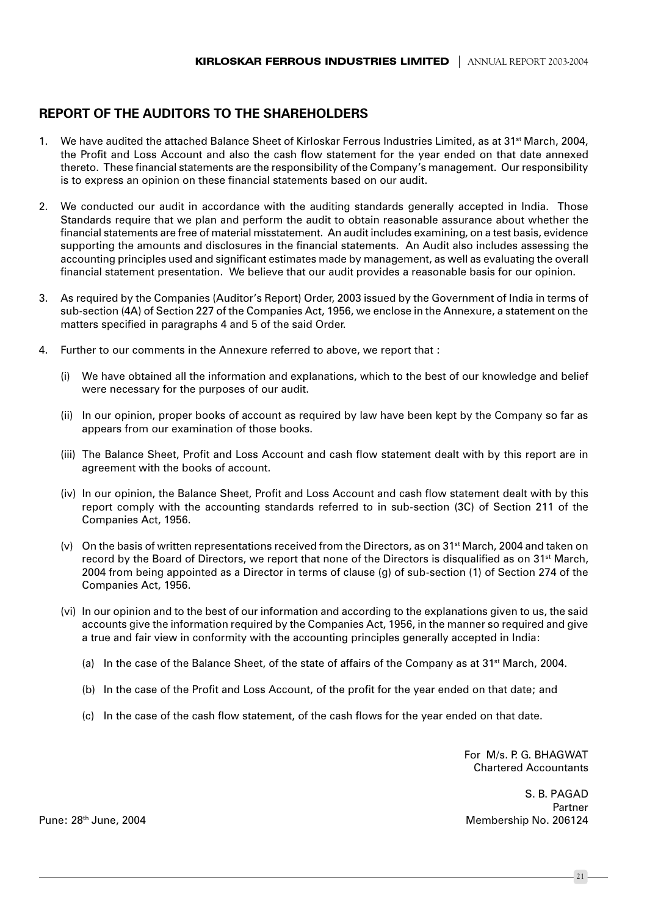## REPORT OF THE AUDITORS TO THE SHAREHOLDERS

1. We have audited the attached Balance Sheet of Kirloskar Ferrous Industries Limited, as at 31st March, 2004, the Profit and Loss Account and also the cash flow statement for the year ended on that date annexed thereto. These financial statements are the responsibility of the Company's management. Our responsibility is to express an opinion on these financial statements based on our audit.

2. We conducted our audit in accordance with the auditing standards generally accepted in India. Those Standards require that we plan and perform the audit to obtain reasonable assurance about whether the financial statements are free of material misstatement. An audit includes examining, on a test basis, evidence supporting the amounts and disclosures in the financial statements. An Audit also includes assessing the accounting principles used and significant estimates made by management, as well as evaluating the overall financial statement presentation. We believe that our audit provides a reasonable basis for our opinion.

3. As required by the Companies (Auditor's Report) Order, 2003 issued by the Government of India in terms of sub-section (4A) of Section 227 of the Companies Act, 1956, we enclose in the Annexure, a statement on the matters specified in paragraphs 4 and 5 of the said Order.

4. Further to our comments in the Annexure referred to above, we report that :

   (i) We have obtained all the information and explanations, which to the best of our knowledge and belief were necessary for the purposes of our audit.

   (ii) In our opinion, proper books of account as required by law have been kept by the Company so far as appears from our examination of those books.

   (iii) The Balance Sheet, Profit and Loss Account and cash flow statement dealt with by this report are in agreement with the books of account.

   (iv) In our opinion, the Balance Sheet, Profit and Loss Account and cash flow statement dealt with by this report comply with the accounting standards referred to in sub-section (3C) of Section 211 of the Companies Act, 1956.

   (v) On the basis of written representations received from the Directors, as on 31st March, 2004 and taken on record by the Board of Directors, we report that none of the Directors is disqualified as on 31st March, 2004 from being appointed as a Director in terms of clause (g) of sub-section (1) of Section 274 of the Companies Act, 1956.

   (vi) In our opinion and to the best of our information and according to the explanations given to us, the said accounts give the information required by the Companies Act, 1956, in the manner so required and give a true and fair view in conformity with the accounting principles generally accepted in India:

      (a) In the case of the Balance Sheet, of the state of affairs of the Company as at 31st March, 2004.

      (b) In the case of the Profit and Loss Account, of the profit for the year ended on that date; and

      (c) In the case of the cash flow statement, of the cash flows for the year ended on that date.

For M/s. P. G. BHAGWAT
Chartered Accountants

S. B. PAGAD
Partner
Membership No. 206124

Pune: 28th June, 2004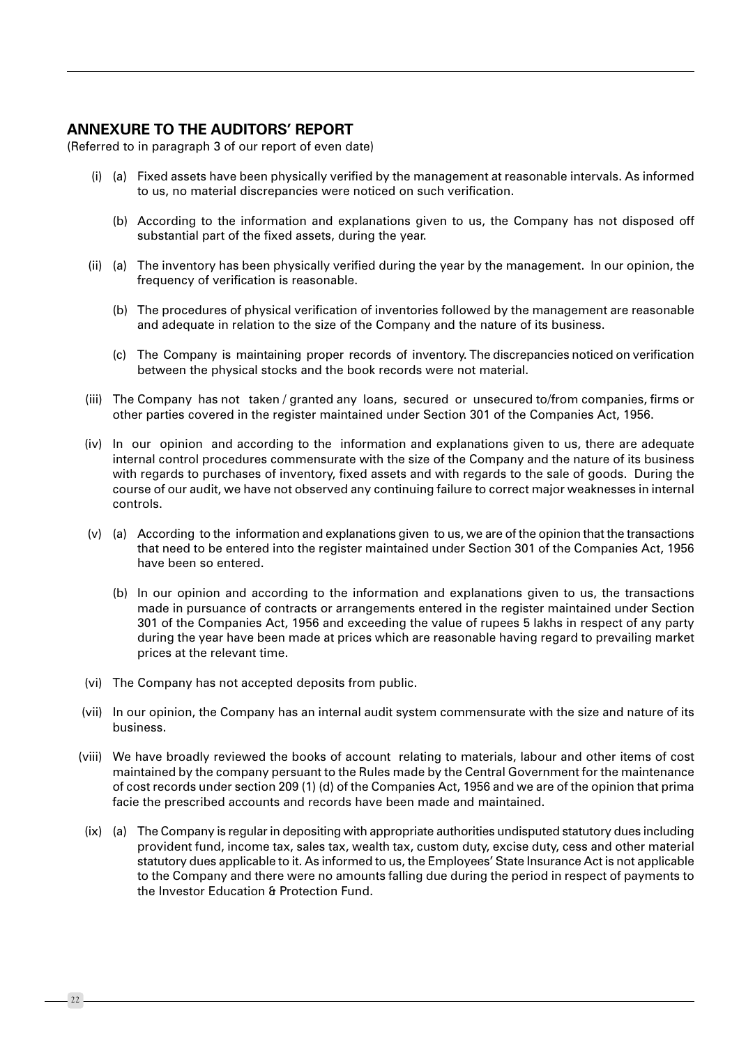## ANNEXURE TO THE AUDITORS' REPORT

(Referred to in paragraph 3 of our report of even date)

(i) (a) Fixed assets have been physically verified by the management at reasonable intervals. As informed to us, no material discrepancies were noticed on such verification.

(b) According to the information and explanations given to us, the Company has not disposed off substantial part of the fixed assets, during the year.

(ii) (a) The inventory has been physically verified during the year by the management. In our opinion, the frequency of verification is reasonable.

(b) The procedures of physical verification of inventories followed by the management are reasonable and adequate in relation to the size of the Company and the nature of its business.

(c) The Company is maintaining proper records of inventory. The discrepancies noticed on verification between the physical stocks and the book records were not material.

(iii) The Company has not taken / granted any loans, secured or unsecured to/from companies, firms or other parties covered in the register maintained under Section 301 of the Companies Act, 1956.

(iv) In our opinion and according to the information and explanations given to us, there are adequate internal control procedures commensurate with the size of the Company and the nature of its business with regards to purchases of inventory, fixed assets and with regards to the sale of goods. During the course of our audit, we have not observed any continuing failure to correct major weaknesses in internal controls.

(v) (a) According to the information and explanations given to us, we are of the opinion that the transactions that need to be entered into the register maintained under Section 301 of the Companies Act, 1956 have been so entered.

(b) In our opinion and according to the information and explanations given to us, the transactions made in pursuance of contracts or arrangements entered in the register maintained under Section 301 of the Companies Act, 1956 and exceeding the value of rupees 5 lakhs in respect of any party during the year have been made at prices which are reasonable having regard to prevailing market prices at the relevant time.

(vi) The Company has not accepted deposits from public.

(vii) In our opinion, the Company has an internal audit system commensurate with the size and nature of its business.

(viii) We have broadly reviewed the books of account relating to materials, labour and other items of cost maintained by the company persuant to the Rules made by the Central Government for the maintenance of cost records under section 209 (1) (d) of the Companies Act, 1956 and we are of the opinion that prima facie the prescribed accounts and records have been made and maintained.

(ix) (a) The Company is regular in depositing with appropriate authorities undisputed statutory dues including provident fund, income tax, sales tax, wealth tax, custom duty, excise duty, cess and other material statutory dues applicable to it. As informed to us, the Employees' State Insurance Act is not applicable to the Company and there were no amounts falling due during the period in respect of payments to the Investor Education & Protection Fund.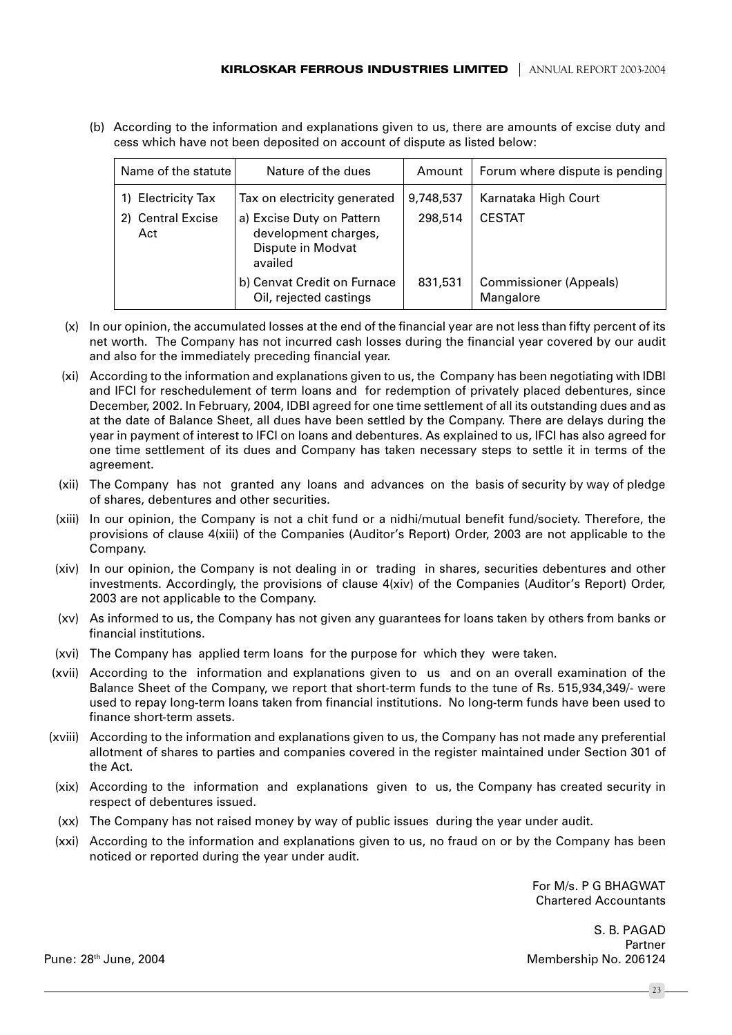(b) According to the information and explanations given to us, there are amounts of excise duty and cess which have not been deposited on account of dispute as listed below:

| Name of the statute | Nature of the dues | Amount | Forum where dispute is pending |
|---|---|---|---|
| 1) Electricity Tax | Tax on electricity generated | 9,748,537 | Karnataka High Court |
| 2) Central Excise Act | a) Excise Duty on Pattern development charges, Dispute in Modvat availed | 298,514 | CESTAT |
| | b) Cenvat Credit on Furnace Oil, rejected castings | 831,531 | Commissioner (Appeals) Mangalore |

(x) In our opinion, the accumulated losses at the end of the financial year are not less than fifty percent of its net worth. The Company has not incurred cash losses during the financial year covered by our audit and also for the immediately preceding financial year.

(xi) According to the information and explanations given to us, the Company has been negotiating with IDBI and IFCI for reschedulement of term loans and for redemption of privately placed debentures, since December, 2002. In February, 2004, IDBI agreed for one time settlement of all its outstanding dues and as at the date of Balance Sheet, all dues have been settled by the Company. There are delays during the year in payment of interest to IFCI on loans and debentures. As explained to us, IFCI has also agreed for one time settlement of its dues and Company has taken necessary steps to settle it in terms of the agreement.

(xii) The Company has not granted any loans and advances on the basis of security by way of pledge of shares, debentures and other securities.

(xiii) In our opinion, the Company is not a chit fund or a nidhi/mutual benefit fund/society. Therefore, the provisions of clause 4(xiii) of the Companies (Auditor's Report) Order, 2003 are not applicable to the Company.

(xiv) In our opinion, the Company is not dealing in or trading in shares, securities debentures and other investments. Accordingly, the provisions of clause 4(xiv) of the Companies (Auditor's Report) Order, 2003 are not applicable to the Company.

(xv) As informed to us, the Company has not given any guarantees for loans taken by others from banks or financial institutions.

(xvi) The Company has applied term loans for the purpose for which they were taken.

(xvii) According to the information and explanations given to us and on an overall examination of the Balance Sheet of the Company, we report that short-term funds to the tune of Rs. 515,934,349/- were used to repay long-term loans taken from financial institutions. No long-term funds have been used to finance short-term assets.

(xviii) According to the information and explanations given to us, the Company has not made any preferential allotment of shares to parties and companies covered in the register maintained under Section 301 of the Act.

(xix) According to the information and explanations given to us, the Company has created security in respect of debentures issued.

(xx) The Company has not raised money by way of public issues during the year under audit.

(xxi) According to the information and explanations given to us, no fraud on or by the Company has been noticed or reported during the year under audit.

For M/s. P G BHAGWAT
Chartered Accountants

S. B. PAGAD
Partner
Membership No. 206124

Pune: 28th June, 2004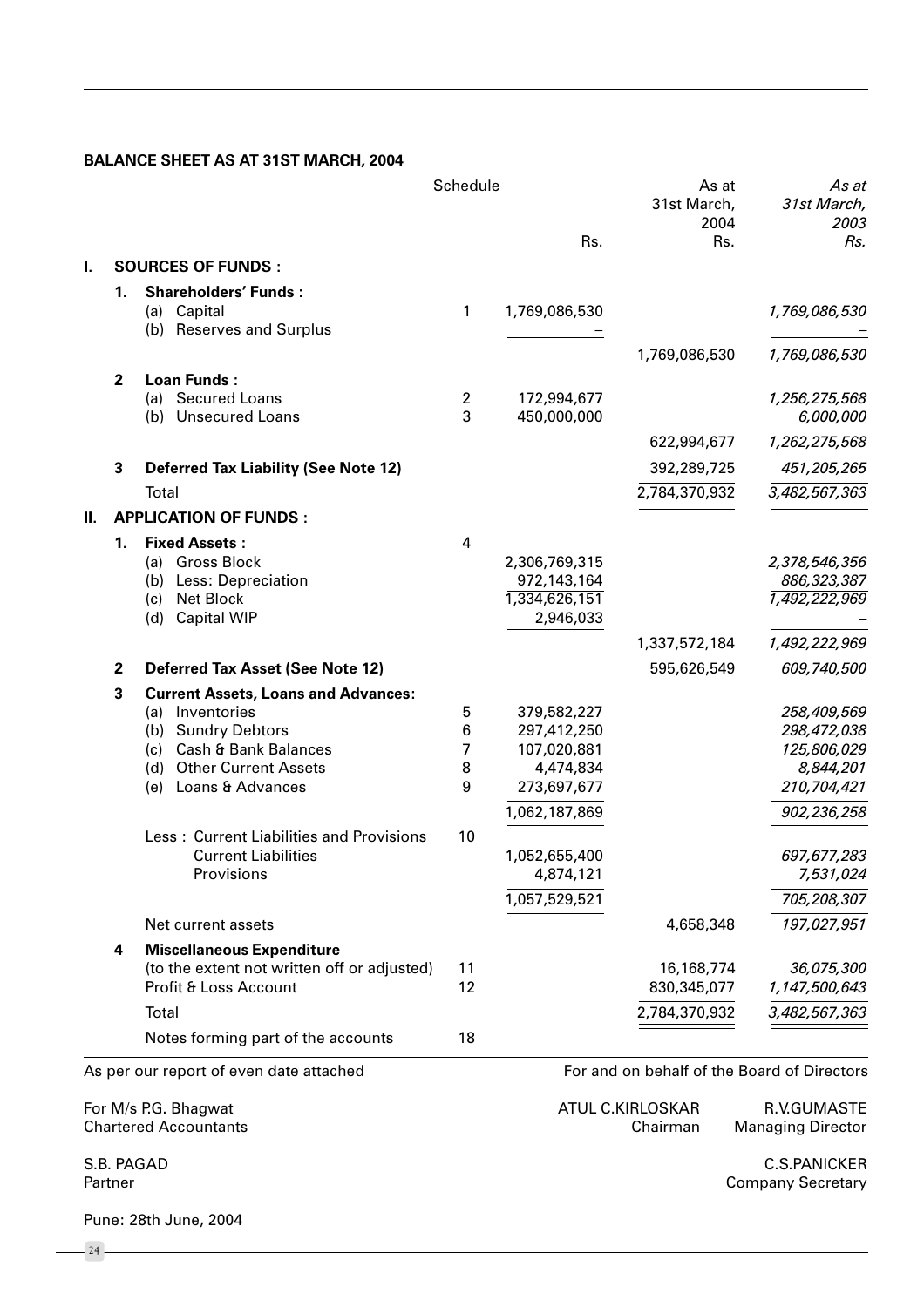## BALANCE SHEET AS AT 31ST MARCH, 2004

| | Schedule | Rs. | As at 31st March, 2004 Rs. | *As at 31st March, 2003 Rs.* |
|---|---|---|---|---|
| **I. SOURCES OF FUNDS :** | | | | |
| **1. Shareholders' Funds :** | | | | |
| (a) Capital | 1 | 1,769,086,530 | | *1,769,086,530* |
| (b) Reserves and Surplus | | – | | *–* |
| | | | 1,769,086,530 | *1,769,086,530* |
| **2 Loan Funds :** | | | | |
| (a) Secured Loans | 2 | 172,994,677 | | *1,256,275,568* |
| (b) Unsecured Loans | 3 | 450,000,000 | | *6,000,000* |
| | | | 622,994,677 | *1,262,275,568* |
| **3 Deferred Tax Liability (See Note 12)** | | | 392,289,725 | *451,205,265* |
| Total | | | 2,784,370,932 | *3,482,567,363* |
| **II. APPLICATION OF FUNDS :** | | | | |
| **1. Fixed Assets :** | 4 | | | |
| (a) Gross Block | | 2,306,769,315 | | *2,378,546,356* |
| (b) Less: Depreciation | | 972,143,164 | | *886,323,387* |
| (c) Net Block | | 1,334,626,151 | | *1,492,222,969* |
| (d) Capital WIP | | 2,946,033 | | *–* |
| | | | 1,337,572,184 | *1,492,222,969* |
| **2 Deferred Tax Asset (See Note 12)** | | | 595,626,549 | *609,740,500* |
| **3 Current Assets, Loans and Advances:** | | | | |
| (a) Inventories | 5 | 379,582,227 | | *258,409,569* |
| (b) Sundry Debtors | 6 | 297,412,250 | | *298,472,038* |
| (c) Cash & Bank Balances | 7 | 107,020,881 | | *125,806,029* |
| (d) Other Current Assets | 8 | 4,474,834 | | *8,844,201* |
| (e) Loans & Advances | 9 | 273,697,677 | | *210,704,421* |
| | | 1,062,187,869 | | *902,236,258* |
| Less : Current Liabilities and Provisions | 10 | | | |
| Current Liabilities | | 1,052,655,400 | | *697,677,283* |
| Provisions | | 4,874,121 | | *7,531,024* |
| | | 1,057,529,521 | | *705,208,307* |
| Net current assets | | | 4,658,348 | *197,027,951* |
| **4 Miscellaneous Expenditure** | | | | |
| (to the extent not written off or adjusted) | 11 | | 16,168,774 | *36,075,300* |
| Profit & Loss Account | 12 | | 830,345,077 | *1,147,500,643* |
| Total | | | 2,784,370,932 | *3,482,567,363* |
| Notes forming part of the accounts | 18 | | | |

As per our report of even date attached

For M/s P.G. Bhagwat
Chartered Accountants

S.B. PAGAD
Partner

Pune: 28th June, 2004

For and on behalf of the Board of Directors

ATUL C.KIRLOSKAR
Chairman

R.V.GUMASTE
Managing Director

C.S.PANICKER
Company Secretary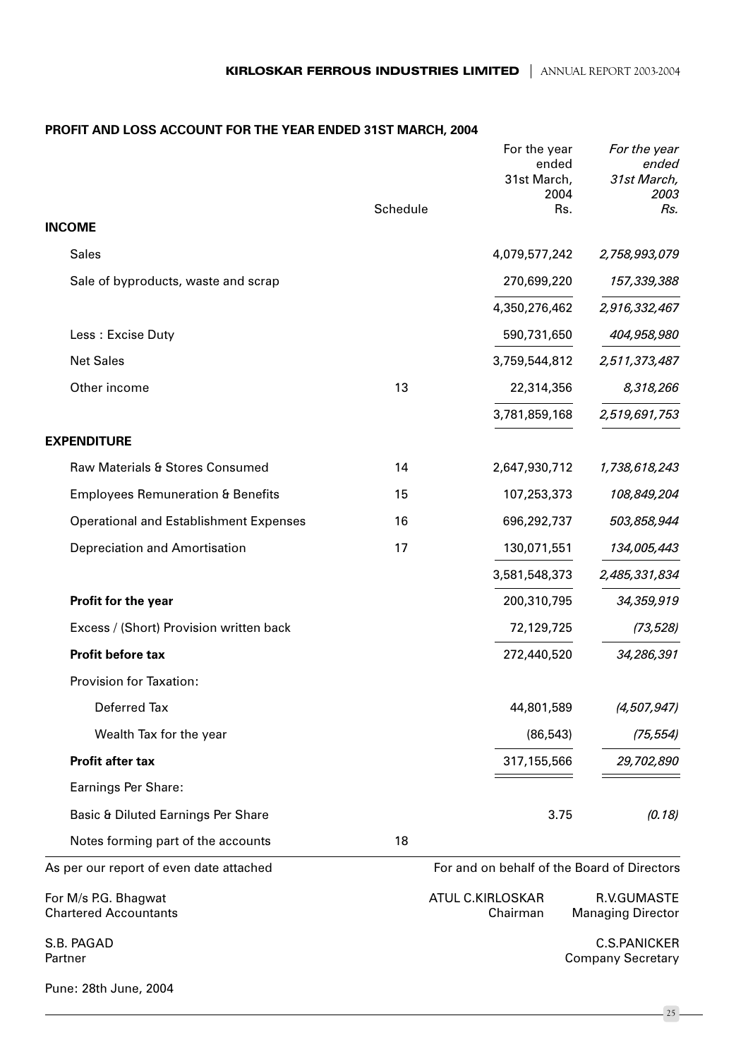## PROFIT AND LOSS ACCOUNT FOR THE YEAR ENDED 31ST MARCH, 2004

| | Schedule | For the year ended 31st March, 2004 Rs. | *For the year ended 31st March, 2003 Rs.* |
|---|---|---|---|
| **INCOME** | | | |
| Sales | | 4,079,577,242 | *2,758,993,079* |
| Sale of byproducts, waste and scrap | | 270,699,220 | *157,339,388* |
| | | 4,350,276,462 | *2,916,332,467* |
| Less : Excise Duty | | 590,731,650 | *404,958,980* |
| Net Sales | | 3,759,544,812 | *2,511,373,487* |
| Other income | 13 | 22,314,356 | *8,318,266* |
| | | 3,781,859,168 | *2,519,691,753* |
| **EXPENDITURE** | | | |
| Raw Materials & Stores Consumed | 14 | 2,647,930,712 | *1,738,618,243* |
| Employees Remuneration & Benefits | 15 | 107,253,373 | *108,849,204* |
| Operational and Establishment Expenses | 16 | 696,292,737 | *503,858,944* |
| Depreciation and Amortisation | 17 | 130,071,551 | *134,005,443* |
| | | 3,581,548,373 | *2,485,331,834* |
| **Profit for the year** | | 200,310,795 | *34,359,919* |
| Excess / (Short) Provision written back | | 72,129,725 | *(73,528)* |
| **Profit before tax** | | 272,440,520 | *34,286,391* |
| Provision for Taxation: | | | |
| Deferred Tax | | 44,801,589 | *(4,507,947)* |
| Wealth Tax for the year | | (86,543) | *(75,554)* |
| **Profit after tax** | | 317,155,566 | *29,702,890* |
| Earnings Per Share: | | | |
| Basic & Diluted Earnings Per Share | | 3.75 | *(0.18)* |
| Notes forming part of the accounts | 18 | | |

As per our report of even date attached

For and on behalf of the Board of Directors

For M/s P.G. Bhagwat
Chartered Accountants

ATUL C.KIRLOSKAR
Chairman

R.V.GUMASTE
Managing Director

S.B. PAGAD
Partner

C.S.PANICKER
Company Secretary

Pune: 28th June, 2004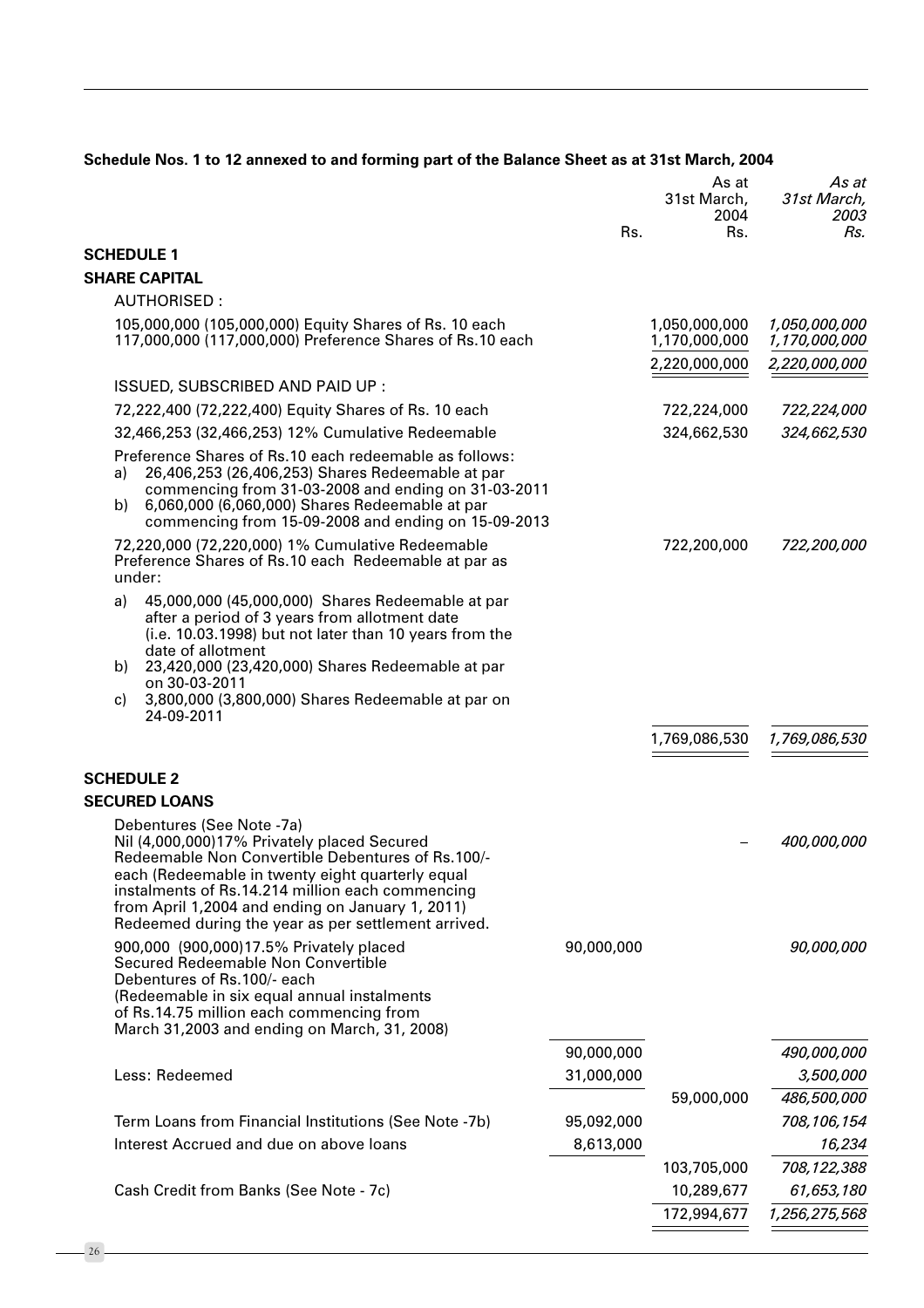**Schedule Nos. 1 to 12 annexed to and forming part of the Balance Sheet as at 31st March, 2004**

| | Rs. | As at 31st March, 2004 Rs. | *As at 31st March, 2003 Rs.* |
|---|---|---|---|
| **SCHEDULE 1** | | | |
| **SHARE CAPITAL** | | | |
| AUTHORISED : | | | |
| 105,000,000 (105,000,000) Equity Shares of Rs. 10 each | | 1,050,000,000 | *1,050,000,000* |
| 117,000,000 (117,000,000) Preference Shares of Rs.10 each | | 1,170,000,000 | *1,170,000,000* |
| | | 2,220,000,000 | *2,220,000,000* |
| ISSUED, SUBSCRIBED AND PAID UP : | | | |
| 72,222,400 (72,222,400) Equity Shares of Rs. 10 each | | 722,224,000 | *722,224,000* |
| 32,466,253 (32,466,253) 12% Cumulative Redeemable | | 324,662,530 | *324,662,530* |
| Preference Shares of Rs.10 each redeemable as follows: a) 26,406,253 (26,406,253) Shares Redeemable at par commencing from 31-03-2008 and ending on 31-03-2011 b) 6,060,000 (6,060,000) Shares Redeemable at par commencing from 15-09-2008 and ending on 15-09-2013 | | | |
| 72,220,000 (72,220,000) 1% Cumulative Redeemable Preference Shares of Rs.10 each Redeemable at par as under: | | 722,200,000 | *722,200,000* |
| a) 45,000,000 (45,000,000) Shares Redeemable at par after a period of 3 years from allotment date (i.e. 10.03.1998) but not later than 10 years from the date of allotment b) 23,420,000 (23,420,000) Shares Redeemable at par on 30-03-2011 c) 3,800,000 (3,800,000) Shares Redeemable at par on 24-09-2011 | | | |
| | | 1,769,086,530 | *1,769,086,530* |
| **SCHEDULE 2** | | | |
| **SECURED LOANS** | | | |
| Debentures (See Note -7a) Nil (4,000,000)17% Privately placed Secured Redeemable Non Convertible Debentures of Rs.100/- each (Redeemable in twenty eight quarterly equal instalments of Rs.14.214 million each commencing from April 1,2004 and ending on January 1, 2011) Redeemed during the year as per settlement arrived. | | – | *400,000,000* |
| 900,000 (900,000)17.5% Privately placed Secured Redeemable Non Convertible Debentures of Rs.100/- each (Redeemable in six equal annual instalments of Rs.14.75 million each commencing from March 31,2003 and ending on March, 31, 2008) | 90,000,000 | | *90,000,000* |
| | 90,000,000 | | *490,000,000* |
| Less: Redeemed | 31,000,000 | | *3,500,000* |
| | | 59,000,000 | *486,500,000* |
| Term Loans from Financial Institutions (See Note -7b) | 95,092,000 | | *708,106,154* |
| Interest Accrued and due on above loans | 8,613,000 | | *16,234* |
| | | 103,705,000 | *708,122,388* |
| Cash Credit from Banks (See Note - 7c) | | 10,289,677 | *61,653,180* |
| | | 172,994,677 | *1,256,275,568* |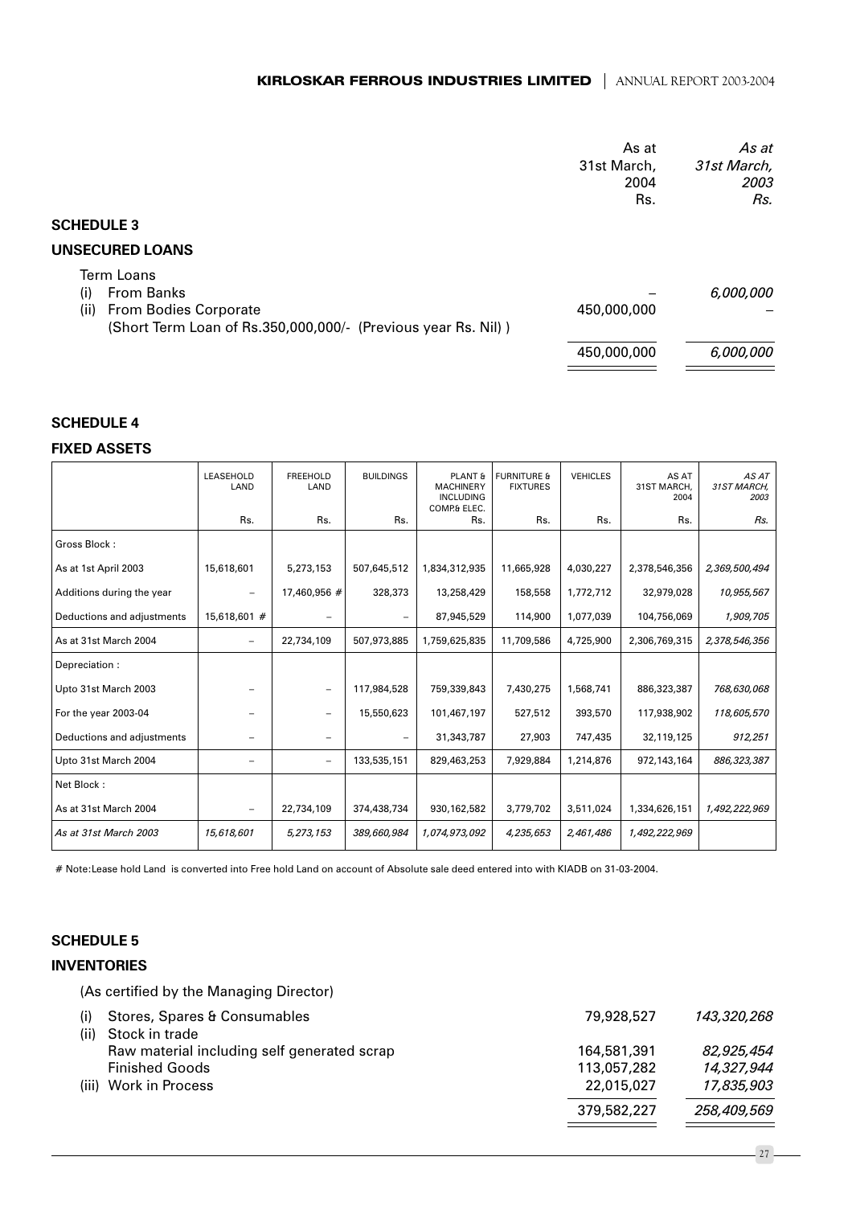| | As at 31st March, 2004 Rs. | *As at 31st March, 2003 Rs.* |
|---|---|---|

## SCHEDULE 3

## UNSECURED LOANS

| | As at 31st March, 2004 Rs. | *As at 31st March, 2003 Rs.* |
|---|---|---|
| Term Loans | | |
| (i) From Banks | – | *6,000,000* |
| (ii) From Bodies Corporate (Short Term Loan of Rs.350,000,000/- (Previous year Rs. Nil) ) | 450,000,000 | – |
| | 450,000,000 | *6,000,000* |

## SCHEDULE 4

## FIXED ASSETS

| | LEASEHOLD LAND | FREEHOLD LAND | BUILDINGS | PLANT & MACHINERY INCLUDING COMP& ELEC. | FURNITURE & FIXTURES | VEHICLES | AS AT 31ST MARCH, 2004 | *AS AT 31ST MARCH, 2003* |
|---|---|---|---|---|---|---|---|---|
| | Rs. | Rs. | Rs. | Rs. | Rs. | Rs. | Rs. | *Rs.* |
| Gross Block : | | | | | | | | |
| As at 1st April 2003 | 15,618,601 | 5,273,153 | 507,645,512 | 1,834,312,935 | 11,665,928 | 4,030,227 | 2,378,546,356 | *2,369,500,494* |
| Additions during the year | – | 17,460,956 # | 328,373 | 13,258,429 | 158,558 | 1,772,712 | 32,979,028 | *10,955,567* |
| Deductions and adjustments | 15,618,601 # | – | – | 87,945,529 | 114,900 | 1,077,039 | 104,756,069 | *1,909,705* |
| As at 31st March 2004 | – | 22,734,109 | 507,973,885 | 1,759,625,835 | 11,709,586 | 4,725,900 | 2,306,769,315 | *2,378,546,356* |
| Depreciation : | | | | | | | | |
| Upto 31st March 2003 | – | – | 117,984,528 | 759,339,843 | 7,430,275 | 1,568,741 | 886,323,387 | *768,630,068* |
| For the year 2003-04 | – | – | 15,550,623 | 101,467,197 | 527,512 | 393,570 | 117,938,902 | *118,605,570* |
| Deductions and adjustments | – | – | – | 31,343,787 | 27,903 | 747,435 | 32,119,125 | *912,251* |
| Upto 31st March 2004 | – | – | 133,535,151 | 829,463,253 | 7,929,884 | 1,214,876 | 972,143,164 | *886,323,387* |
| Net Block : | | | | | | | | |
| As at 31st March 2004 | – | 22,734,109 | 374,438,734 | 930,162,582 | 3,779,702 | 3,511,024 | 1,334,626,151 | *1,492,222,969* |
| *As at 31st March 2003* | *15,618,601* | *5,273,153* | *389,660,984* | *1,074,973,092* | *4,235,653* | *2,461,486* | *1,492,222,969* | |

# Note:Lease hold Land is converted into Free hold Land on account of Absolute sale deed entered into with KIADB on 31-03-2004.

## SCHEDULE 5

## INVENTORIES

(As certified by the Managing Director)

| | As at 31st March, 2004 Rs. | *As at 31st March, 2003 Rs.* |
|---|---|---|
| (i) Stores, Spares & Consumables | 79,928,527 | *143,320,268* |
| (ii) Stock in trade | | |
| Raw material including self generated scrap | 164,581,391 | *82,925,454* |
| Finished Goods | 113,057,282 | *14,327,944* |
| (iii) Work in Process | 22,015,027 | *17,835,903* |
| | 379,582,227 | *258,409,569* |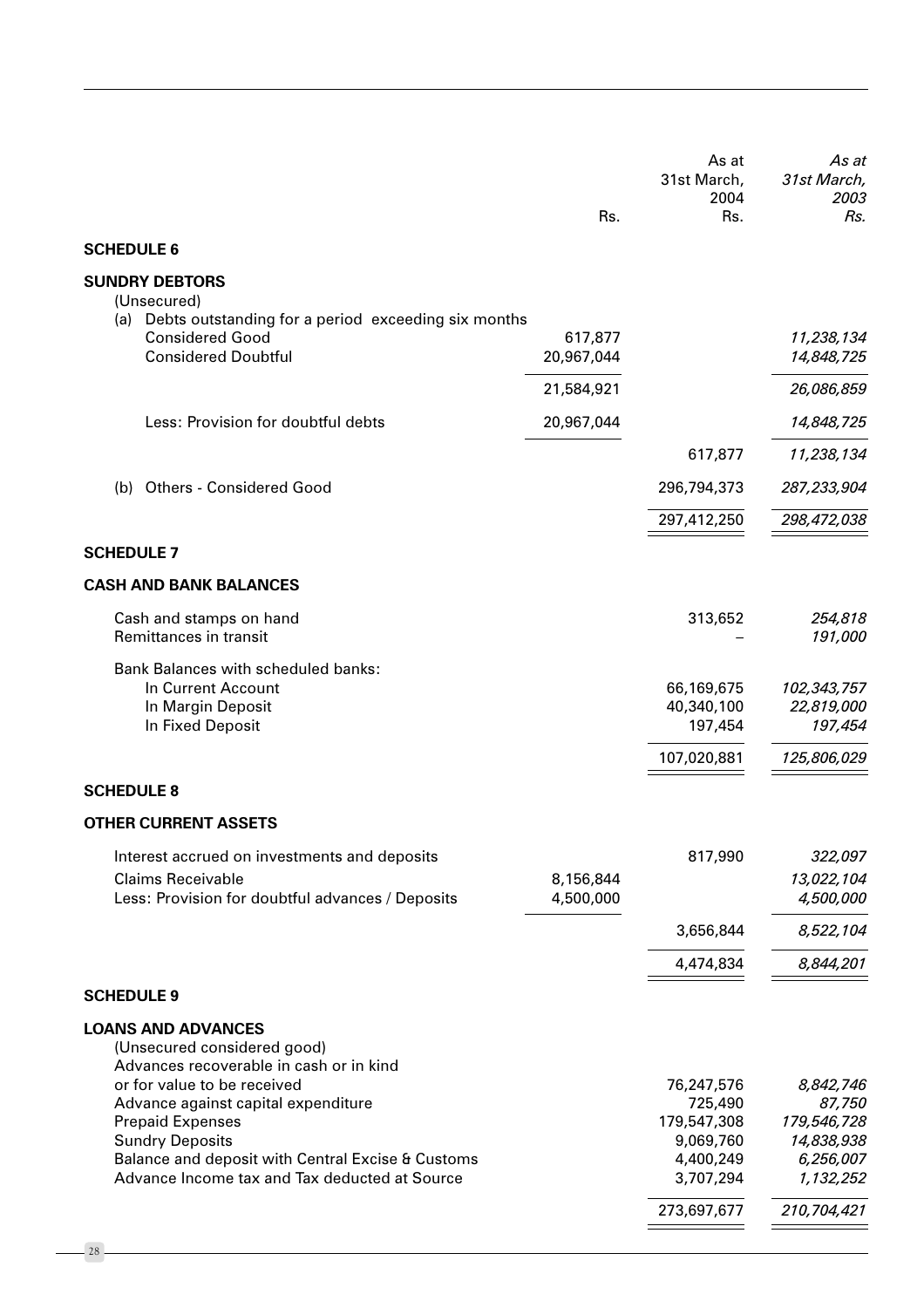| | Rs. | As at 31st March, 2004 Rs. | *As at 31st March, 2003 Rs.* |
|---|---|---|---|
| **SCHEDULE 6** | | | |
| **SUNDRY DEBTORS** | | | |
| (Unsecured) | | | |
| (a) Debts outstanding for a period exceeding six months | | | |
| Considered Good | 617,877 | | *11,238,134* |
| Considered Doubtful | 20,967,044 | | *14,848,725* |
| | 21,584,921 | | *26,086,859* |
| Less: Provision for doubtful debts | 20,967,044 | | *14,848,725* |
| | | 617,877 | *11,238,134* |
| (b) Others - Considered Good | | 296,794,373 | *287,233,904* |
| | | 297,412,250 | *298,472,038* |
| **SCHEDULE 7** | | | |
| **CASH AND BANK BALANCES** | | | |
| Cash and stamps on hand | | 313,652 | *254,818* |
| Remittances in transit | | – | *191,000* |
| Bank Balances with scheduled banks: | | | |
| In Current Account | | 66,169,675 | *102,343,757* |
| In Margin Deposit | | 40,340,100 | *22,819,000* |
| In Fixed Deposit | | 197,454 | *197,454* |
| | | 107,020,881 | *125,806,029* |
| **SCHEDULE 8** | | | |
| **OTHER CURRENT ASSETS** | | | |
| Interest accrued on investments and deposits | | 817,990 | *322,097* |
| Claims Receivable | 8,156,844 | | *13,022,104* |
| Less: Provision for doubtful advances / Deposits | 4,500,000 | | *4,500,000* |
| | | 3,656,844 | *8,522,104* |
| | | 4,474,834 | *8,844,201* |
| **SCHEDULE 9** | | | |
| **LOANS AND ADVANCES** | | | |
| (Unsecured considered good) | | | |
| Advances recoverable in cash or in kind or for value to be received | | 76,247,576 | *8,842,746* |
| Advance against capital expenditure | | 725,490 | *87,750* |
| Prepaid Expenses | | 179,547,308 | *179,546,728* |
| Sundry Deposits | | 9,069,760 | *14,838,938* |
| Balance and deposit with Central Excise & Customs | | 4,400,249 | *6,256,007* |
| Advance Income tax and Tax deducted at Source | | 3,707,294 | *1,132,252* |
| | | 273,697,677 | *210,704,421* |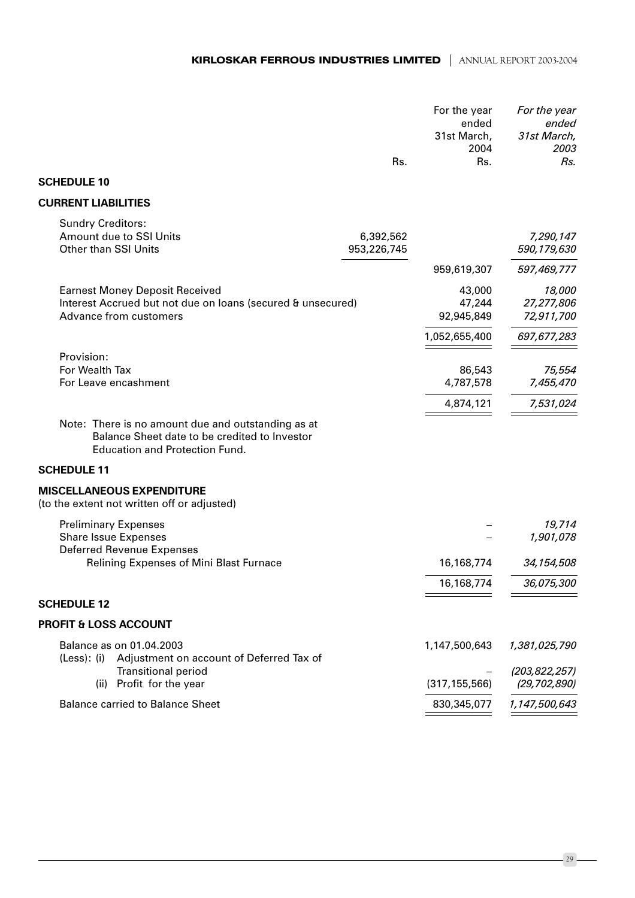| | Rs. | For the year ended 31st March, 2004 Rs. | *For the year ended 31st March, 2003 Rs.* |
|---|---|---|---|
| **SCHEDULE 10** | | | |
| **CURRENT LIABILITIES** | | | |
| Sundry Creditors: | | | |
| Amount due to SSI Units | 6,392,562 | | *7,290,147* |
| Other than SSI Units | 953,226,745 | | *590,179,630* |
| | | 959,619,307 | *597,469,777* |
| Earnest Money Deposit Received | | 43,000 | *18,000* |
| Interest Accrued but not due on loans (secured & unsecured) | | 47,244 | *27,277,806* |
| Advance from customers | | 92,945,849 | *72,911,700* |
| | | 1,052,655,400 | *697,677,283* |
| Provision: | | | |
| For Wealth Tax | | 86,543 | *75,554* |
| For Leave encashment | | 4,787,578 | *7,455,470* |
| | | 4,874,121 | *7,531,024* |

Note: There is no amount due and outstanding as at Balance Sheet date to be credited to Investor Education and Protection Fund.

| | | For the year ended 31st March, 2004 Rs. | *For the year ended 31st March, 2003 Rs.* |
|---|---|---|---|
| **SCHEDULE 11** | | | |
| **MISCELLANEOUS EXPENDITURE** (to the extent not written off or adjusted) | | | |
| Preliminary Expenses | | – | *19,714* |
| Share Issue Expenses | | – | *1,901,078* |
| Deferred Revenue Expenses | | | |
| Relining Expenses of Mini Blast Furnace | | 16,168,774 | *34,154,508* |
| | | 16,168,774 | *36,075,300* |
| **SCHEDULE 12** | | | |
| **PROFIT & LOSS ACCOUNT** | | | |
| Balance as on 01.04.2003 | | 1,147,500,643 | *1,381,025,790* |
| (Less): (i) Adjustment on account of Deferred Tax of Transitional period | | – | *(203,822,257)* |
| (ii) Profit for the year | | (317,155,566) | *(29,702,890)* |
| Balance carried to Balance Sheet | | 830,345,077 | *1,147,500,643* |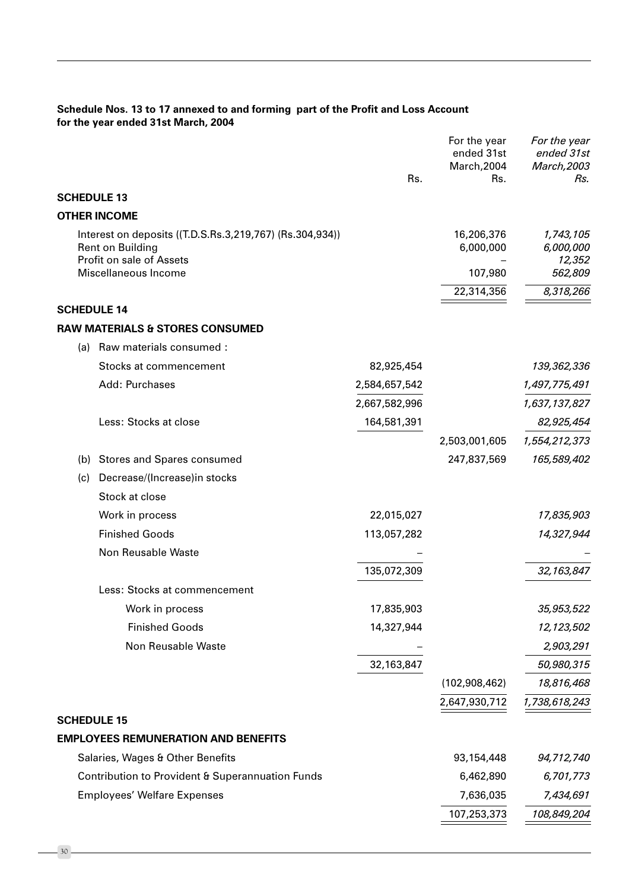**Schedule Nos. 13 to 17 annexed to and forming part of the Profit and Loss Account for the year ended 31st March, 2004**

| | Rs. | For the year ended 31st March,2004 Rs. | *For the year ended 31st March,2003 Rs.* |
|---|---|---|---|
| **SCHEDULE 13** | | | |
| **OTHER INCOME** | | | |
| Interest on deposits ((T.D.S.Rs.3,219,767) (Rs.304,934)) | | 16,206,376 | *1,743,105* |
| Rent on Building | | 6,000,000 | *6,000,000* |
| Profit on sale of Assets | | – | *12,352* |
| Miscellaneous Income | | 107,980 | *562,809* |
| | | 22,314,356 | *8,318,266* |
| **SCHEDULE 14** | | | |
| **RAW MATERIALS & STORES CONSUMED** | | | |
| (a) Raw materials consumed : | | | |
| Stocks at commencement | 82,925,454 | | *139,362,336* |
| Add: Purchases | 2,584,657,542 | | *1,497,775,491* |
| | 2,667,582,996 | | *1,637,137,827* |
| Less: Stocks at close | 164,581,391 | | *82,925,454* |
| | | 2,503,001,605 | *1,554,212,373* |
| (b) Stores and Spares consumed | | 247,837,569 | *165,589,402* |
| (c) Decrease/(Increase)in stocks | | | |
| Stock at close | | | |
| Work in process | 22,015,027 | | *17,835,903* |
| Finished Goods | 113,057,282 | | *14,327,944* |
| Non Reusable Waste | – | | *–* |
| | 135,072,309 | | *32,163,847* |
| Less: Stocks at commencement | | | |
| Work in process | 17,835,903 | | *35,953,522* |
| Finished Goods | 14,327,944 | | *12,123,502* |
| Non Reusable Waste | – | | *2,903,291* |
| | 32,163,847 | | *50,980,315* |
| | | (102,908,462) | *18,816,468* |
| | | 2,647,930,712 | *1,738,618,243* |
| **SCHEDULE 15** | | | |
| **EMPLOYEES REMUNERATION AND BENEFITS** | | | |
| Salaries, Wages & Other Benefits | | 93,154,448 | *94,712,740* |
| Contribution to Provident & Superannuation Funds | | 6,462,890 | *6,701,773* |
| Employees' Welfare Expenses | | 7,636,035 | *7,434,691* |
| | | 107,253,373 | *108,849,204* |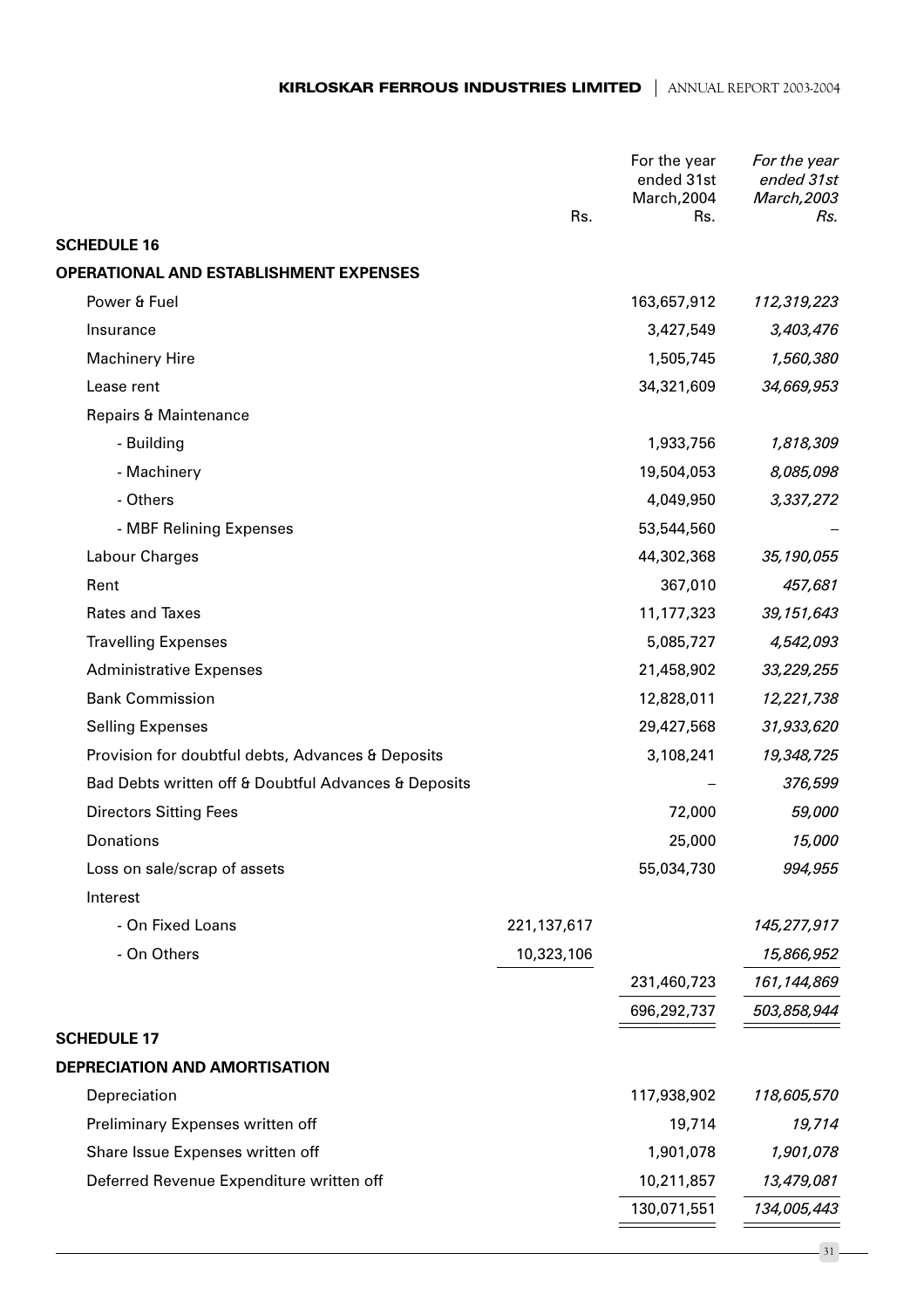| | Rs. | For the year ended 31st March,2004 Rs. | *For the year ended 31st March,2003 Rs.* |
|---|---|---|---|
| **SCHEDULE 16** | | | |
| **OPERATIONAL AND ESTABLISHMENT EXPENSES** | | | |
| Power & Fuel | | 163,657,912 | *112,319,223* |
| Insurance | | 3,427,549 | *3,403,476* |
| Machinery Hire | | 1,505,745 | *1,560,380* |
| Lease rent | | 34,321,609 | *34,669,953* |
| Repairs & Maintenance | | | |
| - Building | | 1,933,756 | *1,818,309* |
| - Machinery | | 19,504,053 | *8,085,098* |
| - Others | | 4,049,950 | *3,337,272* |
| - MBF Relining Expenses | | 53,544,560 | *–* |
| Labour Charges | | 44,302,368 | *35,190,055* |
| Rent | | 367,010 | *457,681* |
| Rates and Taxes | | 11,177,323 | *39,151,643* |
| Travelling Expenses | | 5,085,727 | *4,542,093* |
| Administrative Expenses | | 21,458,902 | *33,229,255* |
| Bank Commission | | 12,828,011 | *12,221,738* |
| Selling Expenses | | 29,427,568 | *31,933,620* |
| Provision for doubtful debts, Advances & Deposits | | 3,108,241 | *19,348,725* |
| Bad Debts written off & Doubtful Advances & Deposits | | – | *376,599* |
| Directors Sitting Fees | | 72,000 | *59,000* |
| Donations | | 25,000 | *15,000* |
| Loss on sale/scrap of assets | | 55,034,730 | *994,955* |
| Interest | | | |
| - On Fixed Loans | 221,137,617 | | *145,277,917* |
| - On Others | 10,323,106 | | *15,866,952* |
| | | 231,460,723 | *161,144,869* |
| | | 696,292,737 | *503,858,944* |
| **SCHEDULE 17** | | | |
| **DEPRECIATION AND AMORTISATION** | | | |
| Depreciation | | 117,938,902 | *118,605,570* |
| Preliminary Expenses written off | | 19,714 | *19,714* |
| Share Issue Expenses written off | | 1,901,078 | *1,901,078* |
| Deferred Revenue Expenditure written off | | 10,211,857 | *13,479,081* |
| | | 130,071,551 | *134,005,443* |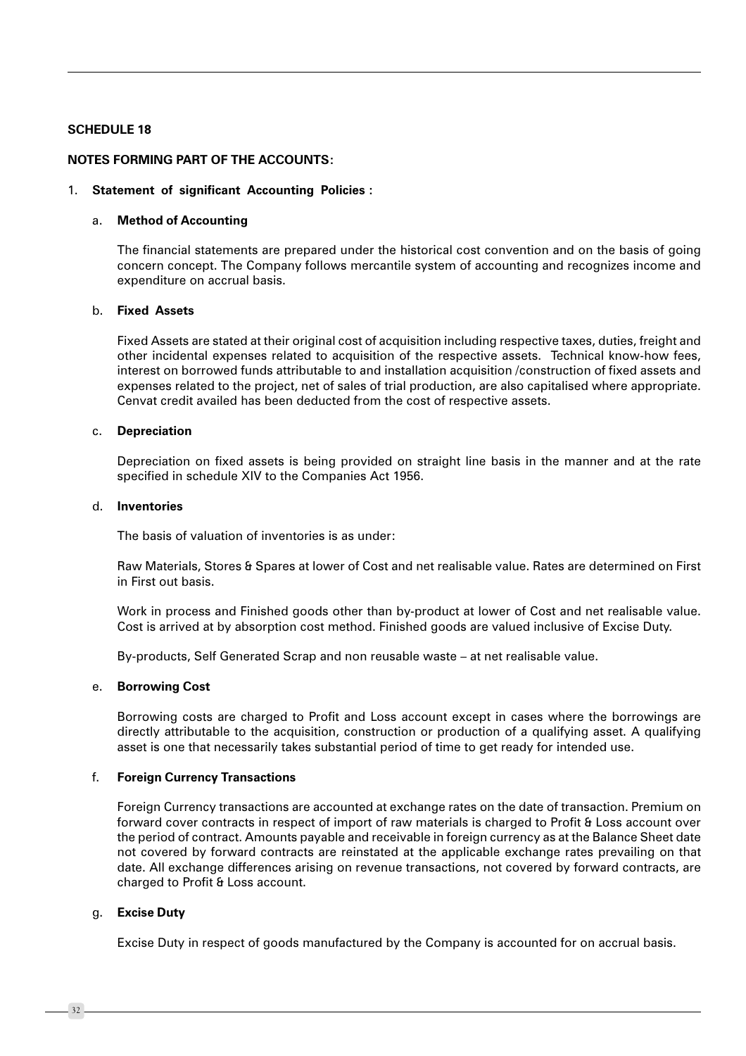## SCHEDULE 18

### NOTES FORMING PART OF THE ACCOUNTS:

1. **Statement of significant Accounting Policies :**

   a. **Method of Accounting**

   The financial statements are prepared under the historical cost convention and on the basis of going concern concept. The Company follows mercantile system of accounting and recognizes income and expenditure on accrual basis.

   b. **Fixed Assets**

   Fixed Assets are stated at their original cost of acquisition including respective taxes, duties, freight and other incidental expenses related to acquisition of the respective assets. Technical know-how fees, interest on borrowed funds attributable to and installation acquisition /construction of fixed assets and expenses related to the project, net of sales of trial production, are also capitalised where appropriate. Cenvat credit availed has been deducted from the cost of respective assets.

   c. **Depreciation**

   Depreciation on fixed assets is being provided on straight line basis in the manner and at the rate specified in schedule XIV to the Companies Act 1956.

   d. **Inventories**

   The basis of valuation of inventories is as under:

   Raw Materials, Stores & Spares at lower of Cost and net realisable value. Rates are determined on First in First out basis.

   Work in process and Finished goods other than by-product at lower of Cost and net realisable value. Cost is arrived at by absorption cost method. Finished goods are valued inclusive of Excise Duty.

   By-products, Self Generated Scrap and non reusable waste – at net realisable value.

   e. **Borrowing Cost**

   Borrowing costs are charged to Profit and Loss account except in cases where the borrowings are directly attributable to the acquisition, construction or production of a qualifying asset. A qualifying asset is one that necessarily takes substantial period of time to get ready for intended use.

   f. **Foreign Currency Transactions**

   Foreign Currency transactions are accounted at exchange rates on the date of transaction. Premium on forward cover contracts in respect of import of raw materials is charged to Profit & Loss account over the period of contract. Amounts payable and receivable in foreign currency as at the Balance Sheet date not covered by forward contracts are reinstated at the applicable exchange rates prevailing on that date. All exchange differences arising on revenue transactions, not covered by forward contracts, are charged to Profit & Loss account.

   g. **Excise Duty**

   Excise Duty in respect of goods manufactured by the Company is accounted for on accrual basis.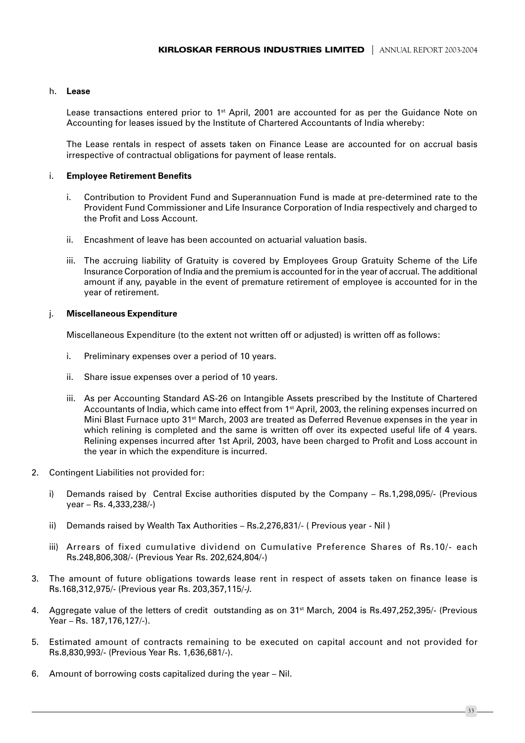h. **Lease**

Lease transactions entered prior to 1st April, 2001 are accounted for as per the Guidance Note on Accounting for leases issued by the Institute of Chartered Accountants of India whereby:

The Lease rentals in respect of assets taken on Finance Lease are accounted for on accrual basis irrespective of contractual obligations for payment of lease rentals.

i. **Employee Retirement Benefits**

i. Contribution to Provident Fund and Superannuation Fund is made at pre-determined rate to the Provident Fund Commissioner and Life Insurance Corporation of India respectively and charged to the Profit and Loss Account.

ii. Encashment of leave has been accounted on actuarial valuation basis.

iii. The accruing liability of Gratuity is covered by Employees Group Gratuity Scheme of the Life Insurance Corporation of India and the premium is accounted for in the year of accrual. The additional amount if any, payable in the event of premature retirement of employee is accounted for in the year of retirement.

j. **Miscellaneous Expenditure**

Miscellaneous Expenditure (to the extent not written off or adjusted) is written off as follows:

i. Preliminary expenses over a period of 10 years.

ii. Share issue expenses over a period of 10 years.

iii. As per Accounting Standard AS-26 on Intangible Assets prescribed by the Institute of Chartered Accountants of India, which came into effect from 1st April, 2003, the relining expenses incurred on Mini Blast Furnace upto 31st March, 2003 are treated as Deferred Revenue expenses in the year in which relining is completed and the same is written off over its expected useful life of 4 years. Relining expenses incurred after 1st April, 2003, have been charged to Profit and Loss account in the year in which the expenditure is incurred.

2. Contingent Liabilities not provided for:

   i) Demands raised by Central Excise authorities disputed by the Company – Rs.1,298,095/- (Previous year – Rs. 4,333,238/-)

   ii) Demands raised by Wealth Tax Authorities – Rs.2,276,831/- ( Previous year - Nil )

   iii) Arrears of fixed cumulative dividend on Cumulative Preference Shares of Rs.10/- each Rs.248,806,308/- (Previous Year Rs. 202,624,804/-)

3. The amount of future obligations towards lease rent in respect of assets taken on finance lease is Rs.168,312,975/- (Previous year Rs. 203,357,115/-).

4. Aggregate value of the letters of credit outstanding as on 31st March, 2004 is Rs.497,252,395/- (Previous Year – Rs. 187,176,127/-).

5. Estimated amount of contracts remaining to be executed on capital account and not provided for Rs.8,830,993/- (Previous Year Rs. 1,636,681/-).

6. Amount of borrowing costs capitalized during the year – Nil.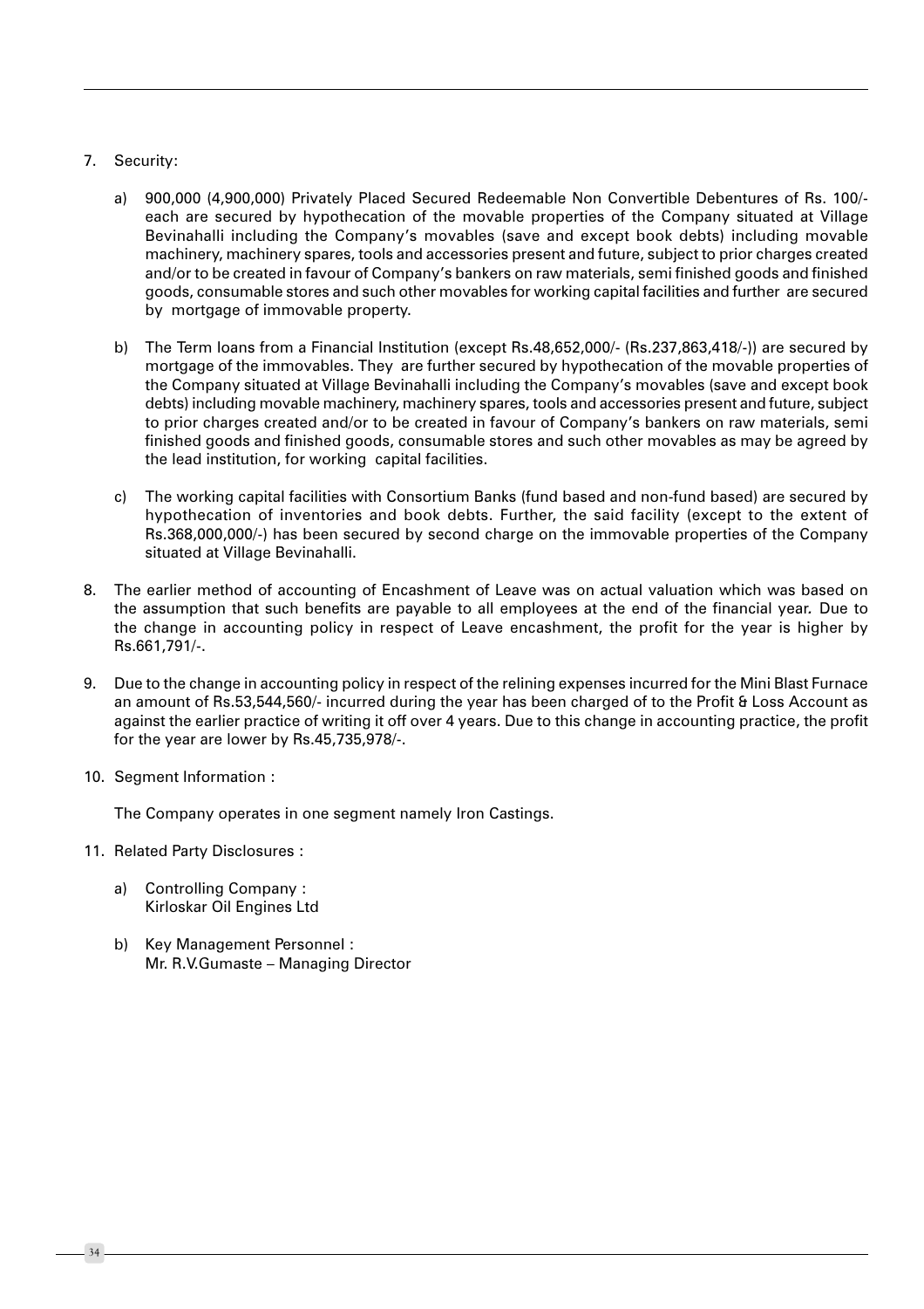7. Security:

   a) 900,000 (4,900,000) Privately Placed Secured Redeemable Non Convertible Debentures of Rs. 100/- each are secured by hypothecation of the movable properties of the Company situated at Village Bevinahalli including the Company's movables (save and except book debts) including movable machinery, machinery spares, tools and accessories present and future, subject to prior charges created and/or to be created in favour of Company's bankers on raw materials, semi finished goods and finished goods, consumable stores and such other movables for working capital facilities and further are secured by mortgage of immovable property.

   b) The Term loans from a Financial Institution (except Rs.48,652,000/- (Rs.237,863,418/-)) are secured by mortgage of the immovables. They are further secured by hypothecation of the movable properties of the Company situated at Village Bevinahalli including the Company's movables (save and except book debts) including movable machinery, machinery spares, tools and accessories present and future, subject to prior charges created and/or to be created in favour of Company's bankers on raw materials, semi finished goods and finished goods, consumable stores and such other movables as may be agreed by the lead institution, for working capital facilities.

   c) The working capital facilities with Consortium Banks (fund based and non-fund based) are secured by hypothecation of inventories and book debts. Further, the said facility (except to the extent of Rs.368,000,000/-) has been secured by second charge on the immovable properties of the Company situated at Village Bevinahalli.

8. The earlier method of accounting of Encashment of Leave was on actual valuation which was based on the assumption that such benefits are payable to all employees at the end of the financial year. Due to the change in accounting policy in respect of Leave encashment, the profit for the year is higher by Rs.661,791/-.

9. Due to the change in accounting policy in respect of the relining expenses incurred for the Mini Blast Furnace an amount of Rs.53,544,560/- incurred during the year has been charged of to the Profit & Loss Account as against the earlier practice of writing it off over 4 years. Due to this change in accounting practice, the profit for the year are lower by Rs.45,735,978/-.

10. Segment Information :

    The Company operates in one segment namely Iron Castings.

11. Related Party Disclosures :

    a) Controlling Company :
       Kirloskar Oil Engines Ltd

    b) Key Management Personnel :
       Mr. R.V.Gumaste – Managing Director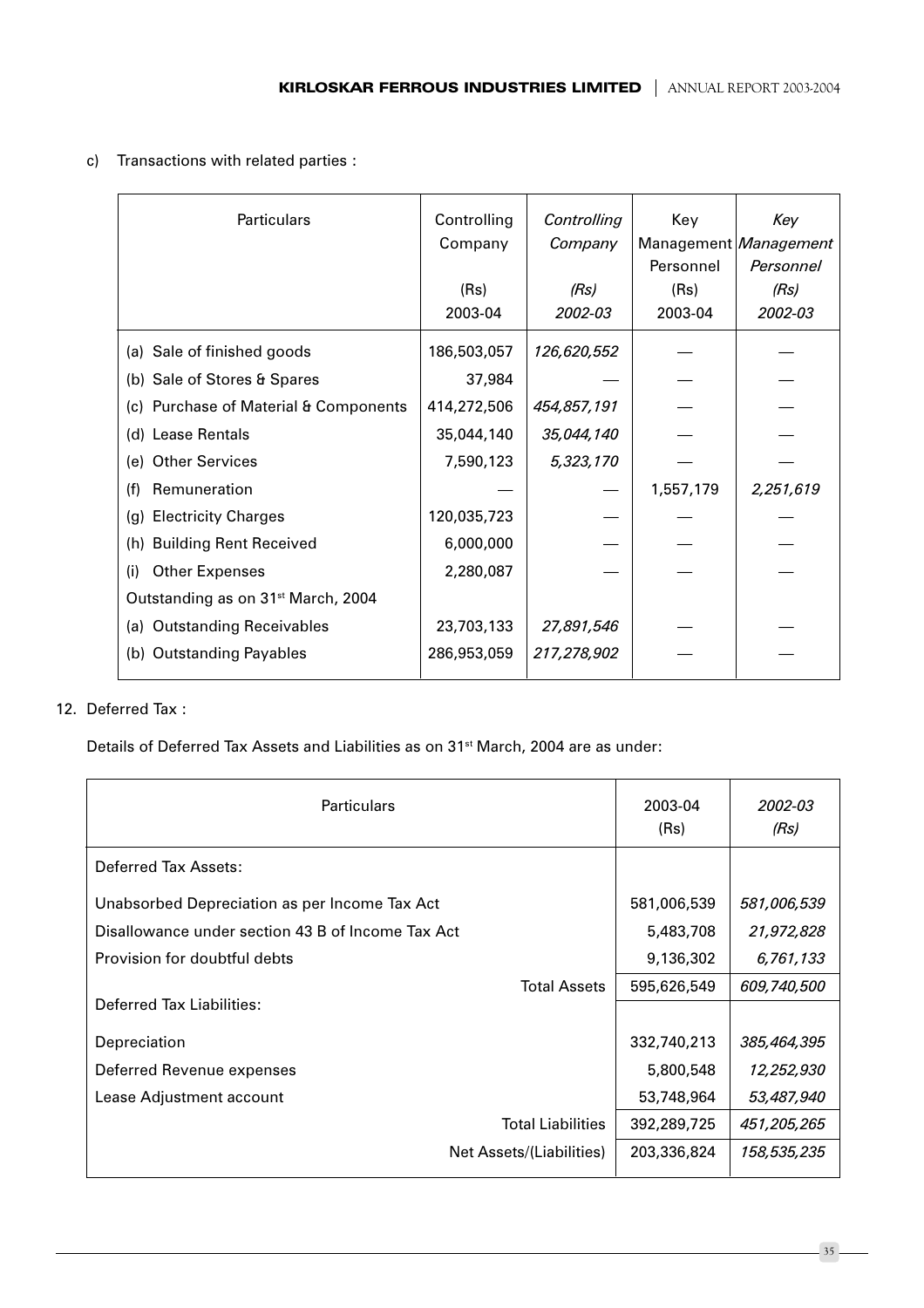c) Transactions with related parties :

| Particulars | Controlling Company (Rs) 2003-04 | *Controlling Company (Rs) 2002-03* | Key Management Personnel (Rs) 2003-04 | *Key Management Personnel (Rs) 2002-03* |
|---|---|---|---|---|
| (a) Sale of finished goods | 186,503,057 | *126,620,552* | — | — |
| (b) Sale of Stores & Spares | 37,984 | — | — | — |
| (c) Purchase of Material & Components | 414,272,506 | *454,857,191* | — | — |
| (d) Lease Rentals | 35,044,140 | *35,044,140* | — | — |
| (e) Other Services | 7,590,123 | *5,323,170* | — | — |
| (f) Remuneration | — | — | 1,557,179 | *2,251,619* |
| (g) Electricity Charges | 120,035,723 | — | — | — |
| (h) Building Rent Received | 6,000,000 | — | — | — |
| (i) Other Expenses | 2,280,087 | — | — | — |
| Outstanding as on 31st March, 2004 | | | | |
| (a) Outstanding Receivables | 23,703,133 | *27,891,546* | — | — |
| (b) Outstanding Payables | 286,953,059 | *217,278,902* | — | — |

12. Deferred Tax :

Details of Deferred Tax Assets and Liabilities as on 31st March, 2004 are as under:

| Particulars | 2003-04 (Rs) | *2002-03 (Rs)* |
|---|---|---|
| Deferred Tax Assets: | | |
| Unabsorbed Depreciation as per Income Tax Act | 581,006,539 | *581,006,539* |
| Disallowance under section 43 B of Income Tax Act | 5,483,708 | *21,972,828* |
| Provision for doubtful debts | 9,136,302 | *6,761,133* |
| Total Assets | 595,626,549 | *609,740,500* |
| Deferred Tax Liabilities: | | |
| Depreciation | 332,740,213 | *385,464,395* |
| Deferred Revenue expenses | 5,800,548 | *12,252,930* |
| Lease Adjustment account | 53,748,964 | *53,487,940* |
| Total Liabilities | 392,289,725 | *451,205,265* |
| Net Assets/(Liabilities) | 203,336,824 | *158,535,235* |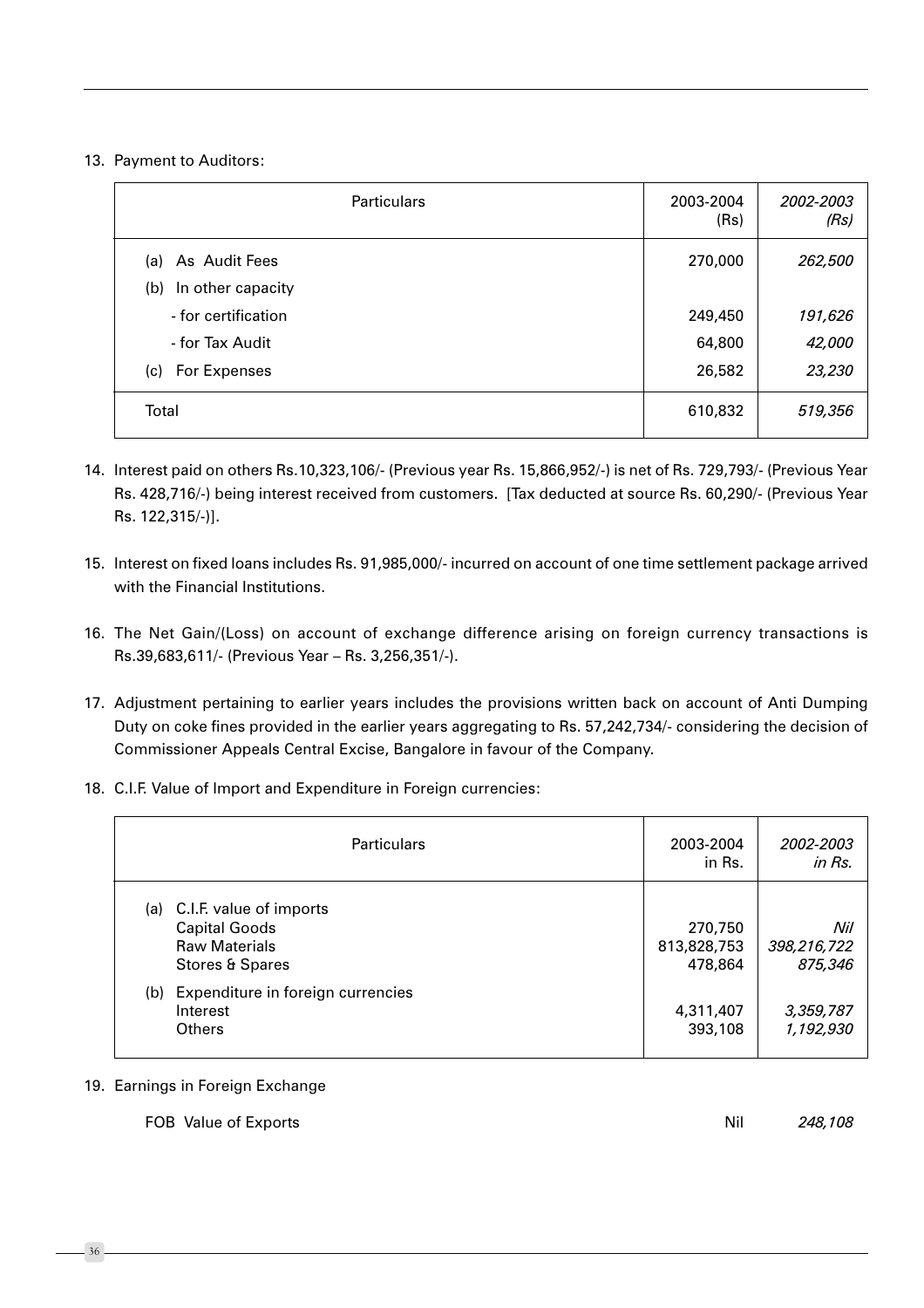13. Payment to Auditors:

| Particulars | 2003-2004 (Rs) | *2002-2003 (Rs)* |
|---|---|---|
| (a) As Audit Fees | 270,000 | *262,500* |
| (b) In other capacity | | |
| - for certification | 249,450 | *191,626* |
| - for Tax Audit | 64,800 | *42,000* |
| (c) For Expenses | 26,582 | *23,230* |
| Total | 610,832 | *519,356* |

14. Interest paid on others Rs.10,323,106/- (Previous year Rs. 15,866,952/-) is net of Rs. 729,793/- (Previous Year Rs. 428,716/-) being interest received from customers. [Tax deducted at source Rs. 60,290/- (Previous Year Rs. 122,315/-)].

15. Interest on fixed loans includes Rs. 91,985,000/- incurred on account of one time settlement package arrived with the Financial Institutions.

16. The Net Gain/(Loss) on account of exchange difference arising on foreign currency transactions is Rs.39,683,611/- (Previous Year – Rs. 3,256,351/-).

17. Adjustment pertaining to earlier years includes the provisions written back on account of Anti Dumping Duty on coke fines provided in the earlier years aggregating to Rs. 57,242,734/- considering the decision of Commissioner Appeals Central Excise, Bangalore in favour of the Company.

18. C.I.F. Value of Import and Expenditure in Foreign currencies:

| Particulars | 2003-2004 in Rs. | *2002-2003 in Rs.* |
|---|---|---|
| (a) C.I.F. value of imports | | |
| Capital Goods | 270,750 | *Nil* |
| Raw Materials | 813,828,753 | *398,216,722* |
| Stores & Spares | 478,864 | *875,346* |
| (b) Expenditure in foreign currencies | | |
| Interest | 4,311,407 | *3,359,787* |
| Others | 393,108 | *1,192,930* |

19. Earnings in Foreign Exchange

| | | |
|---|---|---|
| FOB Value of Exports | Nil | *248,108* |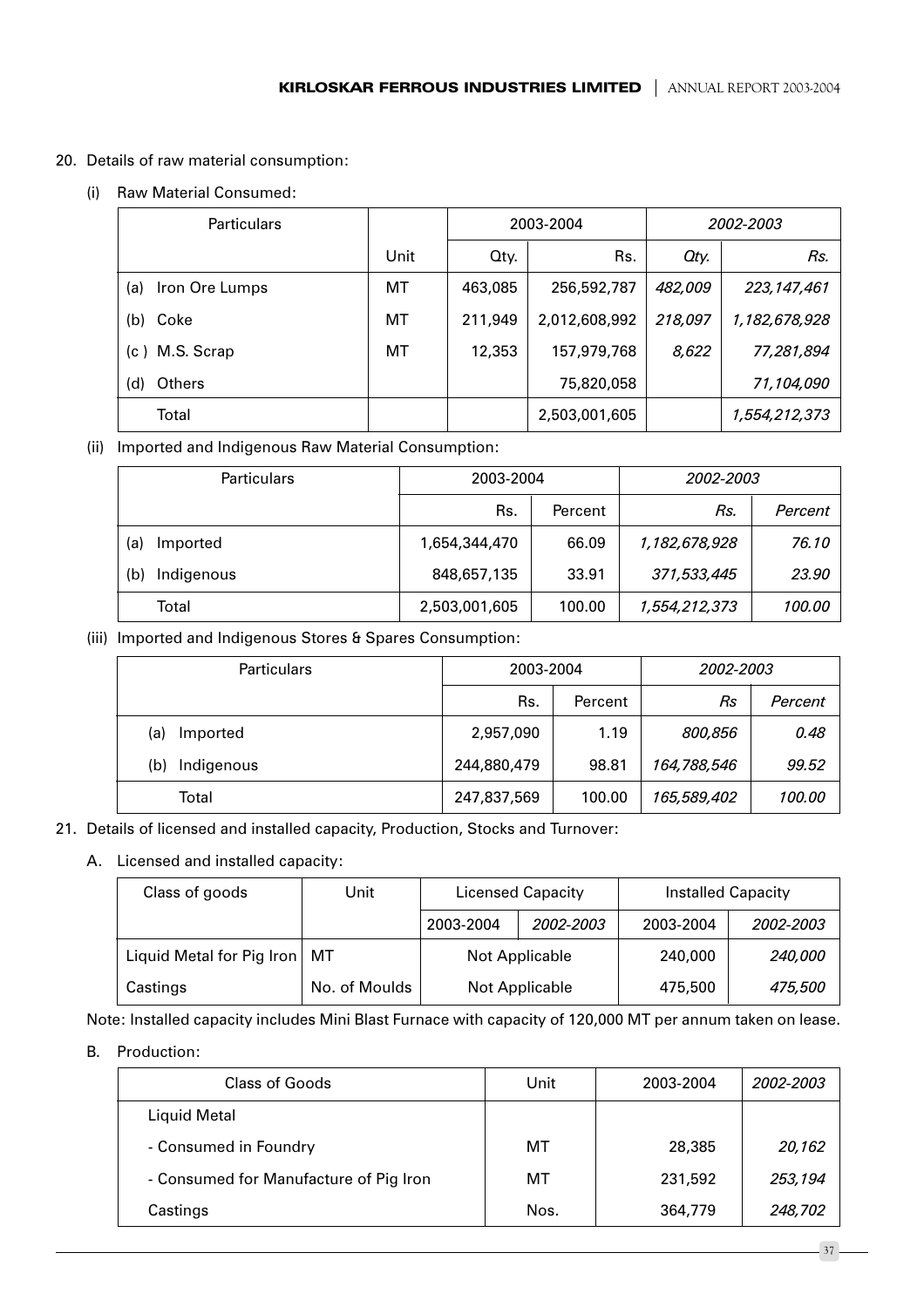20. Details of raw material consumption:

(i) Raw Material Consumed:

| Particulars | | 2003-2004 | | *2002-2003* | |
|---|---|---|---|---|---|
| | Unit | Qty. | Rs. | *Qty.* | *Rs.* |
| (a) Iron Ore Lumps | MT | 463,085 | 256,592,787 | *482,009* | *223,147,461* |
| (b) Coke | MT | 211,949 | 2,012,608,992 | *218,097* | *1,182,678,928* |
| (c ) M.S. Scrap | MT | 12,353 | 157,979,768 | *8,622* | *77,281,894* |
| (d) Others | | | 75,820,058 | | *71,104,090* |
| Total | | | 2,503,001,605 | | *1,554,212,373* |

(ii) Imported and Indigenous Raw Material Consumption:

| Particulars | 2003-2004 | | *2002-2003* | |
|---|---|---|---|---|
| | Rs. | Percent | *Rs.* | *Percent* |
| (a) Imported | 1,654,344,470 | 66.09 | *1,182,678,928* | *76.10* |
| (b) Indigenous | 848,657,135 | 33.91 | *371,533,445* | *23.90* |
| Total | 2,503,001,605 | 100.00 | *1,554,212,373* | *100.00* |

(iii) Imported and Indigenous Stores & Spares Consumption:

| Particulars | 2003-2004 | | *2002-2003* | |
|---|---|---|---|---|
| | Rs. | Percent | *Rs* | *Percent* |
| (a) Imported | 2,957,090 | 1.19 | *800,856* | *0.48* |
| (b) Indigenous | 244,880,479 | 98.81 | *164,788,546* | *99.52* |
| Total | 247,837,569 | 100.00 | *165,589,402* | *100.00* |

21. Details of licensed and installed capacity, Production, Stocks and Turnover:

A. Licensed and installed capacity:

| Class of goods | Unit | Licensed Capacity | | Installed Capacity | |
|---|---|---|---|---|---|
| | | 2003-2004 | *2002-2003* | 2003-2004 | *2002-2003* |
| Liquid Metal for Pig Iron | MT | Not Applicable | | 240,000 | *240,000* |
| Castings | No. of Moulds | Not Applicable | | 475,500 | *475,500* |

Note: Installed capacity includes Mini Blast Furnace with capacity of 120,000 MT per annum taken on lease.

B. Production:

| Class of Goods | Unit | 2003-2004 | *2002-2003* |
|---|---|---|---|
| Liquid Metal | | | |
| - Consumed in Foundry | MT | 28,385 | *20,162* |
| - Consumed for Manufacture of Pig Iron | MT | 231,592 | *253,194* |
| Castings | Nos. | 364,779 | *248,702* |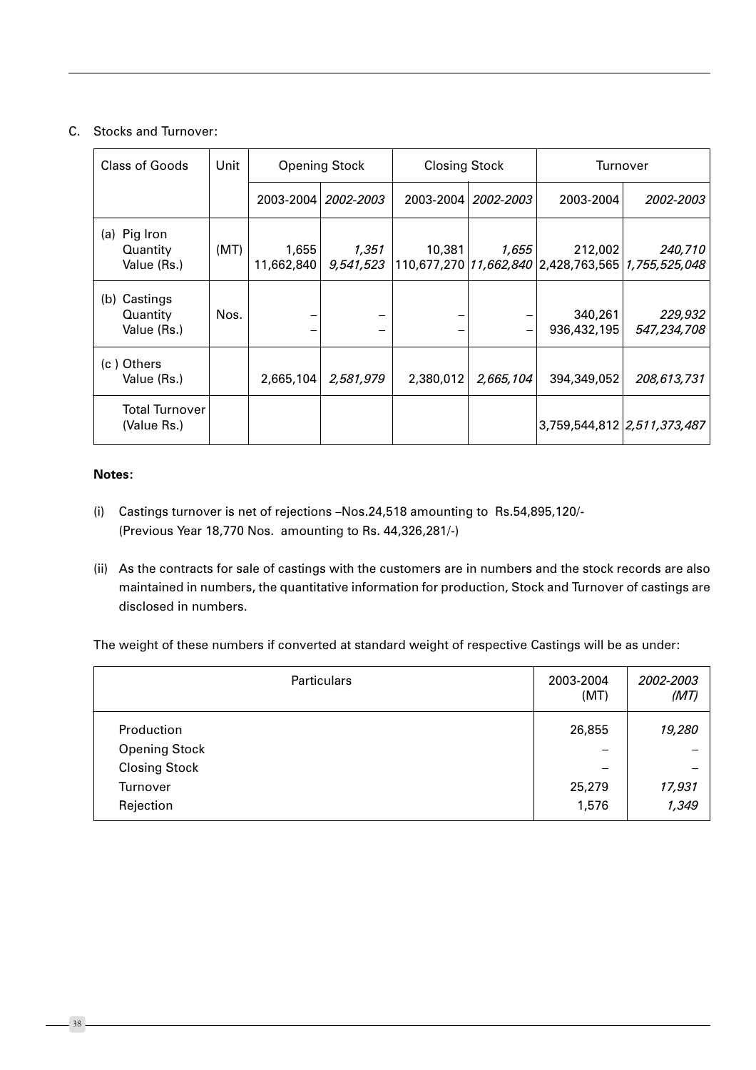C. Stocks and Turnover:

| Class of Goods | Unit | Opening Stock | | Closing Stock | | Turnover | |
|---|---|---|---|---|---|---|---|
| | | 2003-2004 | *2002-2003* | 2003-2004 | *2002-2003* | 2003-2004 | *2002-2003* |
| (a) Pig Iron Quantity | (MT) | 1,655 | *1,351* | 10,381 | *1,655* | 212,002 | *240,710* |
| Value (Rs.) | | 11,662,840 | *9,541,523* | 110,677,270 | *11,662,840* | 2,428,763,565 | *1,755,525,048* |
| (b) Castings Quantity | Nos. | – | – | – | – | 340,261 | *229,932* |
| Value (Rs.) | | – | – | – | – | 936,432,195 | *547,234,708* |
| (c ) Others Value (Rs.) | | 2,665,104 | *2,581,979* | 2,380,012 | *2,665,104* | 394,349,052 | *208,613,731* |
| Total Turnover (Value Rs.) | | | | | | 3,759,544,812 | *2,511,373,487* |

**Notes:**

(i) Castings turnover is net of rejections –Nos.24,518 amounting to Rs.54,895,120/- (Previous Year 18,770 Nos. amounting to Rs. 44,326,281/-)

(ii) As the contracts for sale of castings with the customers are in numbers and the stock records are also maintained in numbers, the quantitative information for production, Stock and Turnover of castings are disclosed in numbers.

The weight of these numbers if converted at standard weight of respective Castings will be as under:

| Particulars | 2003-2004 (MT) | *2002-2003 (MT)* |
|---|---|---|
| Production | 26,855 | *19,280* |
| Opening Stock | – | – |
| Closing Stock | – | – |
| Turnover | 25,279 | *17,931* |
| Rejection | 1,576 | *1,349* |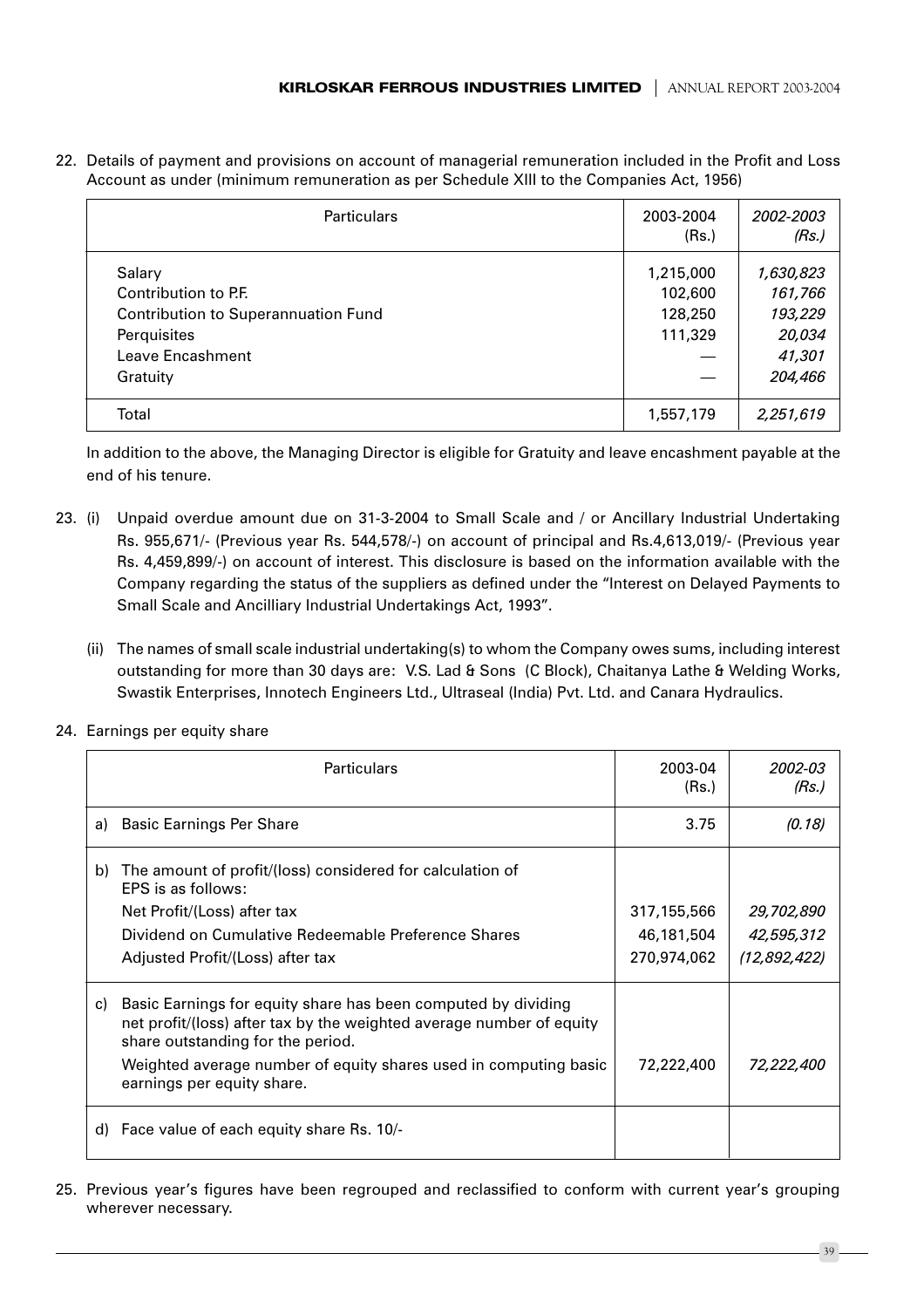22. Details of payment and provisions on account of managerial remuneration included in the Profit and Loss Account as under (minimum remuneration as per Schedule XIII to the Companies Act, 1956)

| Particulars | 2003-2004 (Rs.) | *2002-2003 (Rs.)* |
|---|---|---|
| Salary | 1,215,000 | *1,630,823* |
| Contribution to P.F. | 102,600 | *161,766* |
| Contribution to Superannuation Fund | 128,250 | *193,229* |
| Perquisites | 111,329 | *20,034* |
| Leave Encashment | — | *41,301* |
| Gratuity | — | *204,466* |
| Total | 1,557,179 | *2,251,619* |

In addition to the above, the Managing Director is eligible for Gratuity and leave encashment payable at the end of his tenure.

23. (i) Unpaid overdue amount due on 31-3-2004 to Small Scale and / or Ancillary Industrial Undertaking Rs. 955,671/- (Previous year Rs. 544,578/-) on account of principal and Rs.4,613,019/- (Previous year Rs. 4,459,899/-) on account of interest. This disclosure is based on the information available with the Company regarding the status of the suppliers as defined under the "Interest on Delayed Payments to Small Scale and Ancilliary Industrial Undertakings Act, 1993".

    (ii) The names of small scale industrial undertaking(s) to whom the Company owes sums, including interest outstanding for more than 30 days are: V.S. Lad & Sons (C Block), Chaitanya Lathe & Welding Works, Swastik Enterprises, Innotech Engineers Ltd., Ultraseal (India) Pvt. Ltd. and Canara Hydraulics.

24. Earnings per equity share

| | Particulars | 2003-04 (Rs.) | *2002-03 (Rs.)* |
|---|---|---|---|
| a) | Basic Earnings Per Share | 3.75 | *(0.18)* |
| b) | The amount of profit/(loss) considered for calculation of EPS is as follows: | | |
| | Net Profit/(Loss) after tax | 317,155,566 | *29,702,890* |
| | Dividend on Cumulative Redeemable Preference Shares | 46,181,504 | *42,595,312* |
| | Adjusted Profit/(Loss) after tax | 270,974,062 | *(12,892,422)* |
| c) | Basic Earnings for equity share has been computed by dividing net profit/(loss) after tax by the weighted average number of equity share outstanding for the period. | | |
| | Weighted average number of equity shares used in computing basic earnings per equity share. | 72,222,400 | *72,222,400* |
| d) | Face value of each equity share Rs. 10/- | | |

25. Previous year's figures have been regrouped and reclassified to conform with current year's grouping wherever necessary.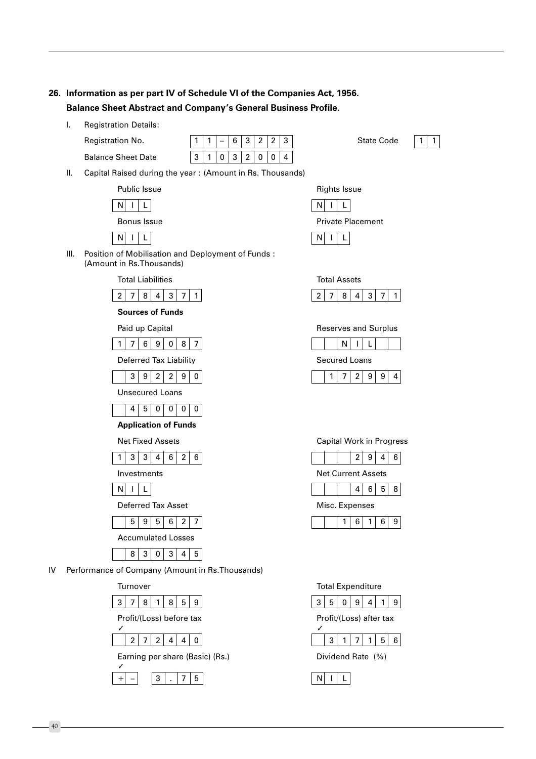## 26. Information as per part IV of Schedule VI of the Companies Act, 1956.

**Balance Sheet Abstract and Company's General Business Profile.**

I. Registration Details:

| | | | |
|---|---|---|---|
| Registration No. | 11–63223 | State Code | 11 |
| Balance Sheet Date | 31032004 | | |

II. Capital Raised during the year : (Amount in Rs. Thousands)

| | |
|---|---|
| Public Issue | Rights Issue |
| NIL | NIL |
| Bonus Issue | Private Placement |
| NIL | NIL |

III. Position of Mobilisation and Deployment of Funds : (Amount in Rs.Thousands)

| | |
|---|---|
| Total Liabilities | Total Assets |
| 2784371 | 2784371 |

**Sources of Funds**

| | |
|---|---|
| Paid up Capital | Reserves and Surplus |
| 1769087 | NIL |
| Deferred Tax Liability | Secured Loans |
| 392290 | 172994 |
| Unsecured Loans | |
| 450000 | |

**Application of Funds**

| | |
|---|---|
| Net Fixed Assets | Capital Work in Progress |
| 1334626 | 2946 |
| Investments | Net Current Assets |
| NIL | 4658 |
| Deferred Tax Asset | Misc. Expenses |
| 595627 | 16169 |
| Accumulated Losses | |
| 830345 | |

IV Performance of Company (Amount in Rs.Thousands)

| | |
|---|---|
| Turnover | Total Expenditure |
| 3781859 | 3509419 |
| Profit/(Loss) before tax ✓ | Profit/(Loss) after tax ✓ |
| 272440 | 317156 |
| Earning per share (Basic) (Rs.) ✓ | Dividend Rate (%) |
| + – 3.75 | NIL |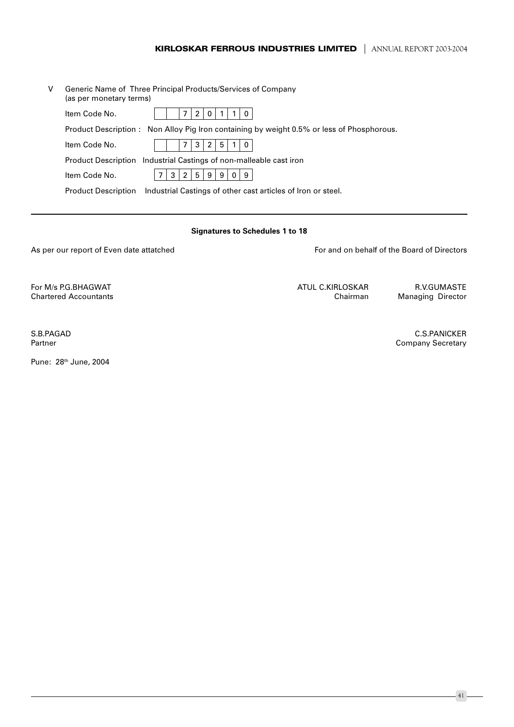V Generic Name of Three Principal Products/Services of Company (as per monetary terms)

Item Code No. 720110

Product Description : Non Alloy Pig Iron containing by weight 0.5% or less of Phosphorous.

Item Code No. 732510

Product Description Industrial Castings of non-malleable cast iron

Item Code No. 73259909

Product Description Industrial Castings of other cast articles of Iron or steel.

---

**Signatures to Schedules 1 to 18**

As per our report of Even date attatched

For and on behalf of the Board of Directors

For M/s P.G.BHAGWAT
Chartered Accountants

ATUL C.KIRLOSKAR
Chairman

R.V.GUMASTE
Managing Director

S.B.PAGAD
Partner

C.S.PANICKER
Company Secretary

Pune: 28th June, 2004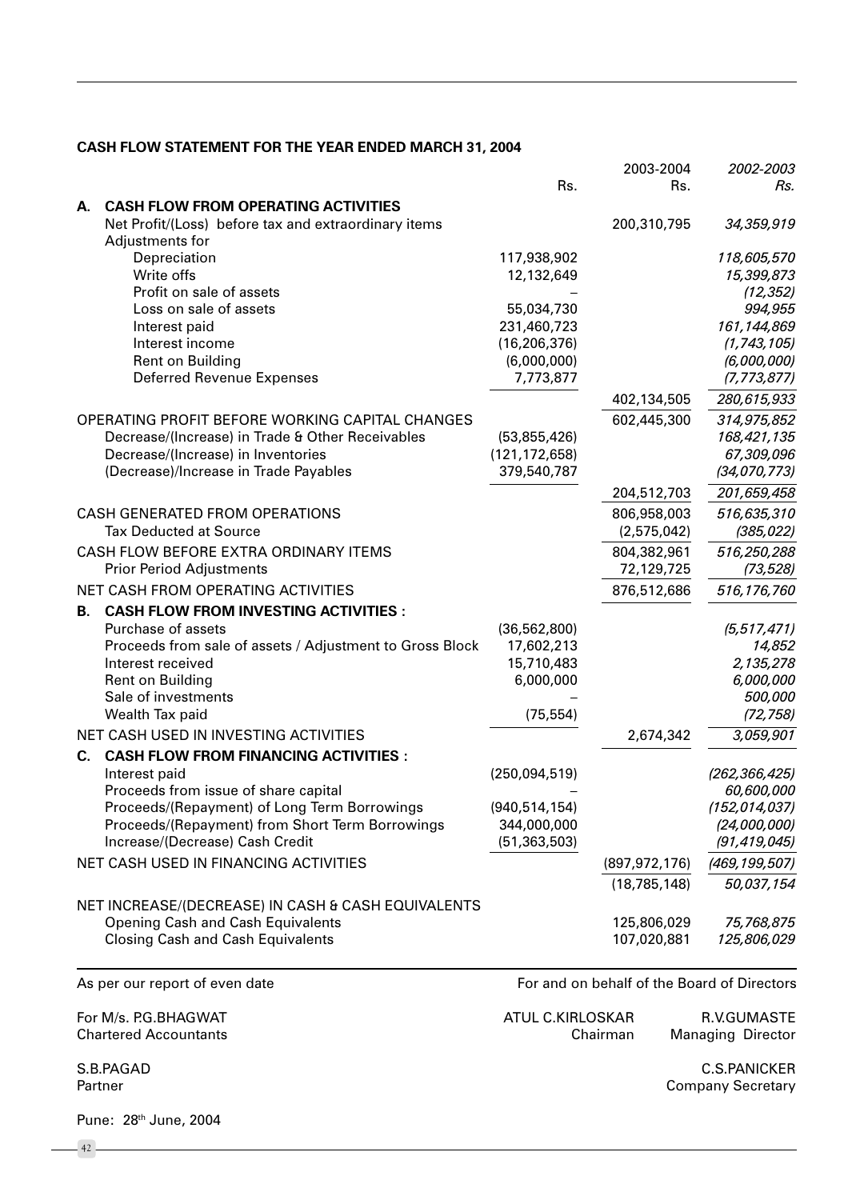**CASH FLOW STATEMENT FOR THE YEAR ENDED MARCH 31, 2004**

| | | Rs. | 2003-2004 Rs. | *2002-2003 Rs.* |
|---|---|---|---|---|
| **A.** | **CASH FLOW FROM OPERATING ACTIVITIES** | | | |
| | Net Profit/(Loss) before tax and extraordinary items | | 200,310,795 | *34,359,919* |
| | Adjustments for | | | |
| | Depreciation | 117,938,902 | | *118,605,570* |
| | Write offs | 12,132,649 | | *15,399,873* |
| | Profit on sale of assets | – | | *(12,352)* |
| | Loss on sale of assets | 55,034,730 | | *994,955* |
| | Interest paid | 231,460,723 | | *161,144,869* |
| | Interest income | (16,206,376) | | *(1,743,105)* |
| | Rent on Building | (6,000,000) | | *(6,000,000)* |
| | Deferred Revenue Expenses | 7,773,877 | | *(7,773,877)* |
| | | | 402,134,505 | *280,615,933* |
| | OPERATING PROFIT BEFORE WORKING CAPITAL CHANGES | | 602,445,300 | *314,975,852* |
| | Decrease/(Increase) in Trade & Other Receivables | (53,855,426) | | *168,421,135* |
| | Decrease/(Increase) in Inventories | (121,172,658) | | *67,309,096* |
| | (Decrease)/Increase in Trade Payables | 379,540,787 | | *(34,070,773)* |
| | | | 204,512,703 | *201,659,458* |
| | CASH GENERATED FROM OPERATIONS | | 806,958,003 | *516,635,310* |
| | Tax Deducted at Source | | (2,575,042) | *(385,022)* |
| | CASH FLOW BEFORE EXTRA ORDINARY ITEMS | | 804,382,961 | *516,250,288* |
| | Prior Period Adjustments | | 72,129,725 | *(73,528)* |
| | NET CASH FROM OPERATING ACTIVITIES | | 876,512,686 | *516,176,760* |
| **B.** | **CASH FLOW FROM INVESTING ACTIVITIES :** | | | |
| | Purchase of assets | (36,562,800) | | *(5,517,471)* |
| | Proceeds from sale of assets / Adjustment to Gross Block | 17,602,213 | | *14,852* |
| | Interest received | 15,710,483 | | *2,135,278* |
| | Rent on Building | 6,000,000 | | *6,000,000* |
| | Sale of investments | – | | *500,000* |
| | Wealth Tax paid | (75,554) | | *(72,758)* |
| | NET CASH USED IN INVESTING ACTIVITIES | | 2,674,342 | *3,059,901* |
| **C.** | **CASH FLOW FROM FINANCING ACTIVITIES :** | | | |
| | Interest paid | (250,094,519) | | *(262,366,425)* |
| | Proceeds from issue of share capital | – | | *60,600,000* |
| | Proceeds/(Repayment) of Long Term Borrowings | (940,514,154) | | *(152,014,037)* |
| | Proceeds/(Repayment) from Short Term Borrowings | 344,000,000 | | *(24,000,000)* |
| | Increase/(Decrease) Cash Credit | (51,363,503) | | *(91,419,045)* |
| | NET CASH USED IN FINANCING ACTIVITIES | | (897,972,176) | *(469,199,507)* |
| | | | (18,785,148) | *50,037,154* |
| | NET INCREASE/(DECREASE) IN CASH & CASH EQUIVALENTS | | | |
| | Opening Cash and Cash Equivalents | | 125,806,029 | *75,768,875* |
| | Closing Cash and Cash Equivalents | | 107,020,881 | *125,806,029* |

As per our report of even date

For M/s. P.G.BHAGWAT
Chartered Accountants

S.B.PAGAD
Partner

Pune: 28th June, 2004

For and on behalf of the Board of Directors

ATUL C.KIRLOSKAR
Chairman

R.V.GUMASTE
Managing Director

C.S.PANICKER
Company Secretary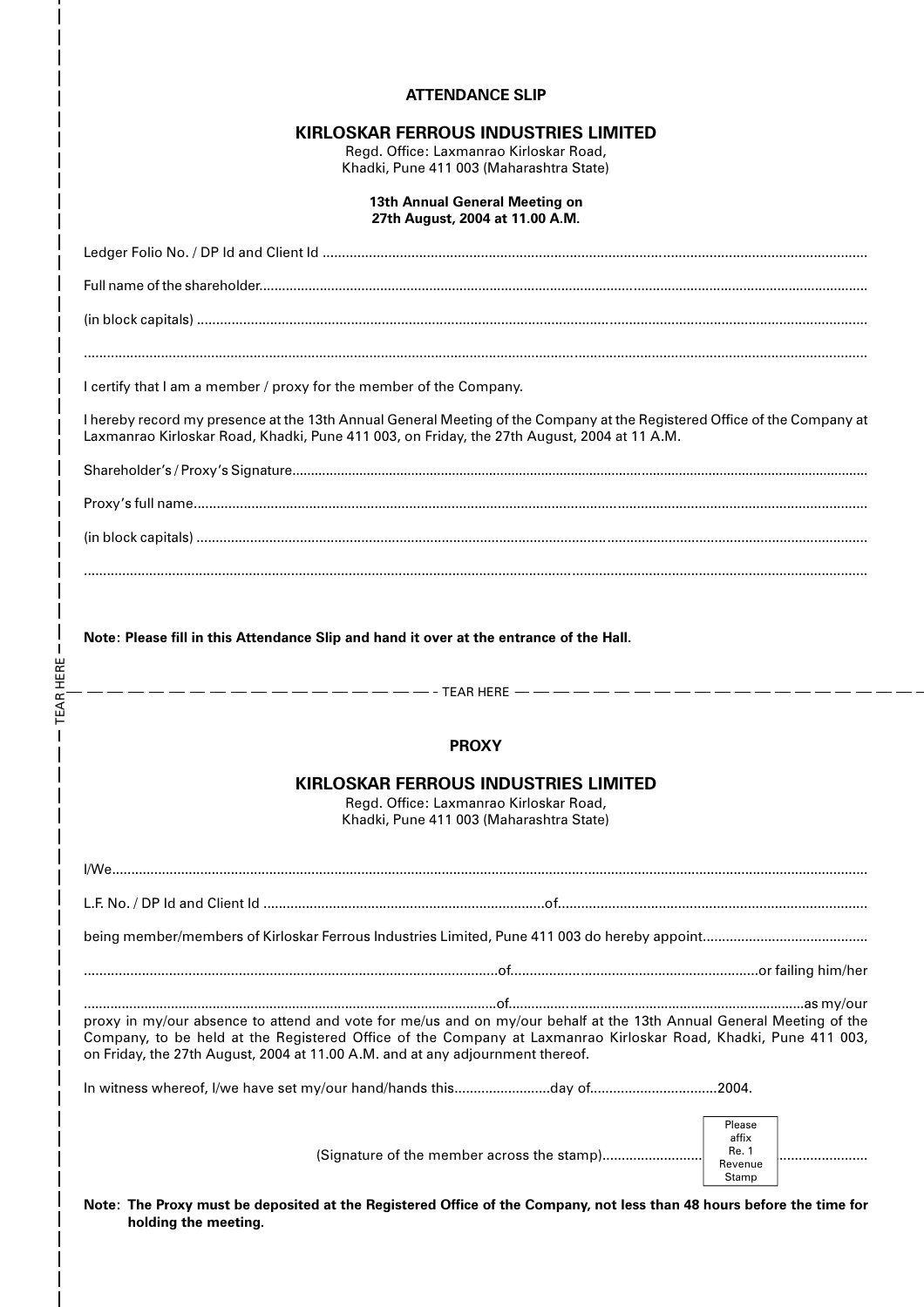**ATTENDANCE SLIP**

**KIRLOSKAR FERROUS INDUSTRIES LIMITED**

Regd. Office: Laxmanrao Kirloskar Road,
Khadki, Pune 411 003 (Maharashtra State)

**13th Annual General Meeting on**
**27th August, 2004 at 11.00 A.M.**

Ledger Folio No. / DP Id and Client Id ..........................................................................................................................................

Full name of the shareholder..........................................................................................................................................

(in block capitals) ..........................................................................................................................................

..........................................................................................................................................

I certify that I am a member / proxy for the member of the Company.

I hereby record my presence at the 13th Annual General Meeting of the Company at the Registered Office of the Company at Laxmanrao Kirloskar Road, Khadki, Pune 411 003, on Friday, the 27th August, 2004 at 11 A.M.

Shareholder's / Proxy's Signature..........................................................................................................................................

Proxy's full name..........................................................................................................................................

(in block capitals) ..........................................................................................................................................

..........................................................................................................................................

**Note: Please fill in this Attendance Slip and hand it over at the entrance of the Hall.**

— — — — — — — — — — — — — — — - TEAR HERE — — — — — — — — — — — — — — — —

**PROXY**

**KIRLOSKAR FERROUS INDUSTRIES LIMITED**

Regd. Office: Laxmanrao Kirloskar Road,
Khadki, Pune 411 003 (Maharashtra State)

I/We..........................................................................................................................................

L.F. No. / DP Id and Client Id ..........................................................................of..........................................................................

being member/members of Kirloskar Ferrous Industries Limited, Pune 411 003 do hereby appoint..........................................

..........................................................................................of..........................................................................or failing him/her

..........................................................................................of..........................................................................as my/our proxy in my/our absence to attend and vote for me/us and on my/our behalf at the 13th Annual General Meeting of the Company, to be held at the Registered Office of the Company at Laxmanrao Kirloskar Road, Khadki, Pune 411 003, on Friday, the 27th August, 2004 at 11.00 A.M. and at any adjournment thereof.

In witness whereof, I/we have set my/our hand/hands this.........................day of.................................2004.

(Signature of the member across the stamp).......................... [Please affix Re. 1 Revenue Stamp] ........................

**Note: The Proxy must be deposited at the Registered Office of the Company, not less than 48 hours before the time for holding the meeting.**